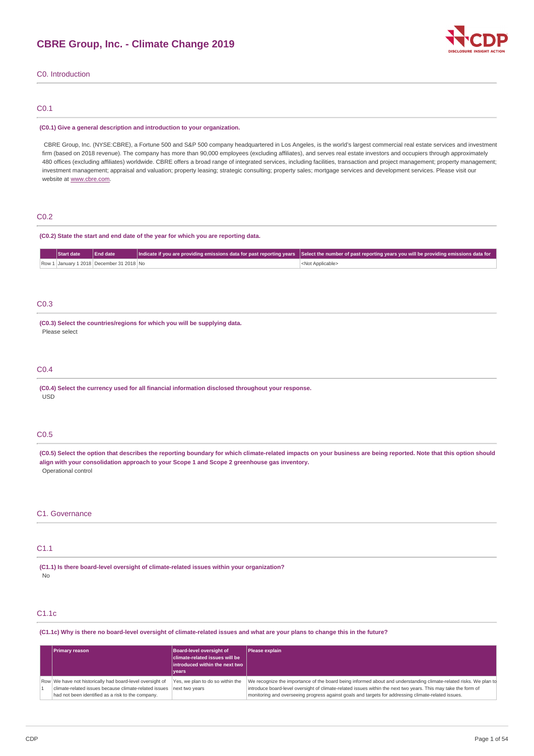# CBRE Group, Inc. - Climate Change 2019

## C0. Introduction

### C0.1

**(C0.1) Give a general description and introduction to your organization.**

CBRE Group, Inc. (NYSE:CBRE), a Fortune 500 and S&P 500 company headquartered in Los Angeles, is the world's largest commercial real estate services and investment firm (based on 2018 revenue). The company has more than 90,000 employees (excluding affiliates), and serves real estate investors and occupiers through approximately 480 offices (excluding affiliates) worldwide. CBRE offers a broad range of integrated services, including facilities, transaction and project management; property management; investment management; appraisal and valuation; property leasing; strategic consulting; property sales; mortgage services and development services. Please visit our website at www.cbre.com.

### C0.2

**(C0.2) State the start and end date of the year for which you are reporting data.**

| | Start date | End date | Indicate if you are providing emissions data for past reporting years | Select the number of past reporting years you will be providing emissions data for |
|---|---|---|---|---|
| Row 1 | January 1 2018 | December 31 2018 | No | <Not Applicable> |

### C0.3

**(C0.3) Select the countries/regions for which you will be supplying data.**

Please select

### C0.4

**(C0.4) Select the currency used for all financial information disclosed throughout your response.**

USD

### C0.5

**(C0.5) Select the option that describes the reporting boundary for which climate-related impacts on your business are being reported. Note that this option should align with your consolidation approach to your Scope 1 and Scope 2 greenhouse gas inventory.**

Operational control

## C1. Governance

### C1.1

**(C1.1) Is there board-level oversight of climate-related issues within your organization?**

No

### C1.1c

**(C1.1c) Why is there no board-level oversight of climate-related issues and what are your plans to change this in the future?**

| | Primary reason | Board-level oversight of climate-related issues will be introduced within the next two years | Please explain |
|---|---|---|---|
| Row 1 | We have not historically had board-level oversight of climate-related issues because climate-related issues had not been identified as a risk to the company. | Yes, we plan to do so within the next two years | We recognize the importance of the board being informed about and understanding climate-related risks. We plan to introduce board-level oversight of climate-related issues within the next two years. This may take the form of monitoring and overseeing progress against goals and targets for addressing climate-related issues. |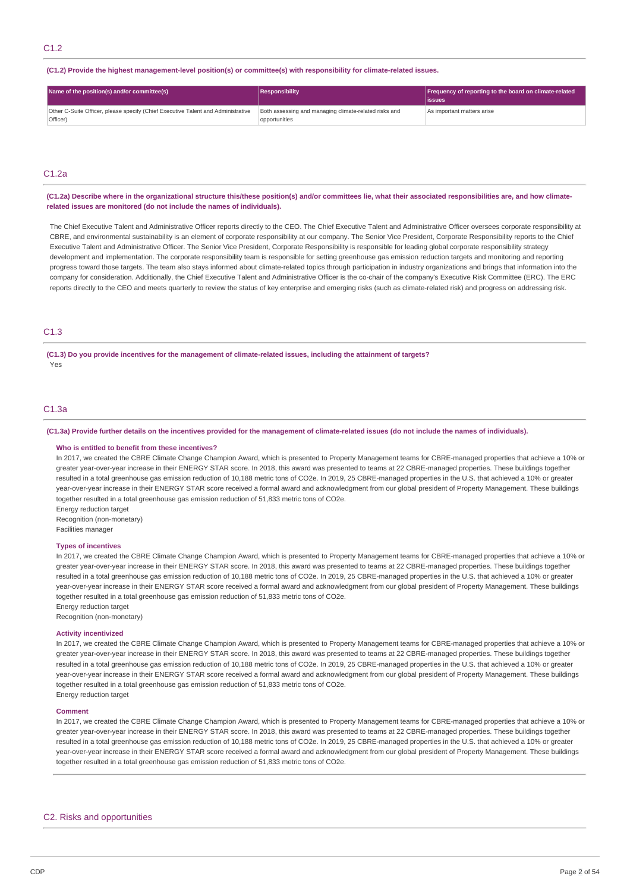## C1.2

**(C1.2) Provide the highest management-level position(s) or committee(s) with responsibility for climate-related issues.**

| Name of the position(s) and/or committee(s) | Responsibility | Frequency of reporting to the board on climate-related issues |
|---|---|---|
| Other C-Suite Officer, please specify (Chief Executive Talent and Administrative Officer) | Both assessing and managing climate-related risks and opportunities | As important matters arise |

## C1.2a

**(C1.2a) Describe where in the organizational structure this/these position(s) and/or committees lie, what their associated responsibilities are, and how climate-related issues are monitored (do not include the names of individuals).**

The Chief Executive Talent and Administrative Officer reports directly to the CEO. The Chief Executive Talent and Administrative Officer oversees corporate responsibility at CBRE, and environmental sustainability is an element of corporate responsibility at our company. The Senior Vice President, Corporate Responsibility reports to the Chief Executive Talent and Administrative Officer. The Senior Vice President, Corporate Responsibility is responsible for leading global corporate responsibility strategy development and implementation. The corporate responsibility team is responsible for setting greenhouse gas emission reduction targets and monitoring and reporting progress toward those targets. The team also stays informed about climate-related topics through participation in industry organizations and brings that information into the company for consideration. Additionally, the Chief Executive Talent and Administrative Officer is the co-chair of the company's Executive Risk Committee (ERC). The ERC reports directly to the CEO and meets quarterly to review the status of key enterprise and emerging risks (such as climate-related risk) and progress on addressing risk.

## C1.3

**(C1.3) Do you provide incentives for the management of climate-related issues, including the attainment of targets?**

Yes

## C1.3a

**(C1.3a) Provide further details on the incentives provided for the management of climate-related issues (do not include the names of individuals).**

**Who is entitled to benefit from these incentives?**

In 2017, we created the CBRE Climate Change Champion Award, which is presented to Property Management teams for CBRE-managed properties that achieve a 10% or greater year-over-year increase in their ENERGY STAR score. In 2018, this award was presented to teams at 22 CBRE-managed properties. These buildings together resulted in a total greenhouse gas emission reduction of 10,188 metric tons of CO2e. In 2019, 25 CBRE-managed properties in the U.S. that achieved a 10% or greater year-over-year increase in their ENERGY STAR score received a formal award and acknowledgment from our global president of Property Management. These buildings together resulted in a total greenhouse gas emission reduction of 51,833 metric tons of CO2e.

Energy reduction target

Recognition (non-monetary)

Facilities manager

**Types of incentives**

In 2017, we created the CBRE Climate Change Champion Award, which is presented to Property Management teams for CBRE-managed properties that achieve a 10% or greater year-over-year increase in their ENERGY STAR score. In 2018, this award was presented to teams at 22 CBRE-managed properties. These buildings together resulted in a total greenhouse gas emission reduction of 10,188 metric tons of CO2e. In 2019, 25 CBRE-managed properties in the U.S. that achieved a 10% or greater year-over-year increase in their ENERGY STAR score received a formal award and acknowledgment from our global president of Property Management. These buildings together resulted in a total greenhouse gas emission reduction of 51,833 metric tons of CO2e.

Energy reduction target

Recognition (non-monetary)

**Activity incentivized**

In 2017, we created the CBRE Climate Change Champion Award, which is presented to Property Management teams for CBRE-managed properties that achieve a 10% or greater year-over-year increase in their ENERGY STAR score. In 2018, this award was presented to teams at 22 CBRE-managed properties. These buildings together resulted in a total greenhouse gas emission reduction of 10,188 metric tons of CO2e. In 2019, 25 CBRE-managed properties in the U.S. that achieved a 10% or greater year-over-year increase in their ENERGY STAR score received a formal award and acknowledgment from our global president of Property Management. These buildings together resulted in a total greenhouse gas emission reduction of 51,833 metric tons of CO2e.

Energy reduction target

**Comment**

In 2017, we created the CBRE Climate Change Champion Award, which is presented to Property Management teams for CBRE-managed properties that achieve a 10% or greater year-over-year increase in their ENERGY STAR score. In 2018, this award was presented to teams at 22 CBRE-managed properties. These buildings together resulted in a total greenhouse gas emission reduction of 10,188 metric tons of CO2e. In 2019, 25 CBRE-managed properties in the U.S. that achieved a 10% or greater year-over-year increase in their ENERGY STAR score received a formal award and acknowledgment from our global president of Property Management. These buildings together resulted in a total greenhouse gas emission reduction of 51,833 metric tons of CO2e.

# C2. Risks and opportunities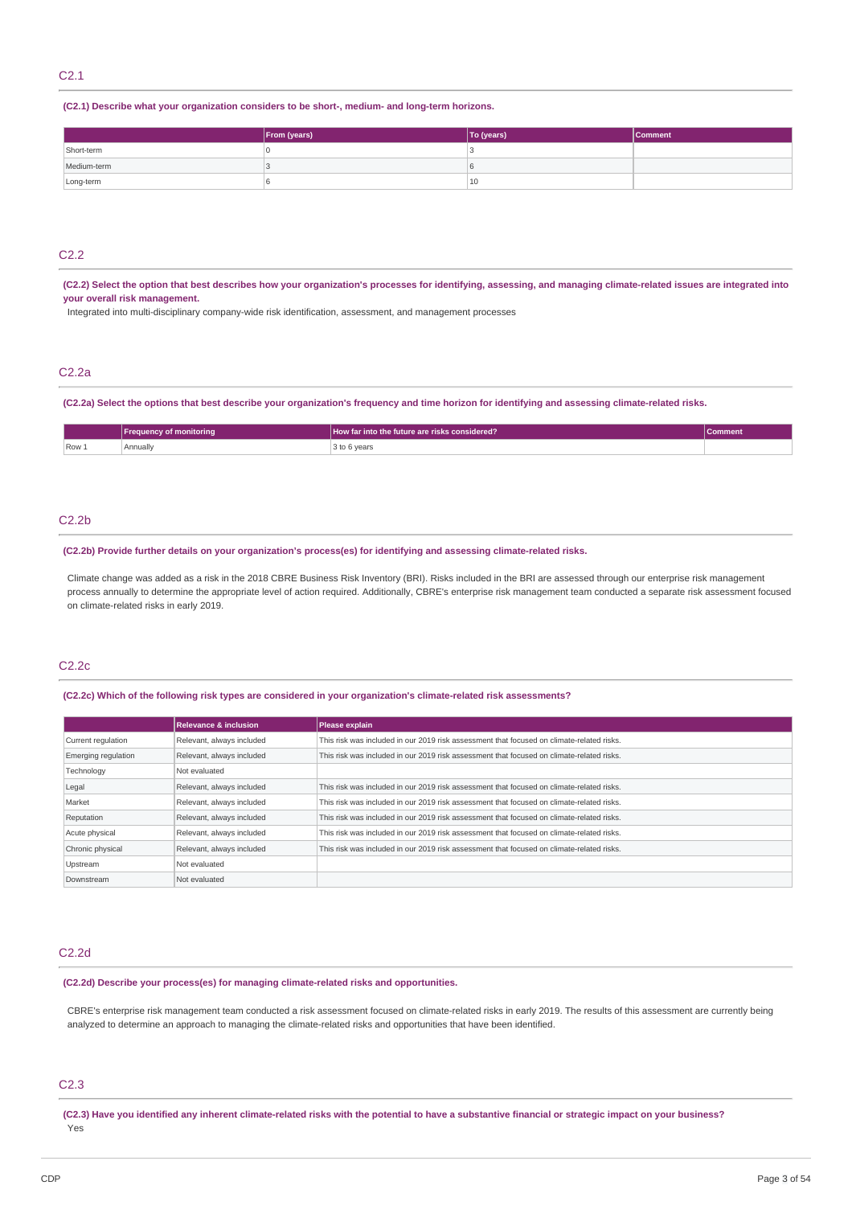## C2.1

**(C2.1) Describe what your organization considers to be short-, medium- and long-term horizons.**

| | From (years) | To (years) | Comment |
|---|---|---|---|
| Short-term | 0 | 3 | |
| Medium-term | 3 | 6 | |
| Long-term | 6 | 10 | |

## C2.2

**(C2.2) Select the option that best describes how your organization's processes for identifying, assessing, and managing climate-related issues are integrated into your overall risk management.**

Integrated into multi-disciplinary company-wide risk identification, assessment, and management processes

## C2.2a

**(C2.2a) Select the options that best describe your organization's frequency and time horizon for identifying and assessing climate-related risks.**

| | Frequency of monitoring | How far into the future are risks considered? | Comment |
|---|---|---|---|
| Row 1 | Annually | 3 to 6 years | |

## C2.2b

**(C2.2b) Provide further details on your organization's process(es) for identifying and assessing climate-related risks.**

Climate change was added as a risk in the 2018 CBRE Business Risk Inventory (BRI). Risks included in the BRI are assessed through our enterprise risk management process annually to determine the appropriate level of action required. Additionally, CBRE's enterprise risk management team conducted a separate risk assessment focused on climate-related risks in early 2019.

## C2.2c

**(C2.2c) Which of the following risk types are considered in your organization's climate-related risk assessments?**

| | Relevance & inclusion | Please explain |
|---|---|---|
| Current regulation | Relevant, always included | This risk was included in our 2019 risk assessment that focused on climate-related risks. |
| Emerging regulation | Relevant, always included | This risk was included in our 2019 risk assessment that focused on climate-related risks. |
| Technology | Not evaluated | |
| Legal | Relevant, always included | This risk was included in our 2019 risk assessment that focused on climate-related risks. |
| Market | Relevant, always included | This risk was included in our 2019 risk assessment that focused on climate-related risks. |
| Reputation | Relevant, always included | This risk was included in our 2019 risk assessment that focused on climate-related risks. |
| Acute physical | Relevant, always included | This risk was included in our 2019 risk assessment that focused on climate-related risks. |
| Chronic physical | Relevant, always included | This risk was included in our 2019 risk assessment that focused on climate-related risks. |
| Upstream | Not evaluated | |
| Downstream | Not evaluated | |

## C2.2d

**(C2.2d) Describe your process(es) for managing climate-related risks and opportunities.**

CBRE's enterprise risk management team conducted a risk assessment focused on climate-related risks in early 2019. The results of this assessment are currently being analyzed to determine an approach to managing the climate-related risks and opportunities that have been identified.

## C2.3

**(C2.3) Have you identified any inherent climate-related risks with the potential to have a substantive financial or strategic impact on your business?**

Yes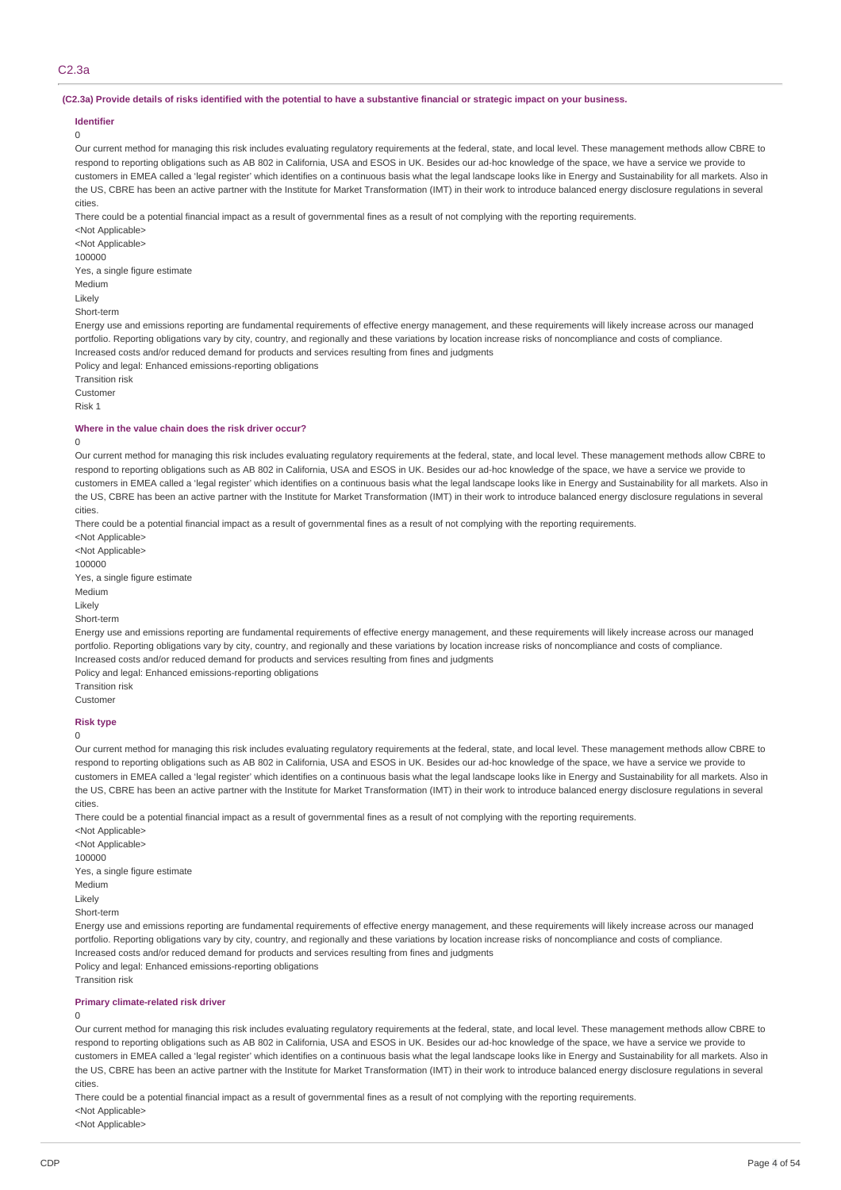## C2.3a

**(C2.3a) Provide details of risks identified with the potential to have a substantive financial or strategic impact on your business.**

**Identifier**

0

Our current method for managing this risk includes evaluating regulatory requirements at the federal, state, and local level. These management methods allow CBRE to respond to reporting obligations such as AB 802 in California, USA and ESOS in UK. Besides our ad-hoc knowledge of the space, we have a service we provide to customers in EMEA called a 'legal register' which identifies on a continuous basis what the legal landscape looks like in Energy and Sustainability for all markets. Also in the US, CBRE has been an active partner with the Institute for Market Transformation (IMT) in their work to introduce balanced energy disclosure regulations in several cities.

There could be a potential financial impact as a result of governmental fines as a result of not complying with the reporting requirements.

<Not Applicable>

<Not Applicable>

100000

Yes, a single figure estimate

Medium

Likely

Short-term

Energy use and emissions reporting are fundamental requirements of effective energy management, and these requirements will likely increase across our managed portfolio. Reporting obligations vary by city, country, and regionally and these variations by location increase risks of noncompliance and costs of compliance.

Increased costs and/or reduced demand for products and services resulting from fines and judgments

Policy and legal: Enhanced emissions-reporting obligations

Transition risk

Customer

Risk 1

**Where in the value chain does the risk driver occur?**

0

Our current method for managing this risk includes evaluating regulatory requirements at the federal, state, and local level. These management methods allow CBRE to respond to reporting obligations such as AB 802 in California, USA and ESOS in UK. Besides our ad-hoc knowledge of the space, we have a service we provide to customers in EMEA called a 'legal register' which identifies on a continuous basis what the legal landscape looks like in Energy and Sustainability for all markets. Also in the US, CBRE has been an active partner with the Institute for Market Transformation (IMT) in their work to introduce balanced energy disclosure regulations in several cities.

There could be a potential financial impact as a result of governmental fines as a result of not complying with the reporting requirements.

<Not Applicable>

<Not Applicable>

100000

Yes, a single figure estimate

Medium

Likely

Short-term

Energy use and emissions reporting are fundamental requirements of effective energy management, and these requirements will likely increase across our managed portfolio. Reporting obligations vary by city, country, and regionally and these variations by location increase risks of noncompliance and costs of compliance.

Increased costs and/or reduced demand for products and services resulting from fines and judgments

Policy and legal: Enhanced emissions-reporting obligations

Transition risk

Customer

**Risk type**

0

Our current method for managing this risk includes evaluating regulatory requirements at the federal, state, and local level. These management methods allow CBRE to respond to reporting obligations such as AB 802 in California, USA and ESOS in UK. Besides our ad-hoc knowledge of the space, we have a service we provide to customers in EMEA called a 'legal register' which identifies on a continuous basis what the legal landscape looks like in Energy and Sustainability for all markets. Also in the US, CBRE has been an active partner with the Institute for Market Transformation (IMT) in their work to introduce balanced energy disclosure regulations in several cities.

There could be a potential financial impact as a result of governmental fines as a result of not complying with the reporting requirements.

<Not Applicable>

<Not Applicable>

100000

Yes, a single figure estimate

Medium

Likely

Short-term

Energy use and emissions reporting are fundamental requirements of effective energy management, and these requirements will likely increase across our managed portfolio. Reporting obligations vary by city, country, and regionally and these variations by location increase risks of noncompliance and costs of compliance.

Increased costs and/or reduced demand for products and services resulting from fines and judgments

Policy and legal: Enhanced emissions-reporting obligations

Transition risk

**Primary climate-related risk driver**

0

Our current method for managing this risk includes evaluating regulatory requirements at the federal, state, and local level. These management methods allow CBRE to respond to reporting obligations such as AB 802 in California, USA and ESOS in UK. Besides our ad-hoc knowledge of the space, we have a service we provide to customers in EMEA called a 'legal register' which identifies on a continuous basis what the legal landscape looks like in Energy and Sustainability for all markets. Also in the US, CBRE has been an active partner with the Institute for Market Transformation (IMT) in their work to introduce balanced energy disclosure regulations in several cities.

There could be a potential financial impact as a result of governmental fines as a result of not complying with the reporting requirements.

<Not Applicable>

<Not Applicable>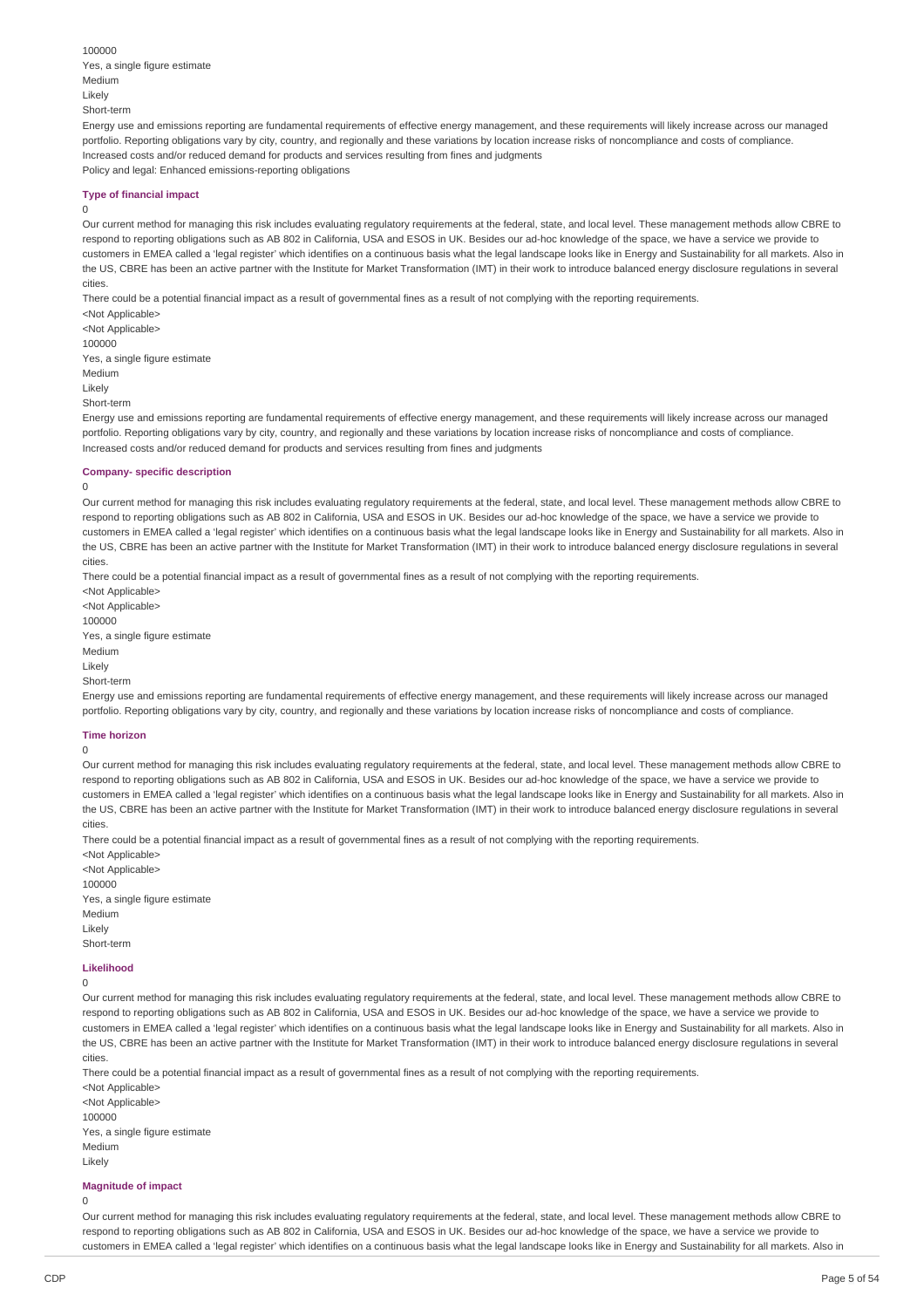100000

Yes, a single figure estimate

Medium

Likely

Short-term

Energy use and emissions reporting are fundamental requirements of effective energy management, and these requirements will likely increase across our managed portfolio. Reporting obligations vary by city, country, and regionally and these variations by location increase risks of noncompliance and costs of compliance.

Increased costs and/or reduced demand for products and services resulting from fines and judgments

Policy and legal: Enhanced emissions-reporting obligations

#### Type of financial impact

0

Our current method for managing this risk includes evaluating regulatory requirements at the federal, state, and local level. These management methods allow CBRE to respond to reporting obligations such as AB 802 in California, USA and ESOS in UK. Besides our ad-hoc knowledge of the space, we have a service we provide to customers in EMEA called a 'legal register' which identifies on a continuous basis what the legal landscape looks like in Energy and Sustainability for all markets. Also in the US, CBRE has been an active partner with the Institute for Market Transformation (IMT) in their work to introduce balanced energy disclosure regulations in several cities.

There could be a potential financial impact as a result of governmental fines as a result of not complying with the reporting requirements.

<Not Applicable>

<Not Applicable>

100000

Yes, a single figure estimate

Medium

Likely

Short-term

Energy use and emissions reporting are fundamental requirements of effective energy management, and these requirements will likely increase across our managed portfolio. Reporting obligations vary by city, country, and regionally and these variations by location increase risks of noncompliance and costs of compliance.

Increased costs and/or reduced demand for products and services resulting from fines and judgments

#### Company- specific description

0

Our current method for managing this risk includes evaluating regulatory requirements at the federal, state, and local level. These management methods allow CBRE to respond to reporting obligations such as AB 802 in California, USA and ESOS in UK. Besides our ad-hoc knowledge of the space, we have a service we provide to customers in EMEA called a 'legal register' which identifies on a continuous basis what the legal landscape looks like in Energy and Sustainability for all markets. Also in the US, CBRE has been an active partner with the Institute for Market Transformation (IMT) in their work to introduce balanced energy disclosure regulations in several cities.

There could be a potential financial impact as a result of governmental fines as a result of not complying with the reporting requirements.

<Not Applicable>

<Not Applicable>

100000

Yes, a single figure estimate

Medium

Likely

Short-term

Energy use and emissions reporting are fundamental requirements of effective energy management, and these requirements will likely increase across our managed portfolio. Reporting obligations vary by city, country, and regionally and these variations by location increase risks of noncompliance and costs of compliance.

#### Time horizon

0

Our current method for managing this risk includes evaluating regulatory requirements at the federal, state, and local level. These management methods allow CBRE to respond to reporting obligations such as AB 802 in California, USA and ESOS in UK. Besides our ad-hoc knowledge of the space, we have a service we provide to customers in EMEA called a 'legal register' which identifies on a continuous basis what the legal landscape looks like in Energy and Sustainability for all markets. Also in the US, CBRE has been an active partner with the Institute for Market Transformation (IMT) in their work to introduce balanced energy disclosure regulations in several cities.

There could be a potential financial impact as a result of governmental fines as a result of not complying with the reporting requirements.

<Not Applicable>

<Not Applicable>

100000

Yes, a single figure estimate

Medium

Likely

Short-term

#### Likelihood

0

Our current method for managing this risk includes evaluating regulatory requirements at the federal, state, and local level. These management methods allow CBRE to respond to reporting obligations such as AB 802 in California, USA and ESOS in UK. Besides our ad-hoc knowledge of the space, we have a service we provide to customers in EMEA called a 'legal register' which identifies on a continuous basis what the legal landscape looks like in Energy and Sustainability for all markets. Also in the US, CBRE has been an active partner with the Institute for Market Transformation (IMT) in their work to introduce balanced energy disclosure regulations in several cities.

There could be a potential financial impact as a result of governmental fines as a result of not complying with the reporting requirements.

<Not Applicable>

<Not Applicable>

100000

Yes, a single figure estimate

Medium

Likely

#### Magnitude of impact

0

Our current method for managing this risk includes evaluating regulatory requirements at the federal, state, and local level. These management methods allow CBRE to respond to reporting obligations such as AB 802 in California, USA and ESOS in UK. Besides our ad-hoc knowledge of the space, we have a service we provide to customers in EMEA called a 'legal register' which identifies on a continuous basis what the legal landscape looks like in Energy and Sustainability for all markets. Also in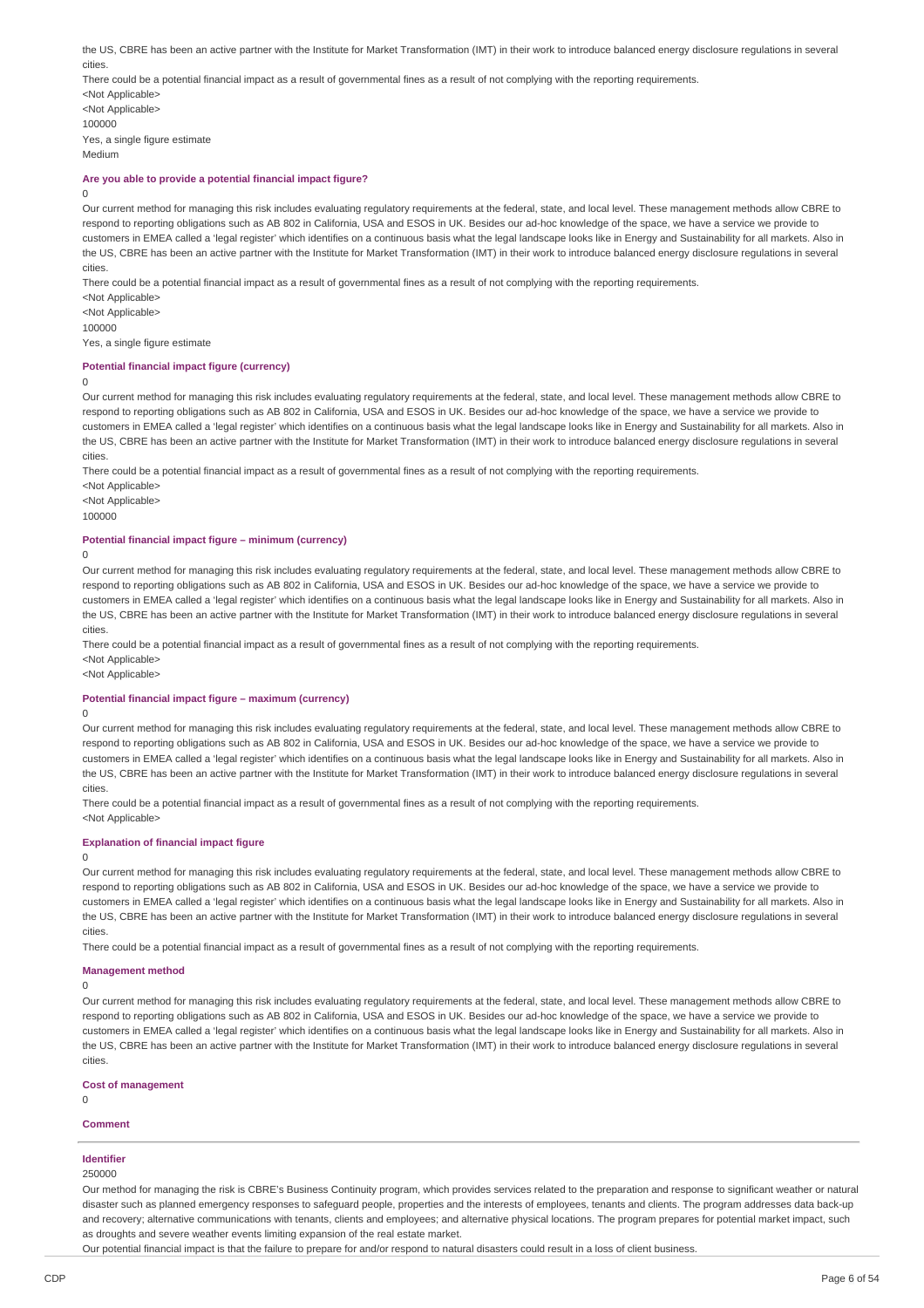the US, CBRE has been an active partner with the Institute for Market Transformation (IMT) in their work to introduce balanced energy disclosure regulations in several cities.

There could be a potential financial impact as a result of governmental fines as a result of not complying with the reporting requirements.

<Not Applicable>

<Not Applicable>

100000

Yes, a single figure estimate

Medium

**Are you able to provide a potential financial impact figure?**

0

Our current method for managing this risk includes evaluating regulatory requirements at the federal, state, and local level. These management methods allow CBRE to respond to reporting obligations such as AB 802 in California, USA and ESOS in UK. Besides our ad-hoc knowledge of the space, we have a service we provide to customers in EMEA called a 'legal register' which identifies on a continuous basis what the legal landscape looks like in Energy and Sustainability for all markets. Also in the US, CBRE has been an active partner with the Institute for Market Transformation (IMT) in their work to introduce balanced energy disclosure regulations in several cities.

There could be a potential financial impact as a result of governmental fines as a result of not complying with the reporting requirements.

<Not Applicable>

<Not Applicable>

100000

Yes, a single figure estimate

**Potential financial impact figure (currency)**

0

Our current method for managing this risk includes evaluating regulatory requirements at the federal, state, and local level. These management methods allow CBRE to respond to reporting obligations such as AB 802 in California, USA and ESOS in UK. Besides our ad-hoc knowledge of the space, we have a service we provide to customers in EMEA called a 'legal register' which identifies on a continuous basis what the legal landscape looks like in Energy and Sustainability for all markets. Also in the US, CBRE has been an active partner with the Institute for Market Transformation (IMT) in their work to introduce balanced energy disclosure regulations in several cities.

There could be a potential financial impact as a result of governmental fines as a result of not complying with the reporting requirements.

<Not Applicable>

<Not Applicable>

100000

**Potential financial impact figure – minimum (currency)**

0

Our current method for managing this risk includes evaluating regulatory requirements at the federal, state, and local level. These management methods allow CBRE to respond to reporting obligations such as AB 802 in California, USA and ESOS in UK. Besides our ad-hoc knowledge of the space, we have a service we provide to customers in EMEA called a 'legal register' which identifies on a continuous basis what the legal landscape looks like in Energy and Sustainability for all markets. Also in the US, CBRE has been an active partner with the Institute for Market Transformation (IMT) in their work to introduce balanced energy disclosure regulations in several cities.

There could be a potential financial impact as a result of governmental fines as a result of not complying with the reporting requirements.

<Not Applicable>

<Not Applicable>

**Potential financial impact figure – maximum (currency)**

0

Our current method for managing this risk includes evaluating regulatory requirements at the federal, state, and local level. These management methods allow CBRE to respond to reporting obligations such as AB 802 in California, USA and ESOS in UK. Besides our ad-hoc knowledge of the space, we have a service we provide to customers in EMEA called a 'legal register' which identifies on a continuous basis what the legal landscape looks like in Energy and Sustainability for all markets. Also in the US, CBRE has been an active partner with the Institute for Market Transformation (IMT) in their work to introduce balanced energy disclosure regulations in several cities.

There could be a potential financial impact as a result of governmental fines as a result of not complying with the reporting requirements.

<Not Applicable>

**Explanation of financial impact figure**

0

Our current method for managing this risk includes evaluating regulatory requirements at the federal, state, and local level. These management methods allow CBRE to respond to reporting obligations such as AB 802 in California, USA and ESOS in UK. Besides our ad-hoc knowledge of the space, we have a service we provide to customers in EMEA called a 'legal register' which identifies on a continuous basis what the legal landscape looks like in Energy and Sustainability for all markets. Also in the US, CBRE has been an active partner with the Institute for Market Transformation (IMT) in their work to introduce balanced energy disclosure regulations in several cities.

There could be a potential financial impact as a result of governmental fines as a result of not complying with the reporting requirements.

**Management method**

0

Our current method for managing this risk includes evaluating regulatory requirements at the federal, state, and local level. These management methods allow CBRE to respond to reporting obligations such as AB 802 in California, USA and ESOS in UK. Besides our ad-hoc knowledge of the space, we have a service we provide to customers in EMEA called a 'legal register' which identifies on a continuous basis what the legal landscape looks like in Energy and Sustainability for all markets. Also in the US, CBRE has been an active partner with the Institute for Market Transformation (IMT) in their work to introduce balanced energy disclosure regulations in several cities.

**Cost of management**

0

**Comment**

---

**Identifier**

250000

Our method for managing the risk is CBRE's Business Continuity program, which provides services related to the preparation and response to significant weather or natural disaster such as planned emergency responses to safeguard people, properties and the interests of employees, tenants and clients. The program addresses data back-up and recovery; alternative communications with tenants, clients and employees; and alternative physical locations. The program prepares for potential market impact, such as droughts and severe weather events limiting expansion of the real estate market.

Our potential financial impact is that the failure to prepare for and/or respond to natural disasters could result in a loss of client business.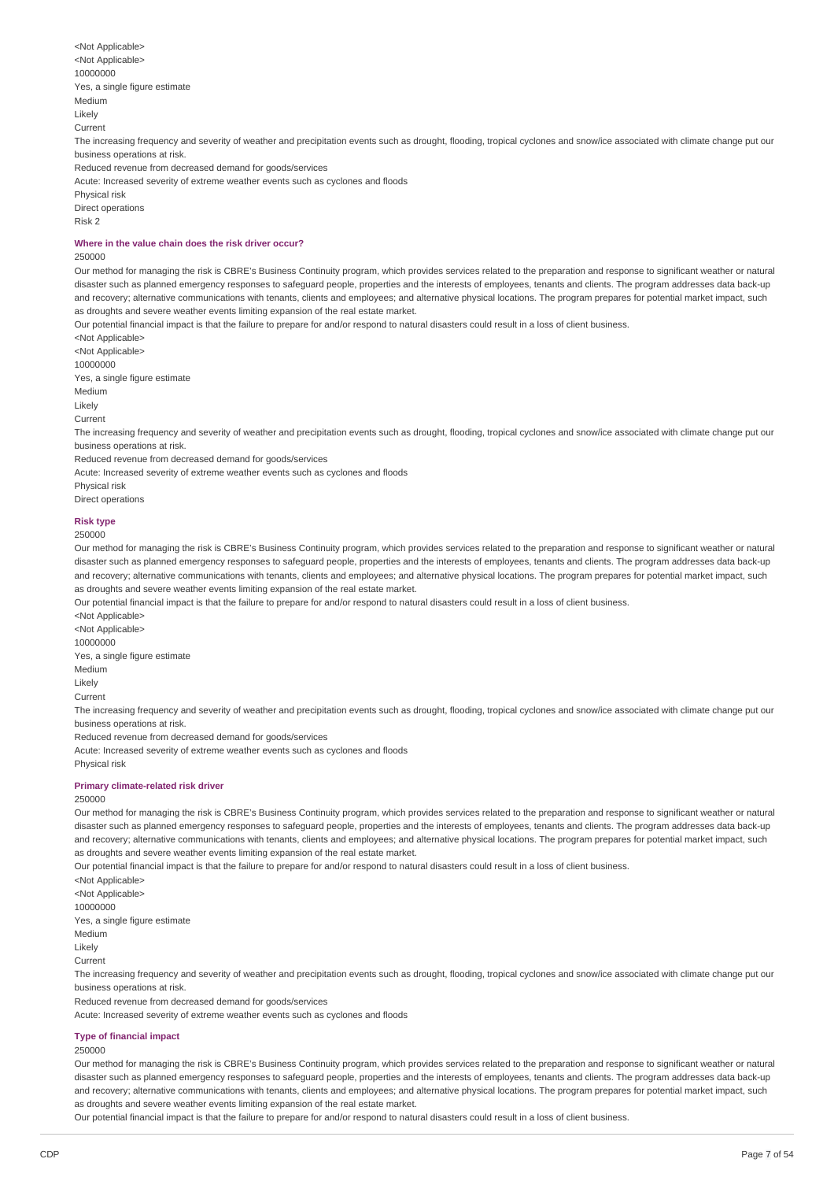<Not Applicable>

<Not Applicable>

10000000

Yes, a single figure estimate

Medium

Likely

Current

The increasing frequency and severity of weather and precipitation events such as drought, flooding, tropical cyclones and snow/ice associated with climate change put our business operations at risk.

Reduced revenue from decreased demand for goods/services

Acute: Increased severity of extreme weather events such as cyclones and floods

Physical risk

Direct operations

Risk 2

#### Where in the value chain does the risk driver occur?

250000

Our method for managing the risk is CBRE's Business Continuity program, which provides services related to the preparation and response to significant weather or natural disaster such as planned emergency responses to safeguard people, properties and the interests of employees, tenants and clients. The program addresses data back-up and recovery; alternative communications with tenants, clients and employees; and alternative physical locations. The program prepares for potential market impact, such as droughts and severe weather events limiting expansion of the real estate market.

Our potential financial impact is that the failure to prepare for and/or respond to natural disasters could result in a loss of client business.

<Not Applicable>

<Not Applicable>

10000000

Yes, a single figure estimate

Medium

Likely

Current

The increasing frequency and severity of weather and precipitation events such as drought, flooding, tropical cyclones and snow/ice associated with climate change put our business operations at risk.

Reduced revenue from decreased demand for goods/services

Acute: Increased severity of extreme weather events such as cyclones and floods

Physical risk

Direct operations

#### Risk type

250000

Our method for managing the risk is CBRE's Business Continuity program, which provides services related to the preparation and response to significant weather or natural disaster such as planned emergency responses to safeguard people, properties and the interests of employees, tenants and clients. The program addresses data back-up and recovery; alternative communications with tenants, clients and employees; and alternative physical locations. The program prepares for potential market impact, such as droughts and severe weather events limiting expansion of the real estate market.

Our potential financial impact is that the failure to prepare for and/or respond to natural disasters could result in a loss of client business.

<Not Applicable>

<Not Applicable>

10000000

Yes, a single figure estimate

Medium

Likely

Current

The increasing frequency and severity of weather and precipitation events such as drought, flooding, tropical cyclones and snow/ice associated with climate change put our business operations at risk.

Reduced revenue from decreased demand for goods/services

Acute: Increased severity of extreme weather events such as cyclones and floods

Physical risk

#### Primary climate-related risk driver

250000

Our method for managing the risk is CBRE's Business Continuity program, which provides services related to the preparation and response to significant weather or natural disaster such as planned emergency responses to safeguard people, properties and the interests of employees, tenants and clients. The program addresses data back-up and recovery; alternative communications with tenants, clients and employees; and alternative physical locations. The program prepares for potential market impact, such as droughts and severe weather events limiting expansion of the real estate market.

Our potential financial impact is that the failure to prepare for and/or respond to natural disasters could result in a loss of client business.

<Not Applicable>

<Not Applicable>

10000000

Yes, a single figure estimate

Medium

Likely

Current

The increasing frequency and severity of weather and precipitation events such as drought, flooding, tropical cyclones and snow/ice associated with climate change put our business operations at risk.

Reduced revenue from decreased demand for goods/services

Acute: Increased severity of extreme weather events such as cyclones and floods

#### Type of financial impact

250000

Our method for managing the risk is CBRE's Business Continuity program, which provides services related to the preparation and response to significant weather or natural disaster such as planned emergency responses to safeguard people, properties and the interests of employees, tenants and clients. The program addresses data back-up and recovery; alternative communications with tenants, clients and employees; and alternative physical locations. The program prepares for potential market impact, such as droughts and severe weather events limiting expansion of the real estate market.

Our potential financial impact is that the failure to prepare for and/or respond to natural disasters could result in a loss of client business.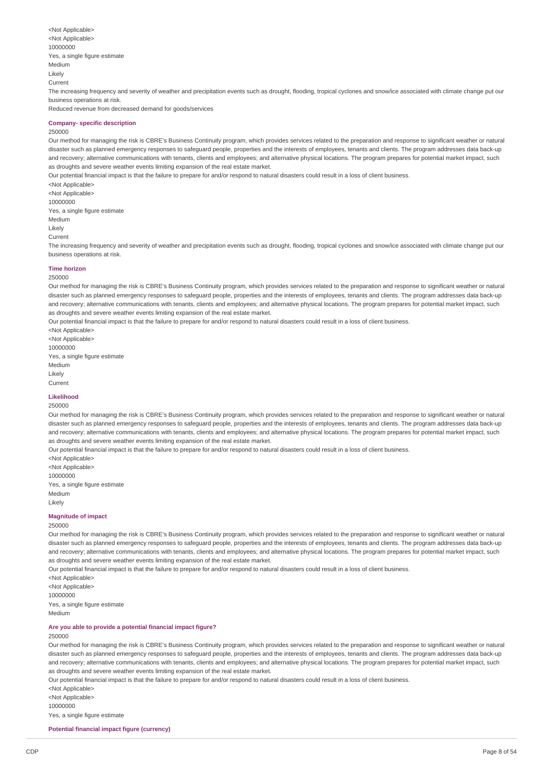<Not Applicable>
<Not Applicable>
10000000
Yes, a single figure estimate
Medium
Likely
Current

The increasing frequency and severity of weather and precipitation events such as drought, flooding, tropical cyclones and snow/ice associated with climate change put our business operations at risk.

Reduced revenue from decreased demand for goods/services

**Company- specific description**

250000

Our method for managing the risk is CBRE's Business Continuity program, which provides services related to the preparation and response to significant weather or natural disaster such as planned emergency responses to safeguard people, properties and the interests of employees, tenants and clients. The program addresses data back-up and recovery; alternative communications with tenants, clients and employees; and alternative physical locations. The program prepares for potential market impact, such as droughts and severe weather events limiting expansion of the real estate market.

Our potential financial impact is that the failure to prepare for and/or respond to natural disasters could result in a loss of client business.

<Not Applicable>
<Not Applicable>
10000000
Yes, a single figure estimate
Medium
Likely
Current

The increasing frequency and severity of weather and precipitation events such as drought, flooding, tropical cyclones and snow/ice associated with climate change put our business operations at risk.

**Time horizon**

250000

Our method for managing the risk is CBRE's Business Continuity program, which provides services related to the preparation and response to significant weather or natural disaster such as planned emergency responses to safeguard people, properties and the interests of employees, tenants and clients. The program addresses data back-up and recovery; alternative communications with tenants, clients and employees; and alternative physical locations. The program prepares for potential market impact, such as droughts and severe weather events limiting expansion of the real estate market.

Our potential financial impact is that the failure to prepare for and/or respond to natural disasters could result in a loss of client business.

<Not Applicable>
<Not Applicable>
10000000
Yes, a single figure estimate
Medium
Likely
Current

**Likelihood**

250000

Our method for managing the risk is CBRE's Business Continuity program, which provides services related to the preparation and response to significant weather or natural disaster such as planned emergency responses to safeguard people, properties and the interests of employees, tenants and clients. The program addresses data back-up and recovery; alternative communications with tenants, clients and employees; and alternative physical locations. The program prepares for potential market impact, such as droughts and severe weather events limiting expansion of the real estate market.

Our potential financial impact is that the failure to prepare for and/or respond to natural disasters could result in a loss of client business.

<Not Applicable>
<Not Applicable>
10000000
Yes, a single figure estimate
Medium
Likely

**Magnitude of impact**

250000

Our method for managing the risk is CBRE's Business Continuity program, which provides services related to the preparation and response to significant weather or natural disaster such as planned emergency responses to safeguard people, properties and the interests of employees, tenants and clients. The program addresses data back-up and recovery; alternative communications with tenants, clients and employees; and alternative physical locations. The program prepares for potential market impact, such as droughts and severe weather events limiting expansion of the real estate market.

Our potential financial impact is that the failure to prepare for and/or respond to natural disasters could result in a loss of client business.

<Not Applicable>
<Not Applicable>
10000000
Yes, a single figure estimate
Medium

**Are you able to provide a potential financial impact figure?**

250000

Our method for managing the risk is CBRE's Business Continuity program, which provides services related to the preparation and response to significant weather or natural disaster such as planned emergency responses to safeguard people, properties and the interests of employees, tenants and clients. The program addresses data back-up and recovery; alternative communications with tenants, clients and employees; and alternative physical locations. The program prepares for potential market impact, such as droughts and severe weather events limiting expansion of the real estate market.

Our potential financial impact is that the failure to prepare for and/or respond to natural disasters could result in a loss of client business.

<Not Applicable>
<Not Applicable>
10000000
Yes, a single figure estimate

**Potential financial impact figure (currency)**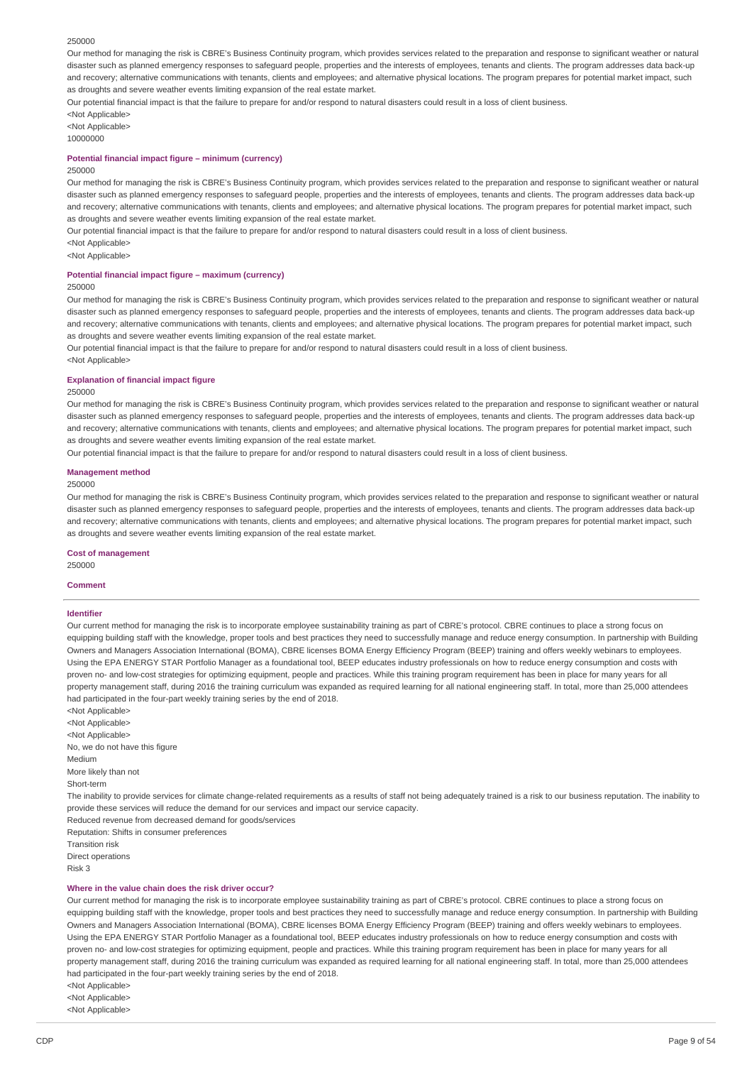250000

Our method for managing the risk is CBRE's Business Continuity program, which provides services related to the preparation and response to significant weather or natural disaster such as planned emergency responses to safeguard people, properties and the interests of employees, tenants and clients. The program addresses data back-up and recovery; alternative communications with tenants, clients and employees; and alternative physical locations. The program prepares for potential market impact, such as droughts and severe weather events limiting expansion of the real estate market.

Our potential financial impact is that the failure to prepare for and/or respond to natural disasters could result in a loss of client business.

<Not Applicable>

<Not Applicable>

10000000

**Potential financial impact figure – minimum (currency)**

250000

Our method for managing the risk is CBRE's Business Continuity program, which provides services related to the preparation and response to significant weather or natural disaster such as planned emergency responses to safeguard people, properties and the interests of employees, tenants and clients. The program addresses data back-up and recovery; alternative communications with tenants, clients and employees; and alternative physical locations. The program prepares for potential market impact, such as droughts and severe weather events limiting expansion of the real estate market.

Our potential financial impact is that the failure to prepare for and/or respond to natural disasters could result in a loss of client business.

<Not Applicable>

<Not Applicable>

**Potential financial impact figure – maximum (currency)**

250000

Our method for managing the risk is CBRE's Business Continuity program, which provides services related to the preparation and response to significant weather or natural disaster such as planned emergency responses to safeguard people, properties and the interests of employees, tenants and clients. The program addresses data back-up and recovery; alternative communications with tenants, clients and employees; and alternative physical locations. The program prepares for potential market impact, such as droughts and severe weather events limiting expansion of the real estate market.

Our potential financial impact is that the failure to prepare for and/or respond to natural disasters could result in a loss of client business.

<Not Applicable>

**Explanation of financial impact figure**

250000

Our method for managing the risk is CBRE's Business Continuity program, which provides services related to the preparation and response to significant weather or natural disaster such as planned emergency responses to safeguard people, properties and the interests of employees, tenants and clients. The program addresses data back-up and recovery; alternative communications with tenants, clients and employees; and alternative physical locations. The program prepares for potential market impact, such as droughts and severe weather events limiting expansion of the real estate market.

Our potential financial impact is that the failure to prepare for and/or respond to natural disasters could result in a loss of client business.

**Management method**

250000

Our method for managing the risk is CBRE's Business Continuity program, which provides services related to the preparation and response to significant weather or natural disaster such as planned emergency responses to safeguard people, properties and the interests of employees, tenants and clients. The program addresses data back-up and recovery; alternative communications with tenants, clients and employees; and alternative physical locations. The program prepares for potential market impact, such as droughts and severe weather events limiting expansion of the real estate market.

**Cost of management**

250000

**Comment**

---

**Identifier**

Our current method for managing the risk is to incorporate employee sustainability training as part of CBRE's protocol. CBRE continues to place a strong focus on equipping building staff with the knowledge, proper tools and best practices they need to successfully manage and reduce energy consumption. In partnership with Building Owners and Managers Association International (BOMA), CBRE licenses BOMA Energy Efficiency Program (BEEP) training and offers weekly webinars to employees. Using the EPA ENERGY STAR Portfolio Manager as a foundational tool, BEEP educates industry professionals on how to reduce energy consumption and costs with proven no- and low-cost strategies for optimizing equipment, people and practices. While this training program requirement has been in place for many years for all property management staff, during 2016 the training curriculum was expanded as required learning for all national engineering staff. In total, more than 25,000 attendees had participated in the four-part weekly training series by the end of 2018.

<Not Applicable>

<Not Applicable>

<Not Applicable>

No, we do not have this figure

Medium

More likely than not

Short-term

The inability to provide services for climate change-related requirements as a results of staff not being adequately trained is a risk to our business reputation. The inability to provide these services will reduce the demand for our services and impact our service capacity.

Reduced revenue from decreased demand for goods/services

Reputation: Shifts in consumer preferences

Transition risk

Direct operations

Risk 3

**Where in the value chain does the risk driver occur?**

Our current method for managing the risk is to incorporate employee sustainability training as part of CBRE's protocol. CBRE continues to place a strong focus on equipping building staff with the knowledge, proper tools and best practices they need to successfully manage and reduce energy consumption. In partnership with Building Owners and Managers Association International (BOMA), CBRE licenses BOMA Energy Efficiency Program (BEEP) training and offers weekly webinars to employees. Using the EPA ENERGY STAR Portfolio Manager as a foundational tool, BEEP educates industry professionals on how to reduce energy consumption and costs with proven no- and low-cost strategies for optimizing equipment, people and practices. While this training program requirement has been in place for many years for all property management staff, during 2016 the training curriculum was expanded as required learning for all national engineering staff. In total, more than 25,000 attendees had participated in the four-part weekly training series by the end of 2018.

<Not Applicable>

<Not Applicable>

<Not Applicable>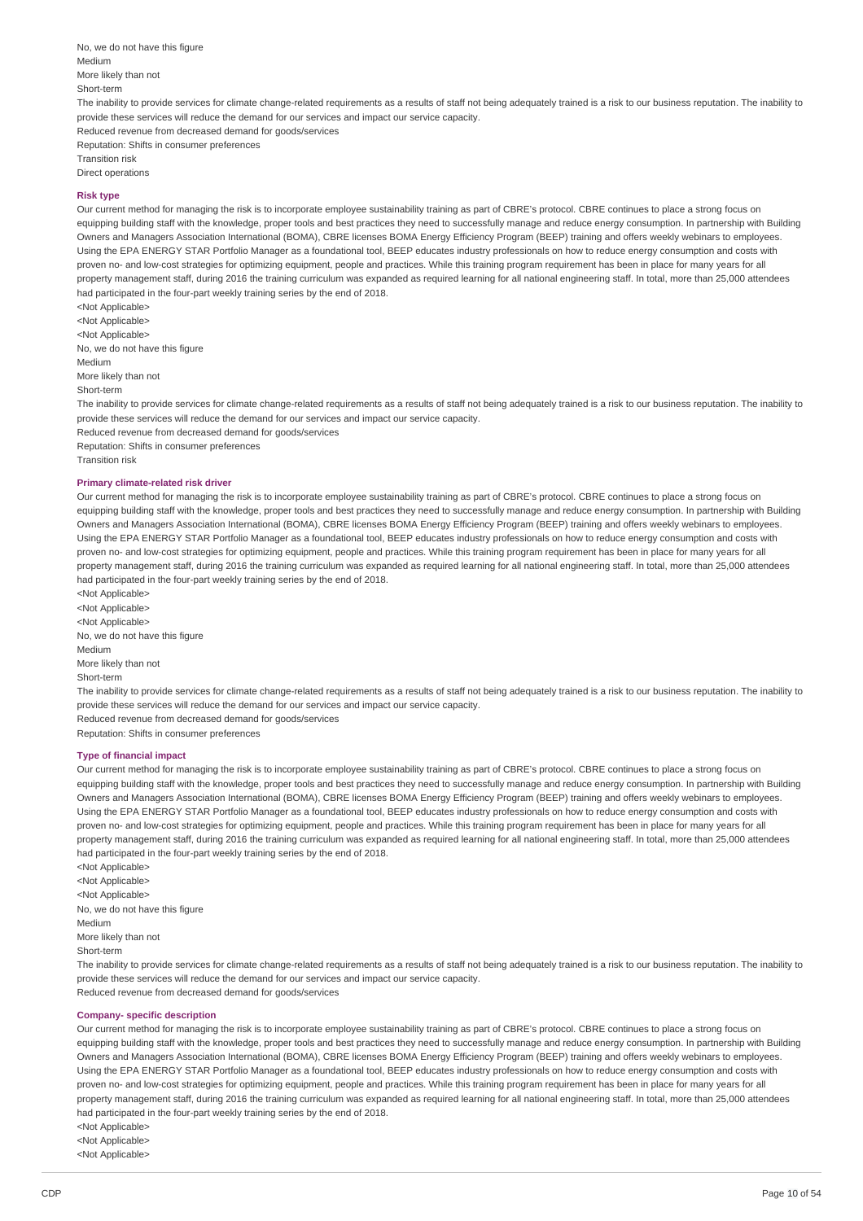No, we do not have this figure
Medium
More likely than not
Short-term
The inability to provide services for climate change-related requirements as a results of staff not being adequately trained is a risk to our business reputation. The inability to provide these services will reduce the demand for our services and impact our service capacity.
Reduced revenue from decreased demand for goods/services
Reputation: Shifts in consumer preferences
Transition risk
Direct operations

**Risk type**

Our current method for managing the risk is to incorporate employee sustainability training as part of CBRE's protocol. CBRE continues to place a strong focus on equipping building staff with the knowledge, proper tools and best practices they need to successfully manage and reduce energy consumption. In partnership with Building Owners and Managers Association International (BOMA), CBRE licenses BOMA Energy Efficiency Program (BEEP) training and offers weekly webinars to employees. Using the EPA ENERGY STAR Portfolio Manager as a foundational tool, BEEP educates industry professionals on how to reduce energy consumption and costs with proven no- and low-cost strategies for optimizing equipment, people and practices. While this training program requirement has been in place for many years for all property management staff, during 2016 the training curriculum was expanded as required learning for all national engineering staff. In total, more than 25,000 attendees had participated in the four-part weekly training series by the end of 2018.
<Not Applicable>
<Not Applicable>
<Not Applicable>
No, we do not have this figure
Medium
More likely than not
Short-term
The inability to provide services for climate change-related requirements as a results of staff not being adequately trained is a risk to our business reputation. The inability to provide these services will reduce the demand for our services and impact our service capacity.
Reduced revenue from decreased demand for goods/services
Reputation: Shifts in consumer preferences
Transition risk

**Primary climate-related risk driver**

Our current method for managing the risk is to incorporate employee sustainability training as part of CBRE's protocol. CBRE continues to place a strong focus on equipping building staff with the knowledge, proper tools and best practices they need to successfully manage and reduce energy consumption. In partnership with Building Owners and Managers Association International (BOMA), CBRE licenses BOMA Energy Efficiency Program (BEEP) training and offers weekly webinars to employees. Using the EPA ENERGY STAR Portfolio Manager as a foundational tool, BEEP educates industry professionals on how to reduce energy consumption and costs with proven no- and low-cost strategies for optimizing equipment, people and practices. While this training program requirement has been in place for many years for all property management staff, during 2016 the training curriculum was expanded as required learning for all national engineering staff. In total, more than 25,000 attendees had participated in the four-part weekly training series by the end of 2018.
<Not Applicable>
<Not Applicable>
<Not Applicable>
No, we do not have this figure
Medium
More likely than not
Short-term
The inability to provide services for climate change-related requirements as a results of staff not being adequately trained is a risk to our business reputation. The inability to provide these services will reduce the demand for our services and impact our service capacity.
Reduced revenue from decreased demand for goods/services
Reputation: Shifts in consumer preferences

**Type of financial impact**

Our current method for managing the risk is to incorporate employee sustainability training as part of CBRE's protocol. CBRE continues to place a strong focus on equipping building staff with the knowledge, proper tools and best practices they need to successfully manage and reduce energy consumption. In partnership with Building Owners and Managers Association International (BOMA), CBRE licenses BOMA Energy Efficiency Program (BEEP) training and offers weekly webinars to employees. Using the EPA ENERGY STAR Portfolio Manager as a foundational tool, BEEP educates industry professionals on how to reduce energy consumption and costs with proven no- and low-cost strategies for optimizing equipment, people and practices. While this training program requirement has been in place for many years for all property management staff, during 2016 the training curriculum was expanded as required learning for all national engineering staff. In total, more than 25,000 attendees had participated in the four-part weekly training series by the end of 2018.
<Not Applicable>
<Not Applicable>
<Not Applicable>
No, we do not have this figure
Medium
More likely than not
Short-term
The inability to provide services for climate change-related requirements as a results of staff not being adequately trained is a risk to our business reputation. The inability to provide these services will reduce the demand for our services and impact our service capacity.
Reduced revenue from decreased demand for goods/services

**Company- specific description**

Our current method for managing the risk is to incorporate employee sustainability training as part of CBRE's protocol. CBRE continues to place a strong focus on equipping building staff with the knowledge, proper tools and best practices they need to successfully manage and reduce energy consumption. In partnership with Building Owners and Managers Association International (BOMA), CBRE licenses BOMA Energy Efficiency Program (BEEP) training and offers weekly webinars to employees. Using the EPA ENERGY STAR Portfolio Manager as a foundational tool, BEEP educates industry professionals on how to reduce energy consumption and costs with proven no- and low-cost strategies for optimizing equipment, people and practices. While this training program requirement has been in place for many years for all property management staff, during 2016 the training curriculum was expanded as required learning for all national engineering staff. In total, more than 25,000 attendees had participated in the four-part weekly training series by the end of 2018.
<Not Applicable>
<Not Applicable>
<Not Applicable>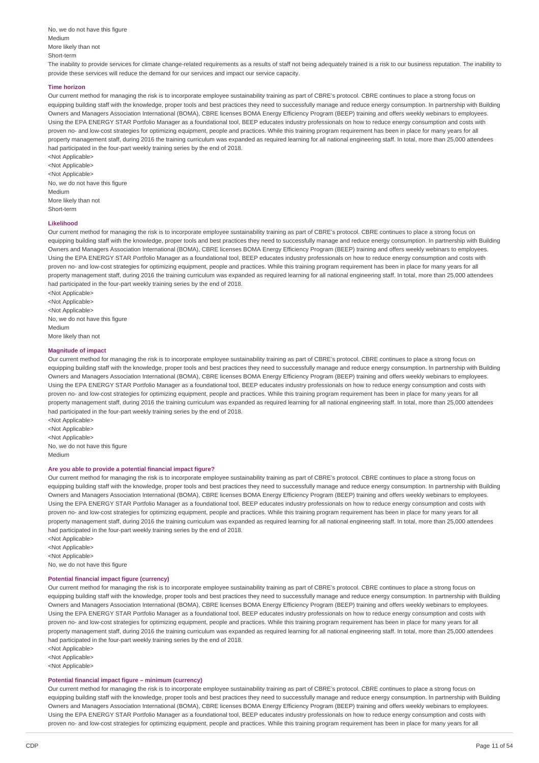No, we do not have this figure
Medium
More likely than not
Short-term

The inability to provide services for climate change-related requirements as a results of staff not being adequately trained is a risk to our business reputation. The inability to provide these services will reduce the demand for our services and impact our service capacity.

**Time horizon**

Our current method for managing the risk is to incorporate employee sustainability training as part of CBRE's protocol. CBRE continues to place a strong focus on equipping building staff with the knowledge, proper tools and best practices they need to successfully manage and reduce energy consumption. In partnership with Building Owners and Managers Association International (BOMA), CBRE licenses BOMA Energy Efficiency Program (BEEP) training and offers weekly webinars to employees. Using the EPA ENERGY STAR Portfolio Manager as a foundational tool, BEEP educates industry professionals on how to reduce energy consumption and costs with proven no- and low-cost strategies for optimizing equipment, people and practices. While this training program requirement has been in place for many years for all property management staff, during 2016 the training curriculum was expanded as required learning for all national engineering staff. In total, more than 25,000 attendees had participated in the four-part weekly training series by the end of 2018.

<Not Applicable>
<Not Applicable>
<Not Applicable>
No, we do not have this figure
Medium
More likely than not
Short-term

**Likelihood**

Our current method for managing the risk is to incorporate employee sustainability training as part of CBRE's protocol. CBRE continues to place a strong focus on equipping building staff with the knowledge, proper tools and best practices they need to successfully manage and reduce energy consumption. In partnership with Building Owners and Managers Association International (BOMA), CBRE licenses BOMA Energy Efficiency Program (BEEP) training and offers weekly webinars to employees. Using the EPA ENERGY STAR Portfolio Manager as a foundational tool, BEEP educates industry professionals on how to reduce energy consumption and costs with proven no- and low-cost strategies for optimizing equipment, people and practices. While this training program requirement has been in place for many years for all property management staff, during 2016 the training curriculum was expanded as required learning for all national engineering staff. In total, more than 25,000 attendees had participated in the four-part weekly training series by the end of 2018.

<Not Applicable>
<Not Applicable>
<Not Applicable>
No, we do not have this figure
Medium
More likely than not

**Magnitude of impact**

Our current method for managing the risk is to incorporate employee sustainability training as part of CBRE's protocol. CBRE continues to place a strong focus on equipping building staff with the knowledge, proper tools and best practices they need to successfully manage and reduce energy consumption. In partnership with Building Owners and Managers Association International (BOMA), CBRE licenses BOMA Energy Efficiency Program (BEEP) training and offers weekly webinars to employees. Using the EPA ENERGY STAR Portfolio Manager as a foundational tool, BEEP educates industry professionals on how to reduce energy consumption and costs with proven no- and low-cost strategies for optimizing equipment, people and practices. While this training program requirement has been in place for many years for all property management staff, during 2016 the training curriculum was expanded as required learning for all national engineering staff. In total, more than 25,000 attendees had participated in the four-part weekly training series by the end of 2018.

<Not Applicable>
<Not Applicable>
<Not Applicable>
No, we do not have this figure
Medium

**Are you able to provide a potential financial impact figure?**

Our current method for managing the risk is to incorporate employee sustainability training as part of CBRE's protocol. CBRE continues to place a strong focus on equipping building staff with the knowledge, proper tools and best practices they need to successfully manage and reduce energy consumption. In partnership with Building Owners and Managers Association International (BOMA), CBRE licenses BOMA Energy Efficiency Program (BEEP) training and offers weekly webinars to employees. Using the EPA ENERGY STAR Portfolio Manager as a foundational tool, BEEP educates industry professionals on how to reduce energy consumption and costs with proven no- and low-cost strategies for optimizing equipment, people and practices. While this training program requirement has been in place for many years for all property management staff, during 2016 the training curriculum was expanded as required learning for all national engineering staff. In total, more than 25,000 attendees had participated in the four-part weekly training series by the end of 2018.

<Not Applicable>
<Not Applicable>
<Not Applicable>
No, we do not have this figure

**Potential financial impact figure (currency)**

Our current method for managing the risk is to incorporate employee sustainability training as part of CBRE's protocol. CBRE continues to place a strong focus on equipping building staff with the knowledge, proper tools and best practices they need to successfully manage and reduce energy consumption. In partnership with Building Owners and Managers Association International (BOMA), CBRE licenses BOMA Energy Efficiency Program (BEEP) training and offers weekly webinars to employees. Using the EPA ENERGY STAR Portfolio Manager as a foundational tool, BEEP educates industry professionals on how to reduce energy consumption and costs with proven no- and low-cost strategies for optimizing equipment, people and practices. While this training program requirement has been in place for many years for all property management staff, during 2016 the training curriculum was expanded as required learning for all national engineering staff. In total, more than 25,000 attendees had participated in the four-part weekly training series by the end of 2018.

<Not Applicable>
<Not Applicable>
<Not Applicable>

**Potential financial impact figure – minimum (currency)**

Our current method for managing the risk is to incorporate employee sustainability training as part of CBRE's protocol. CBRE continues to place a strong focus on equipping building staff with the knowledge, proper tools and best practices they need to successfully manage and reduce energy consumption. In partnership with Building Owners and Managers Association International (BOMA), CBRE licenses BOMA Energy Efficiency Program (BEEP) training and offers weekly webinars to employees. Using the EPA ENERGY STAR Portfolio Manager as a foundational tool, BEEP educates industry professionals on how to reduce energy consumption and costs with proven no- and low-cost strategies for optimizing equipment, people and practices. While this training program requirement has been in place for many years for all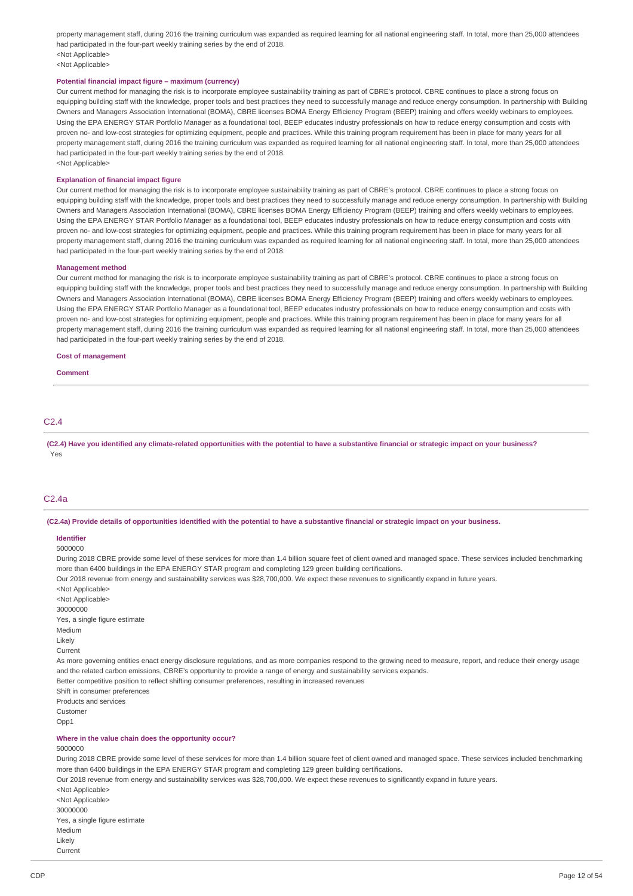property management staff, during 2016 the training curriculum was expanded as required learning for all national engineering staff. In total, more than 25,000 attendees had participated in the four-part weekly training series by the end of 2018.
<Not Applicable>
<Not Applicable>

**Potential financial impact figure – maximum (currency)**

Our current method for managing the risk is to incorporate employee sustainability training as part of CBRE's protocol. CBRE continues to place a strong focus on equipping building staff with the knowledge, proper tools and best practices they need to successfully manage and reduce energy consumption. In partnership with Building Owners and Managers Association International (BOMA), CBRE licenses BOMA Energy Efficiency Program (BEEP) training and offers weekly webinars to employees. Using the EPA ENERGY STAR Portfolio Manager as a foundational tool, BEEP educates industry professionals on how to reduce energy consumption and costs with proven no- and low-cost strategies for optimizing equipment, people and practices. While this training program requirement has been in place for many years for all property management staff, during 2016 the training curriculum was expanded as required learning for all national engineering staff. In total, more than 25,000 attendees had participated in the four-part weekly training series by the end of 2018.
<Not Applicable>

**Explanation of financial impact figure**

Our current method for managing the risk is to incorporate employee sustainability training as part of CBRE's protocol. CBRE continues to place a strong focus on equipping building staff with the knowledge, proper tools and best practices they need to successfully manage and reduce energy consumption. In partnership with Building Owners and Managers Association International (BOMA), CBRE licenses BOMA Energy Efficiency Program (BEEP) training and offers weekly webinars to employees. Using the EPA ENERGY STAR Portfolio Manager as a foundational tool, BEEP educates industry professionals on how to reduce energy consumption and costs with proven no- and low-cost strategies for optimizing equipment, people and practices. While this training program requirement has been in place for many years for all property management staff, during 2016 the training curriculum was expanded as required learning for all national engineering staff. In total, more than 25,000 attendees had participated in the four-part weekly training series by the end of 2018.

**Management method**

Our current method for managing the risk is to incorporate employee sustainability training as part of CBRE's protocol. CBRE continues to place a strong focus on equipping building staff with the knowledge, proper tools and best practices they need to successfully manage and reduce energy consumption. In partnership with Building Owners and Managers Association International (BOMA), CBRE licenses BOMA Energy Efficiency Program (BEEP) training and offers weekly webinars to employees. Using the EPA ENERGY STAR Portfolio Manager as a foundational tool, BEEP educates industry professionals on how to reduce energy consumption and costs with proven no- and low-cost strategies for optimizing equipment, people and practices. While this training program requirement has been in place for many years for all property management staff, during 2016 the training curriculum was expanded as required learning for all national engineering staff. In total, more than 25,000 attendees had participated in the four-part weekly training series by the end of 2018.

**Cost of management**

**Comment**

## C2.4

**(C2.4) Have you identified any climate-related opportunities with the potential to have a substantive financial or strategic impact on your business?**
Yes

## C2.4a

**(C2.4a) Provide details of opportunities identified with the potential to have a substantive financial or strategic impact on your business.**

**Identifier**

5000000
During 2018 CBRE provide some level of these services for more than 1.4 billion square feet of client owned and managed space. These services included benchmarking more than 6400 buildings in the EPA ENERGY STAR program and completing 129 green building certifications.
Our 2018 revenue from energy and sustainability services was $28,700,000. We expect these revenues to significantly expand in future years.
<Not Applicable>
<Not Applicable>
30000000
Yes, a single figure estimate
Medium
Likely
Current
As more governing entities enact energy disclosure regulations, and as more companies respond to the growing need to measure, report, and reduce their energy usage and the related carbon emissions, CBRE's opportunity to provide a range of energy and sustainability services expands.
Better competitive position to reflect shifting consumer preferences, resulting in increased revenues
Shift in consumer preferences
Products and services
Customer
Opp1

**Where in the value chain does the opportunity occur?**

5000000
During 2018 CBRE provide some level of these services for more than 1.4 billion square feet of client owned and managed space. These services included benchmarking more than 6400 buildings in the EPA ENERGY STAR program and completing 129 green building certifications.
Our 2018 revenue from energy and sustainability services was $28,700,000. We expect these revenues to significantly expand in future years.
<Not Applicable>
<Not Applicable>
30000000
Yes, a single figure estimate
Medium
Likely
Current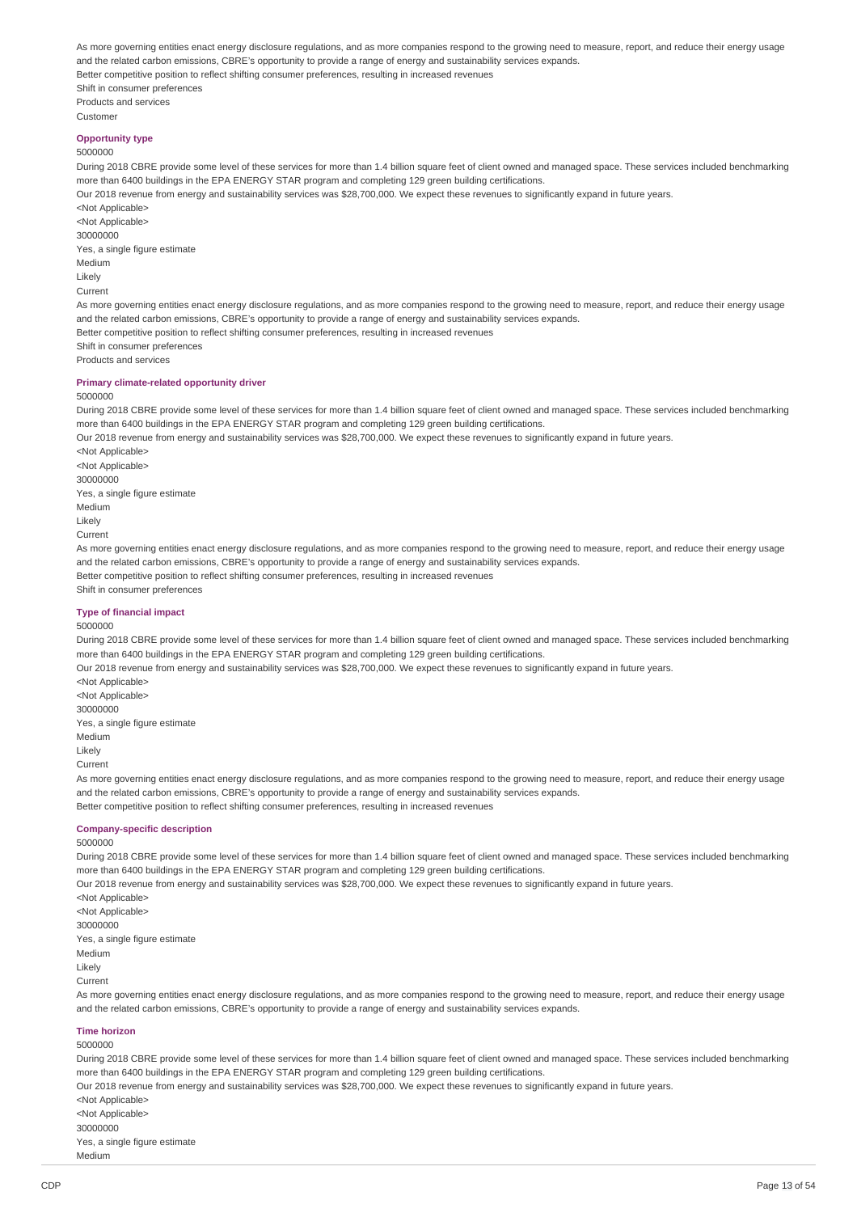As more governing entities enact energy disclosure regulations, and as more companies respond to the growing need to measure, report, and reduce their energy usage and the related carbon emissions, CBRE's opportunity to provide a range of energy and sustainability services expands.

Better competitive position to reflect shifting consumer preferences, resulting in increased revenues

Shift in consumer preferences

Products and services

Customer

#### Opportunity type

5000000

During 2018 CBRE provide some level of these services for more than 1.4 billion square feet of client owned and managed space. These services included benchmarking more than 6400 buildings in the EPA ENERGY STAR program and completing 129 green building certifications.

Our 2018 revenue from energy and sustainability services was $28,700,000. We expect these revenues to significantly expand in future years.

<Not Applicable>

<Not Applicable>

30000000

Yes, a single figure estimate

Medium

Likely

Current

As more governing entities enact energy disclosure regulations, and as more companies respond to the growing need to measure, report, and reduce their energy usage and the related carbon emissions, CBRE's opportunity to provide a range of energy and sustainability services expands.

Better competitive position to reflect shifting consumer preferences, resulting in increased revenues

Shift in consumer preferences

Products and services

#### Primary climate-related opportunity driver

5000000

During 2018 CBRE provide some level of these services for more than 1.4 billion square feet of client owned and managed space. These services included benchmarking more than 6400 buildings in the EPA ENERGY STAR program and completing 129 green building certifications.

Our 2018 revenue from energy and sustainability services was $28,700,000. We expect these revenues to significantly expand in future years.

<Not Applicable>

<Not Applicable>

30000000

Yes, a single figure estimate

Medium

Likely

Current

As more governing entities enact energy disclosure regulations, and as more companies respond to the growing need to measure, report, and reduce their energy usage and the related carbon emissions, CBRE's opportunity to provide a range of energy and sustainability services expands.

Better competitive position to reflect shifting consumer preferences, resulting in increased revenues

Shift in consumer preferences

#### Type of financial impact

5000000

During 2018 CBRE provide some level of these services for more than 1.4 billion square feet of client owned and managed space. These services included benchmarking more than 6400 buildings in the EPA ENERGY STAR program and completing 129 green building certifications.

Our 2018 revenue from energy and sustainability services was $28,700,000. We expect these revenues to significantly expand in future years.

<Not Applicable>

<Not Applicable>

30000000

Yes, a single figure estimate

Medium

Likely

Current

As more governing entities enact energy disclosure regulations, and as more companies respond to the growing need to measure, report, and reduce their energy usage and the related carbon emissions, CBRE's opportunity to provide a range of energy and sustainability services expands.

Better competitive position to reflect shifting consumer preferences, resulting in increased revenues

#### Company-specific description

5000000

During 2018 CBRE provide some level of these services for more than 1.4 billion square feet of client owned and managed space. These services included benchmarking more than 6400 buildings in the EPA ENERGY STAR program and completing 129 green building certifications.

Our 2018 revenue from energy and sustainability services was $28,700,000. We expect these revenues to significantly expand in future years.

<Not Applicable>

<Not Applicable>

30000000

Yes, a single figure estimate

Medium

Likely

Current

As more governing entities enact energy disclosure regulations, and as more companies respond to the growing need to measure, report, and reduce their energy usage and the related carbon emissions, CBRE's opportunity to provide a range of energy and sustainability services expands.

#### Time horizon

5000000

During 2018 CBRE provide some level of these services for more than 1.4 billion square feet of client owned and managed space. These services included benchmarking more than 6400 buildings in the EPA ENERGY STAR program and completing 129 green building certifications.

Our 2018 revenue from energy and sustainability services was $28,700,000. We expect these revenues to significantly expand in future years.

<Not Applicable>

<Not Applicable>

30000000

Yes, a single figure estimate

Medium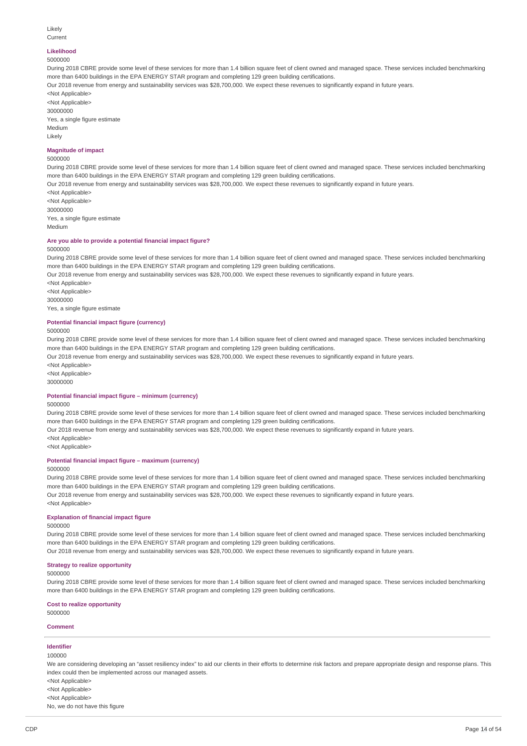Likely
Current

**Likelihood**

5000000

During 2018 CBRE provide some level of these services for more than 1.4 billion square feet of client owned and managed space. These services included benchmarking more than 6400 buildings in the EPA ENERGY STAR program and completing 129 green building certifications.

Our 2018 revenue from energy and sustainability services was $28,700,000. We expect these revenues to significantly expand in future years.

<Not Applicable>

<Not Applicable>

30000000

Yes, a single figure estimate

Medium

Likely

**Magnitude of impact**

5000000

During 2018 CBRE provide some level of these services for more than 1.4 billion square feet of client owned and managed space. These services included benchmarking more than 6400 buildings in the EPA ENERGY STAR program and completing 129 green building certifications.

Our 2018 revenue from energy and sustainability services was $28,700,000. We expect these revenues to significantly expand in future years.

<Not Applicable>

<Not Applicable>

30000000

Yes, a single figure estimate

Medium

**Are you able to provide a potential financial impact figure?**

5000000

During 2018 CBRE provide some level of these services for more than 1.4 billion square feet of client owned and managed space. These services included benchmarking more than 6400 buildings in the EPA ENERGY STAR program and completing 129 green building certifications.

Our 2018 revenue from energy and sustainability services was $28,700,000. We expect these revenues to significantly expand in future years.

<Not Applicable>

<Not Applicable>

30000000

Yes, a single figure estimate

**Potential financial impact figure (currency)**

5000000

During 2018 CBRE provide some level of these services for more than 1.4 billion square feet of client owned and managed space. These services included benchmarking more than 6400 buildings in the EPA ENERGY STAR program and completing 129 green building certifications.

Our 2018 revenue from energy and sustainability services was $28,700,000. We expect these revenues to significantly expand in future years.

<Not Applicable>

<Not Applicable>

30000000

**Potential financial impact figure – minimum (currency)**

5000000

During 2018 CBRE provide some level of these services for more than 1.4 billion square feet of client owned and managed space. These services included benchmarking more than 6400 buildings in the EPA ENERGY STAR program and completing 129 green building certifications.

Our 2018 revenue from energy and sustainability services was $28,700,000. We expect these revenues to significantly expand in future years.

<Not Applicable>

<Not Applicable>

**Potential financial impact figure – maximum (currency)**

5000000

During 2018 CBRE provide some level of these services for more than 1.4 billion square feet of client owned and managed space. These services included benchmarking more than 6400 buildings in the EPA ENERGY STAR program and completing 129 green building certifications.

Our 2018 revenue from energy and sustainability services was $28,700,000. We expect these revenues to significantly expand in future years.

<Not Applicable>

**Explanation of financial impact figure**

5000000

During 2018 CBRE provide some level of these services for more than 1.4 billion square feet of client owned and managed space. These services included benchmarking more than 6400 buildings in the EPA ENERGY STAR program and completing 129 green building certifications.

Our 2018 revenue from energy and sustainability services was $28,700,000. We expect these revenues to significantly expand in future years.

**Strategy to realize opportunity**

5000000

During 2018 CBRE provide some level of these services for more than 1.4 billion square feet of client owned and managed space. These services included benchmarking more than 6400 buildings in the EPA ENERGY STAR program and completing 129 green building certifications.

**Cost to realize opportunity**

5000000

**Comment**

---

**Identifier**

100000

We are considering developing an "asset resiliency index" to aid our clients in their efforts to determine risk factors and prepare appropriate design and response plans. This index could then be implemented across our managed assets.

<Not Applicable>

<Not Applicable>

<Not Applicable>

No, we do not have this figure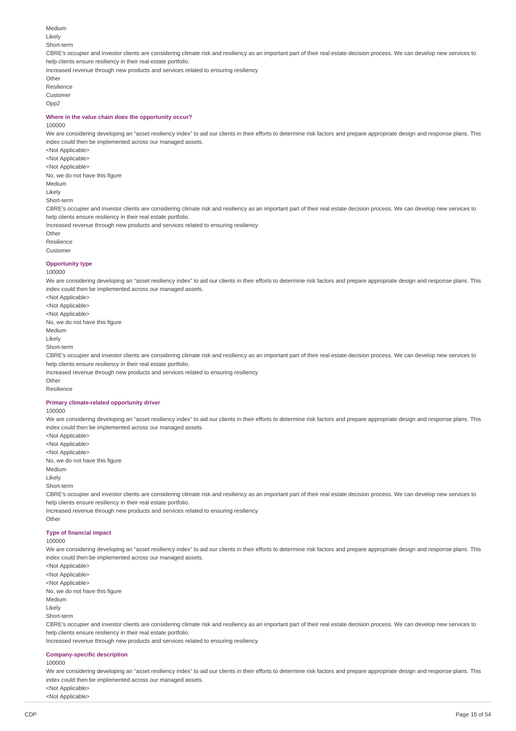Medium
Likely
Short-term
CBRE's occupier and investor clients are considering climate risk and resiliency as an important part of their real estate decision process. We can develop new services to help clients ensure resiliency in their real estate portfolio.
Increased revenue through new products and services related to ensuring resiliency
Other
Resilience
Customer
Opp2

#### Where in the value chain does the opportunity occur?

100000
We are considering developing an "asset resiliency index" to aid our clients in their efforts to determine risk factors and prepare appropriate design and response plans. This index could then be implemented across our managed assets.
<Not Applicable>
<Not Applicable>
<Not Applicable>
No, we do not have this figure
Medium
Likely
Short-term
CBRE's occupier and investor clients are considering climate risk and resiliency as an important part of their real estate decision process. We can develop new services to help clients ensure resiliency in their real estate portfolio.
Increased revenue through new products and services related to ensuring resiliency
Other
Resilience
Customer

#### Opportunity type

100000
We are considering developing an "asset resiliency index" to aid our clients in their efforts to determine risk factors and prepare appropriate design and response plans. This index could then be implemented across our managed assets.
<Not Applicable>
<Not Applicable>
<Not Applicable>
No, we do not have this figure
Medium
Likely
Short-term
CBRE's occupier and investor clients are considering climate risk and resiliency as an important part of their real estate decision process. We can develop new services to help clients ensure resiliency in their real estate portfolio.
Increased revenue through new products and services related to ensuring resiliency
Other
Resilience

#### Primary climate-related opportunity driver

100000
We are considering developing an "asset resiliency index" to aid our clients in their efforts to determine risk factors and prepare appropriate design and response plans. This index could then be implemented across our managed assets.
<Not Applicable>
<Not Applicable>
<Not Applicable>
No, we do not have this figure
Medium
Likely
Short-term
CBRE's occupier and investor clients are considering climate risk and resiliency as an important part of their real estate decision process. We can develop new services to help clients ensure resiliency in their real estate portfolio.
Increased revenue through new products and services related to ensuring resiliency
Other

#### Type of financial impact

100000
We are considering developing an "asset resiliency index" to aid our clients in their efforts to determine risk factors and prepare appropriate design and response plans. This index could then be implemented across our managed assets.
<Not Applicable>
<Not Applicable>
<Not Applicable>
No, we do not have this figure
Medium
Likely
Short-term
CBRE's occupier and investor clients are considering climate risk and resiliency as an important part of their real estate decision process. We can develop new services to help clients ensure resiliency in their real estate portfolio.
Increased revenue through new products and services related to ensuring resiliency

#### Company-specific description

100000
We are considering developing an "asset resiliency index" to aid our clients in their efforts to determine risk factors and prepare appropriate design and response plans. This index could then be implemented across our managed assets.
<Not Applicable>
<Not Applicable>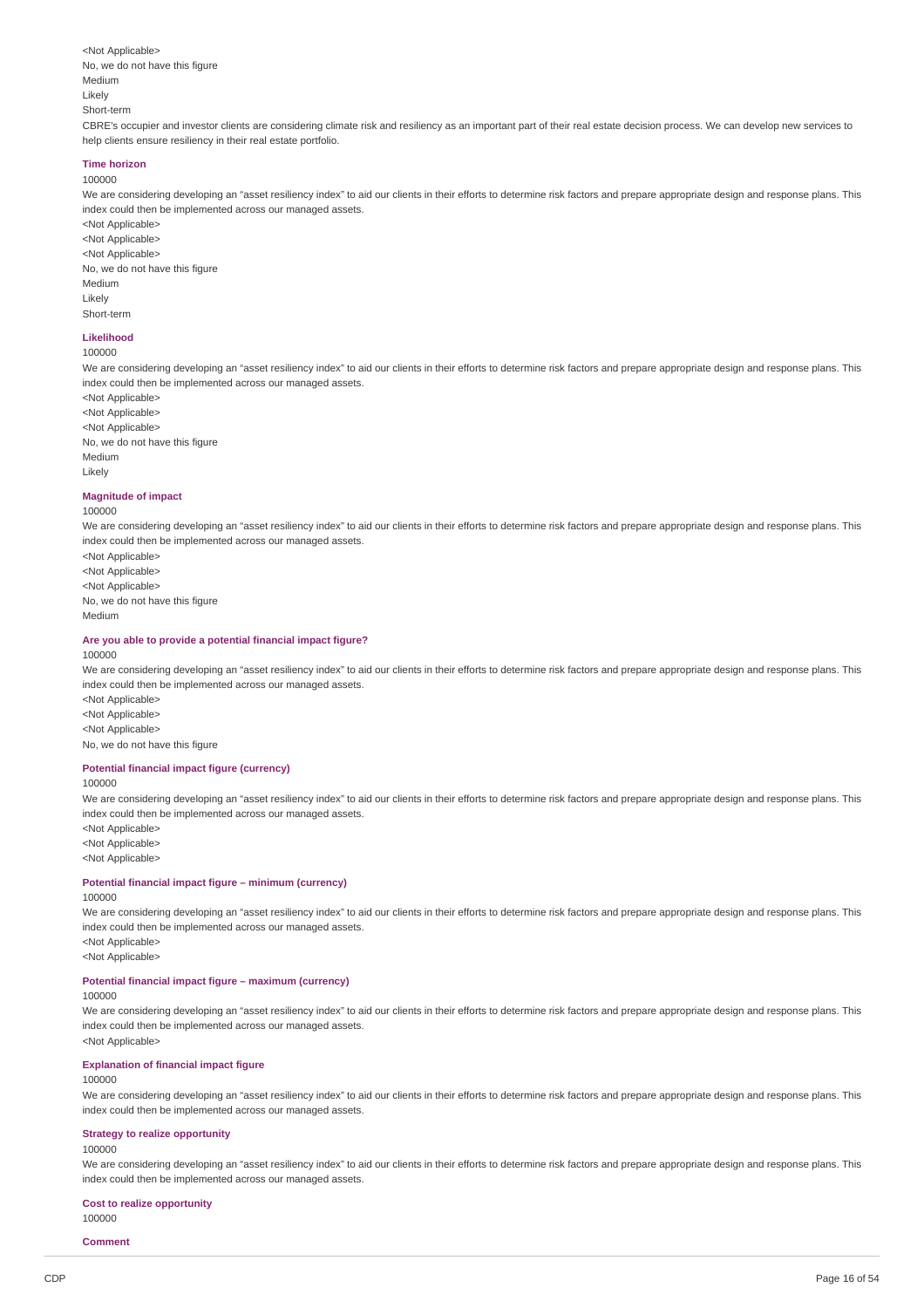<Not Applicable>
No, we do not have this figure
Medium
Likely
Short-term
CBRE's occupier and investor clients are considering climate risk and resiliency as an important part of their real estate decision process. We can develop new services to help clients ensure resiliency in their real estate portfolio.

#### Time horizon

100000
We are considering developing an "asset resiliency index" to aid our clients in their efforts to determine risk factors and prepare appropriate design and response plans. This index could then be implemented across our managed assets.
<Not Applicable>
<Not Applicable>
<Not Applicable>
No, we do not have this figure
Medium
Likely
Short-term

#### Likelihood

100000
We are considering developing an "asset resiliency index" to aid our clients in their efforts to determine risk factors and prepare appropriate design and response plans. This index could then be implemented across our managed assets.
<Not Applicable>
<Not Applicable>
<Not Applicable>
No, we do not have this figure
Medium
Likely

#### Magnitude of impact

100000
We are considering developing an "asset resiliency index" to aid our clients in their efforts to determine risk factors and prepare appropriate design and response plans. This index could then be implemented across our managed assets.
<Not Applicable>
<Not Applicable>
<Not Applicable>
No, we do not have this figure
Medium

#### Are you able to provide a potential financial impact figure?

100000
We are considering developing an "asset resiliency index" to aid our clients in their efforts to determine risk factors and prepare appropriate design and response plans. This index could then be implemented across our managed assets.
<Not Applicable>
<Not Applicable>
<Not Applicable>
No, we do not have this figure

#### Potential financial impact figure (currency)

100000
We are considering developing an "asset resiliency index" to aid our clients in their efforts to determine risk factors and prepare appropriate design and response plans. This index could then be implemented across our managed assets.
<Not Applicable>
<Not Applicable>
<Not Applicable>

#### Potential financial impact figure – minimum (currency)

100000
We are considering developing an "asset resiliency index" to aid our clients in their efforts to determine risk factors and prepare appropriate design and response plans. This index could then be implemented across our managed assets.
<Not Applicable>
<Not Applicable>

#### Potential financial impact figure – maximum (currency)

100000
We are considering developing an "asset resiliency index" to aid our clients in their efforts to determine risk factors and prepare appropriate design and response plans. This index could then be implemented across our managed assets.
<Not Applicable>

#### Explanation of financial impact figure

100000
We are considering developing an "asset resiliency index" to aid our clients in their efforts to determine risk factors and prepare appropriate design and response plans. This index could then be implemented across our managed assets.

#### Strategy to realize opportunity

100000
We are considering developing an "asset resiliency index" to aid our clients in their efforts to determine risk factors and prepare appropriate design and response plans. This index could then be implemented across our managed assets.

#### Cost to realize opportunity

100000

#### Comment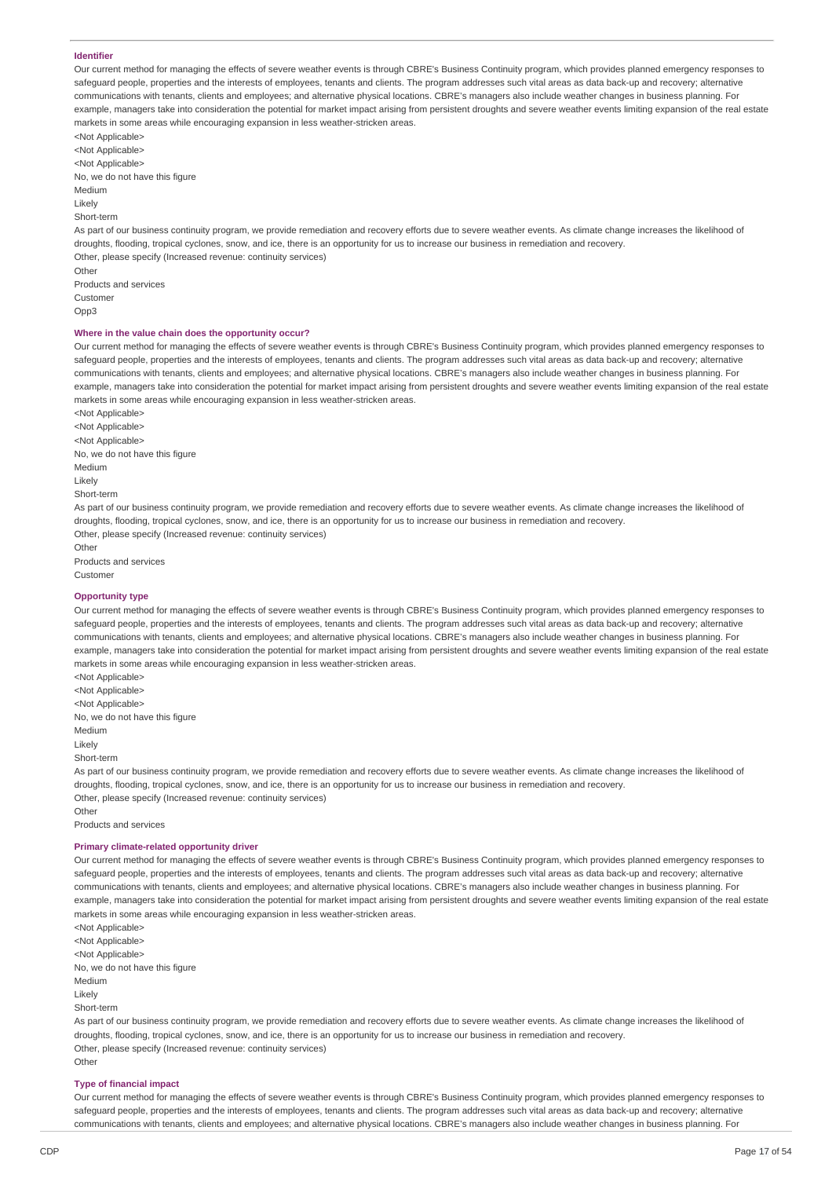#### Identifier

Our current method for managing the effects of severe weather events is through CBRE's Business Continuity program, which provides planned emergency responses to safeguard people, properties and the interests of employees, tenants and clients. The program addresses such vital areas as data back-up and recovery; alternative communications with tenants, clients and employees; and alternative physical locations. CBRE's managers also include weather changes in business planning. For example, managers take into consideration the potential for market impact arising from persistent droughts and severe weather events limiting expansion of the real estate markets in some areas while encouraging expansion in less weather-stricken areas.

<Not Applicable>

<Not Applicable>

<Not Applicable>

No, we do not have this figure

Medium

Likely

Short-term

As part of our business continuity program, we provide remediation and recovery efforts due to severe weather events. As climate change increases the likelihood of droughts, flooding, tropical cyclones, snow, and ice, there is an opportunity for us to increase our business in remediation and recovery.

Other, please specify (Increased revenue: continuity services)

Other

Products and services

Customer

Opp3

#### Where in the value chain does the opportunity occur?

Our current method for managing the effects of severe weather events is through CBRE's Business Continuity program, which provides planned emergency responses to safeguard people, properties and the interests of employees, tenants and clients. The program addresses such vital areas as data back-up and recovery; alternative communications with tenants, clients and employees; and alternative physical locations. CBRE's managers also include weather changes in business planning. For example, managers take into consideration the potential for market impact arising from persistent droughts and severe weather events limiting expansion of the real estate markets in some areas while encouraging expansion in less weather-stricken areas.

<Not Applicable>

<Not Applicable>

<Not Applicable>

No, we do not have this figure

Medium

Likely

Short-term

As part of our business continuity program, we provide remediation and recovery efforts due to severe weather events. As climate change increases the likelihood of droughts, flooding, tropical cyclones, snow, and ice, there is an opportunity for us to increase our business in remediation and recovery.

Other, please specify (Increased revenue: continuity services)

Other

Products and services

Customer

#### Opportunity type

Our current method for managing the effects of severe weather events is through CBRE's Business Continuity program, which provides planned emergency responses to safeguard people, properties and the interests of employees, tenants and clients. The program addresses such vital areas as data back-up and recovery; alternative communications with tenants, clients and employees; and alternative physical locations. CBRE's managers also include weather changes in business planning. For example, managers take into consideration the potential for market impact arising from persistent droughts and severe weather events limiting expansion of the real estate markets in some areas while encouraging expansion in less weather-stricken areas.

<Not Applicable>

<Not Applicable>

<Not Applicable>

No, we do not have this figure

Medium

Likely

Short-term

As part of our business continuity program, we provide remediation and recovery efforts due to severe weather events. As climate change increases the likelihood of droughts, flooding, tropical cyclones, snow, and ice, there is an opportunity for us to increase our business in remediation and recovery.

Other, please specify (Increased revenue: continuity services)

Other

Products and services

#### Primary climate-related opportunity driver

Our current method for managing the effects of severe weather events is through CBRE's Business Continuity program, which provides planned emergency responses to safeguard people, properties and the interests of employees, tenants and clients. The program addresses such vital areas as data back-up and recovery; alternative communications with tenants, clients and employees; and alternative physical locations. CBRE's managers also include weather changes in business planning. For example, managers take into consideration the potential for market impact arising from persistent droughts and severe weather events limiting expansion of the real estate markets in some areas while encouraging expansion in less weather-stricken areas.

<Not Applicable>

<Not Applicable>

<Not Applicable>

No, we do not have this figure

Medium

Likely

Short-term

As part of our business continuity program, we provide remediation and recovery efforts due to severe weather events. As climate change increases the likelihood of droughts, flooding, tropical cyclones, snow, and ice, there is an opportunity for us to increase our business in remediation and recovery.

Other, please specify (Increased revenue: continuity services)

Other

#### Type of financial impact

Our current method for managing the effects of severe weather events is through CBRE's Business Continuity program, which provides planned emergency responses to safeguard people, properties and the interests of employees, tenants and clients. The program addresses such vital areas as data back-up and recovery; alternative communications with tenants, clients and employees; and alternative physical locations. CBRE's managers also include weather changes in business planning. For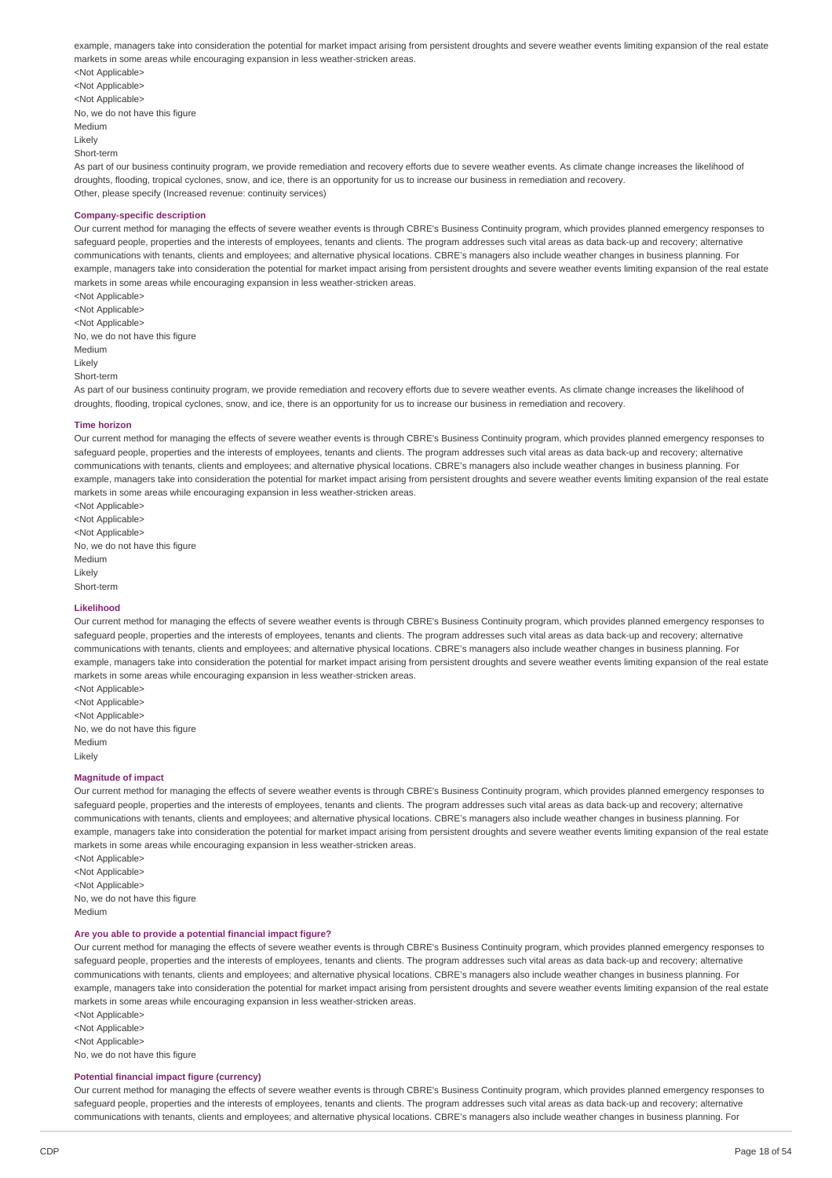example, managers take into consideration the potential for market impact arising from persistent droughts and severe weather events limiting expansion of the real estate markets in some areas while encouraging expansion in less weather-stricken areas.

<Not Applicable>

<Not Applicable>

<Not Applicable>

No, we do not have this figure

Medium

Likely

Short-term

As part of our business continuity program, we provide remediation and recovery efforts due to severe weather events. As climate change increases the likelihood of droughts, flooding, tropical cyclones, snow, and ice, there is an opportunity for us to increase our business in remediation and recovery.

Other, please specify (Increased revenue: continuity services)

**Company-specific description**

Our current method for managing the effects of severe weather events is through CBRE's Business Continuity program, which provides planned emergency responses to safeguard people, properties and the interests of employees, tenants and clients. The program addresses such vital areas as data back-up and recovery; alternative communications with tenants, clients and employees; and alternative physical locations. CBRE's managers also include weather changes in business planning. For example, managers take into consideration the potential for market impact arising from persistent droughts and severe weather events limiting expansion of the real estate markets in some areas while encouraging expansion in less weather-stricken areas.

<Not Applicable>

<Not Applicable>

<Not Applicable>

No, we do not have this figure

Medium

Likely

Short-term

As part of our business continuity program, we provide remediation and recovery efforts due to severe weather events. As climate change increases the likelihood of droughts, flooding, tropical cyclones, snow, and ice, there is an opportunity for us to increase our business in remediation and recovery.

**Time horizon**

Our current method for managing the effects of severe weather events is through CBRE's Business Continuity program, which provides planned emergency responses to safeguard people, properties and the interests of employees, tenants and clients. The program addresses such vital areas as data back-up and recovery; alternative communications with tenants, clients and employees; and alternative physical locations. CBRE's managers also include weather changes in business planning. For example, managers take into consideration the potential for market impact arising from persistent droughts and severe weather events limiting expansion of the real estate markets in some areas while encouraging expansion in less weather-stricken areas.

<Not Applicable>

<Not Applicable>

<Not Applicable>

No, we do not have this figure

Medium

Likely

Short-term

**Likelihood**

Our current method for managing the effects of severe weather events is through CBRE's Business Continuity program, which provides planned emergency responses to safeguard people, properties and the interests of employees, tenants and clients. The program addresses such vital areas as data back-up and recovery; alternative communications with tenants, clients and employees; and alternative physical locations. CBRE's managers also include weather changes in business planning. For example, managers take into consideration the potential for market impact arising from persistent droughts and severe weather events limiting expansion of the real estate markets in some areas while encouraging expansion in less weather-stricken areas.

<Not Applicable>

<Not Applicable>

<Not Applicable>

No, we do not have this figure

Medium

Likely

**Magnitude of impact**

Our current method for managing the effects of severe weather events is through CBRE's Business Continuity program, which provides planned emergency responses to safeguard people, properties and the interests of employees, tenants and clients. The program addresses such vital areas as data back-up and recovery; alternative communications with tenants, clients and employees; and alternative physical locations. CBRE's managers also include weather changes in business planning. For example, managers take into consideration the potential for market impact arising from persistent droughts and severe weather events limiting expansion of the real estate markets in some areas while encouraging expansion in less weather-stricken areas.

<Not Applicable>

<Not Applicable>

<Not Applicable>

No, we do not have this figure

Medium

**Are you able to provide a potential financial impact figure?**

Our current method for managing the effects of severe weather events is through CBRE's Business Continuity program, which provides planned emergency responses to safeguard people, properties and the interests of employees, tenants and clients. The program addresses such vital areas as data back-up and recovery; alternative communications with tenants, clients and employees; and alternative physical locations. CBRE's managers also include weather changes in business planning. For example, managers take into consideration the potential for market impact arising from persistent droughts and severe weather events limiting expansion of the real estate markets in some areas while encouraging expansion in less weather-stricken areas.

<Not Applicable>

<Not Applicable>

<Not Applicable>

No, we do not have this figure

**Potential financial impact figure (currency)**

Our current method for managing the effects of severe weather events is through CBRE's Business Continuity program, which provides planned emergency responses to safeguard people, properties and the interests of employees, tenants and clients. The program addresses such vital areas as data back-up and recovery; alternative communications with tenants, clients and employees; and alternative physical locations. CBRE's managers also include weather changes in business planning. For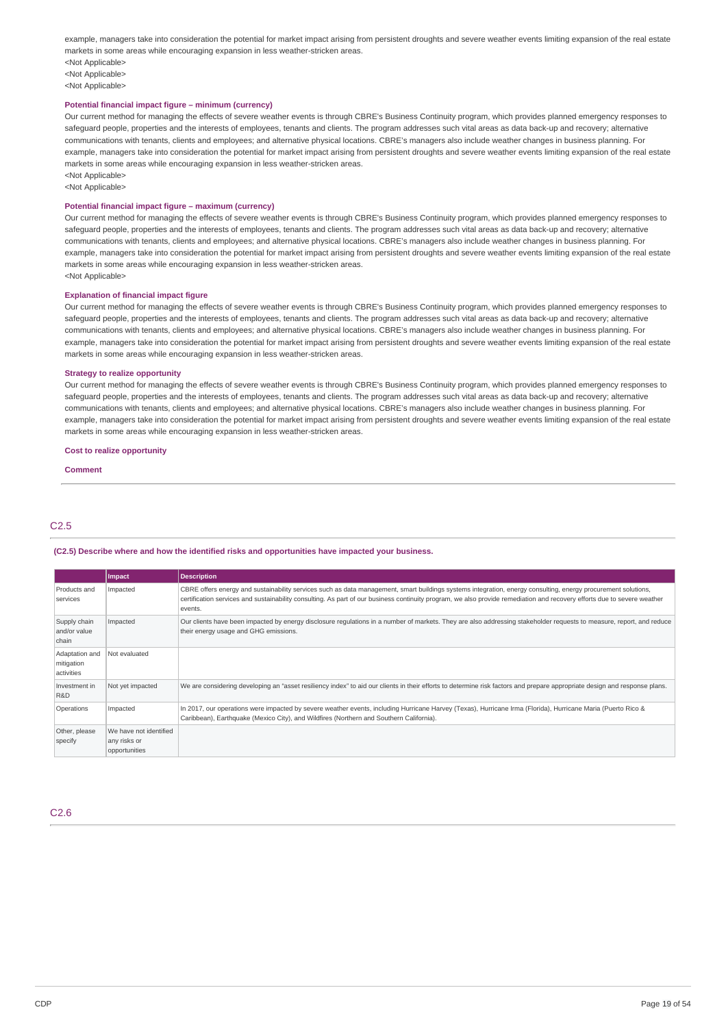example, managers take into consideration the potential for market impact arising from persistent droughts and severe weather events limiting expansion of the real estate markets in some areas while encouraging expansion in less weather-stricken areas.
<Not Applicable>
<Not Applicable>
<Not Applicable>

**Potential financial impact figure – minimum (currency)**

Our current method for managing the effects of severe weather events is through CBRE's Business Continuity program, which provides planned emergency responses to safeguard people, properties and the interests of employees, tenants and clients. The program addresses such vital areas as data back-up and recovery; alternative communications with tenants, clients and employees; and alternative physical locations. CBRE's managers also include weather changes in business planning. For example, managers take into consideration the potential for market impact arising from persistent droughts and severe weather events limiting expansion of the real estate markets in some areas while encouraging expansion in less weather-stricken areas.
<Not Applicable>
<Not Applicable>

**Potential financial impact figure – maximum (currency)**

Our current method for managing the effects of severe weather events is through CBRE's Business Continuity program, which provides planned emergency responses to safeguard people, properties and the interests of employees, tenants and clients. The program addresses such vital areas as data back-up and recovery; alternative communications with tenants, clients and employees; and alternative physical locations. CBRE's managers also include weather changes in business planning. For example, managers take into consideration the potential for market impact arising from persistent droughts and severe weather events limiting expansion of the real estate markets in some areas while encouraging expansion in less weather-stricken areas.
<Not Applicable>

**Explanation of financial impact figure**

Our current method for managing the effects of severe weather events is through CBRE's Business Continuity program, which provides planned emergency responses to safeguard people, properties and the interests of employees, tenants and clients. The program addresses such vital areas as data back-up and recovery; alternative communications with tenants, clients and employees; and alternative physical locations. CBRE's managers also include weather changes in business planning. For example, managers take into consideration the potential for market impact arising from persistent droughts and severe weather events limiting expansion of the real estate markets in some areas while encouraging expansion in less weather-stricken areas.

**Strategy to realize opportunity**

Our current method for managing the effects of severe weather events is through CBRE's Business Continuity program, which provides planned emergency responses to safeguard people, properties and the interests of employees, tenants and clients. The program addresses such vital areas as data back-up and recovery; alternative communications with tenants, clients and employees; and alternative physical locations. CBRE's managers also include weather changes in business planning. For example, managers take into consideration the potential for market impact arising from persistent droughts and severe weather events limiting expansion of the real estate markets in some areas while encouraging expansion in less weather-stricken areas.

**Cost to realize opportunity**

**Comment**

## C2.5

**(C2.5) Describe where and how the identified risks and opportunities have impacted your business.**

| | Impact | Description |
|---|---|---|
| Products and services | Impacted | CBRE offers energy and sustainability services such as data management, smart buildings systems integration, energy consulting, energy procurement solutions, certification services and sustainability consulting. As part of our business continuity program, we also provide remediation and recovery efforts due to severe weather events. |
| Supply chain and/or value chain | Impacted | Our clients have been impacted by energy disclosure regulations in a number of markets. They are also addressing stakeholder requests to measure, report, and reduce their energy usage and GHG emissions. |
| Adaptation and mitigation activities | Not evaluated | |
| Investment in R&D | Not yet impacted | We are considering developing an "asset resiliency index" to aid our clients in their efforts to determine risk factors and prepare appropriate design and response plans. |
| Operations | Impacted | In 2017, our operations were impacted by severe weather events, including Hurricane Harvey (Texas), Hurricane Irma (Florida), Hurricane Maria (Puerto Rico & Caribbean), Earthquake (Mexico City), and Wildfires (Northern and Southern California). |
| Other, please specify | We have not identified any risks or opportunities | |

## C2.6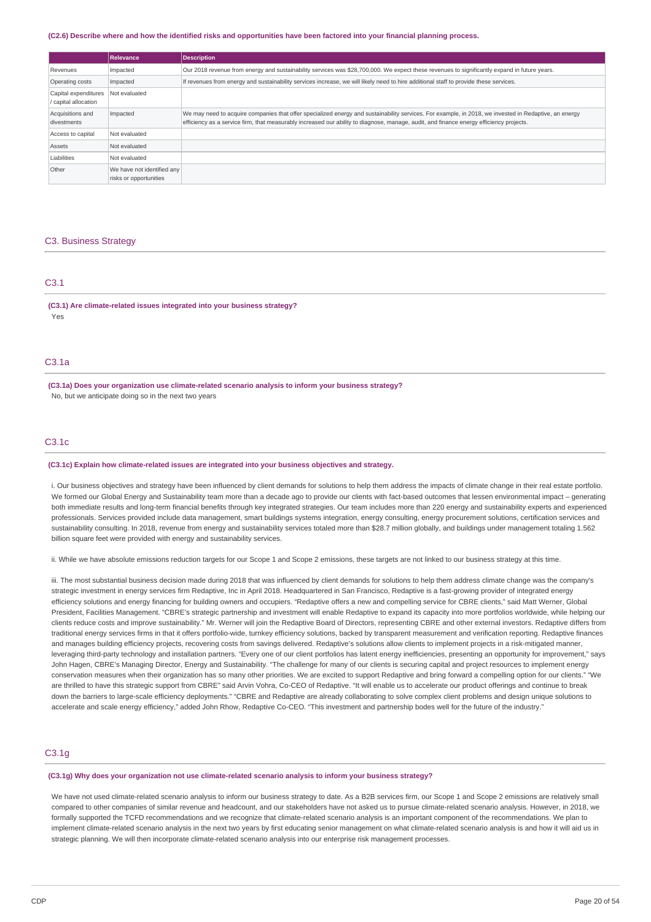**(C2.6) Describe where and how the identified risks and opportunities have been factored into your financial planning process.**

| | Relevance | Description |
|---|---|---|
| Revenues | Impacted | Our 2018 revenue from energy and sustainability services was $28,700,000. We expect these revenues to significantly expand in future years. |
| Operating costs | Impacted | If revenues from energy and sustainability services increase, we will likely need to hire additional staff to provide these services. |
| Capital expenditures / capital allocation | Not evaluated | |
| Acquisitions and divestments | Impacted | We may need to acquire companies that offer specialized energy and sustainability services. For example, in 2018, we invested in Redaptive, an energy efficiency as a service firm, that measurably increased our ability to diagnose, manage, audit, and finance energy efficiency projects. |
| Access to capital | Not evaluated | |
| Assets | Not evaluated | |
| Liabilities | Not evaluated | |
| Other | We have not identified any risks or opportunities | |

## C3. Business Strategy

### C3.1

**(C3.1) Are climate-related issues integrated into your business strategy?**

Yes

### C3.1a

**(C3.1a) Does your organization use climate-related scenario analysis to inform your business strategy?**

No, but we anticipate doing so in the next two years

### C3.1c

**(C3.1c) Explain how climate-related issues are integrated into your business objectives and strategy.**

i. Our business objectives and strategy have been influenced by client demands for solutions to help them address the impacts of climate change in their real estate portfolio. We formed our Global Energy and Sustainability team more than a decade ago to provide our clients with fact-based outcomes that lessen environmental impact – generating both immediate results and long-term financial benefits through key integrated strategies. Our team includes more than 220 energy and sustainability experts and experienced professionals. Services provided include data management, smart buildings systems integration, energy consulting, energy procurement solutions, certification services and sustainability consulting. In 2018, revenue from energy and sustainability services totaled more than $28.7 million globally, and buildings under management totaling 1.562 billion square feet were provided with energy and sustainability services.

ii. While we have absolute emissions reduction targets for our Scope 1 and Scope 2 emissions, these targets are not linked to our business strategy at this time.

iii. The most substantial business decision made during 2018 that was influenced by client demands for solutions to help them address climate change was the company's strategic investment in energy services firm Redaptive, Inc in April 2018. Headquartered in San Francisco, Redaptive is a fast-growing provider of integrated energy efficiency solutions and energy financing for building owners and occupiers. "Redaptive offers a new and compelling service for CBRE clients," said Matt Werner, Global President, Facilities Management. "CBRE's strategic partnership and investment will enable Redaptive to expand its capacity into more portfolios worldwide, while helping our clients reduce costs and improve sustainability." Mr. Werner will join the Redaptive Board of Directors, representing CBRE and other external investors. Redaptive differs from traditional energy services firms in that it offers portfolio-wide, turnkey efficiency solutions, backed by transparent measurement and verification reporting. Redaptive finances and manages building efficiency projects, recovering costs from savings delivered. Redaptive's solutions allow clients to implement projects in a risk-mitigated manner, leveraging third-party technology and installation partners. "Every one of our client portfolios has latent energy inefficiencies, presenting an opportunity for improvement," says John Hagen, CBRE's Managing Director, Energy and Sustainability. "The challenge for many of our clients is securing capital and project resources to implement energy conservation measures when their organization has so many other priorities. We are excited to support Redaptive and bring forward a compelling option for our clients." "We are thrilled to have this strategic support from CBRE" said Arvin Vohra, Co-CEO of Redaptive. "It will enable us to accelerate our product offerings and continue to break down the barriers to large-scale efficiency deployments." "CBRE and Redaptive are already collaborating to solve complex client problems and design unique solutions to accelerate and scale energy efficiency," added John Rhow, Redaptive Co-CEO. "This investment and partnership bodes well for the future of the industry."

### C3.1g

**(C3.1g) Why does your organization not use climate-related scenario analysis to inform your business strategy?**

We have not used climate-related scenario analysis to inform our business strategy to date. As a B2B services firm, our Scope 1 and Scope 2 emissions are relatively small compared to other companies of similar revenue and headcount, and our stakeholders have not asked us to pursue climate-related scenario analysis. However, in 2018, we formally supported the TCFD recommendations and we recognize that climate-related scenario analysis is an important component of the recommendations. We plan to implement climate-related scenario analysis in the next two years by first educating senior management on what climate-related scenario analysis is and how it will aid us in strategic planning. We will then incorporate climate-related scenario analysis into our enterprise risk management processes.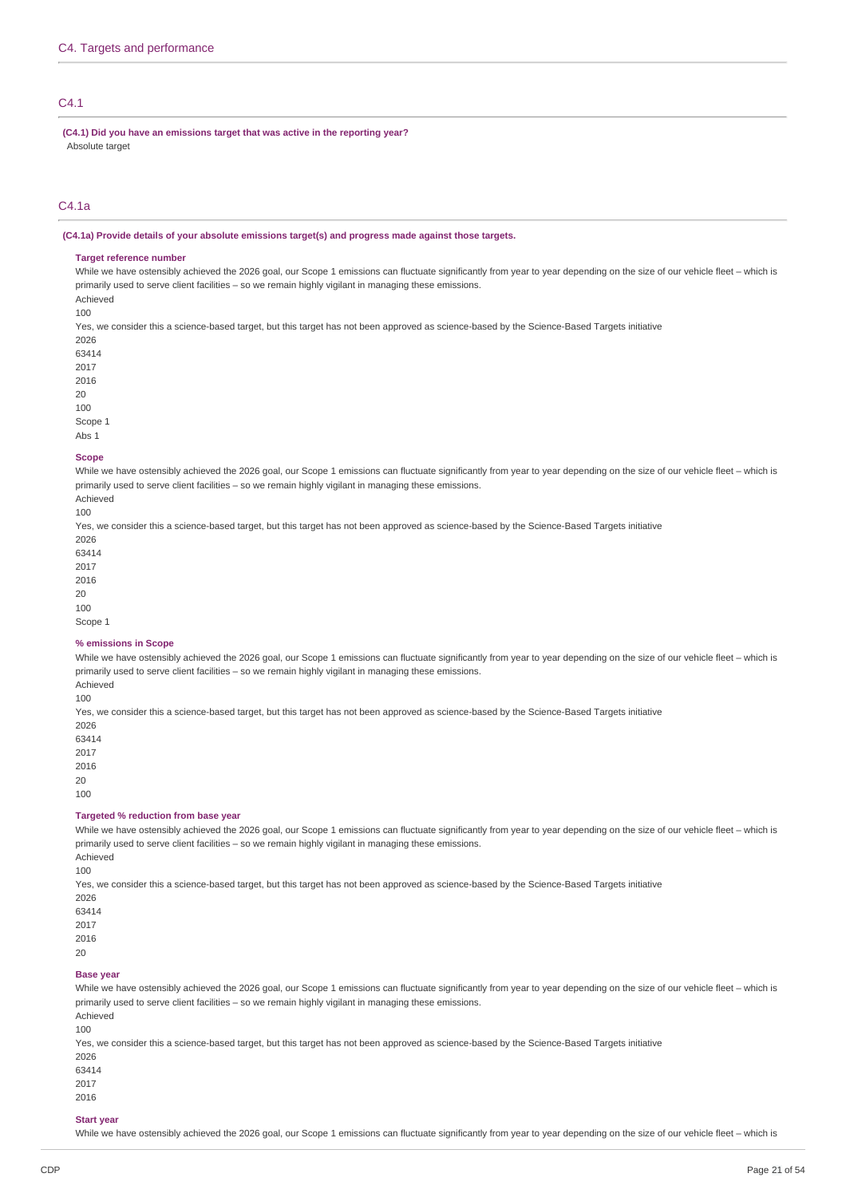## C4. Targets and performance

### C4.1

**(C4.1) Did you have an emissions target that was active in the reporting year?**
Absolute target

### C4.1a

**(C4.1a) Provide details of your absolute emissions target(s) and progress made against those targets.**

**Target reference number**
While we have ostensibly achieved the 2026 goal, our Scope 1 emissions can fluctuate significantly from year to year depending on the size of our vehicle fleet – which is primarily used to serve client facilities – so we remain highly vigilant in managing these emissions.
Achieved
100
Yes, we consider this a science-based target, but this target has not been approved as science-based by the Science-Based Targets initiative
2026
63414
2017
2016
20
100
Scope 1
Abs 1

**Scope**
While we have ostensibly achieved the 2026 goal, our Scope 1 emissions can fluctuate significantly from year to year depending on the size of our vehicle fleet – which is primarily used to serve client facilities – so we remain highly vigilant in managing these emissions.
Achieved
100
Yes, we consider this a science-based target, but this target has not been approved as science-based by the Science-Based Targets initiative
2026
63414
2017
2016
20
100
Scope 1

**% emissions in Scope**
While we have ostensibly achieved the 2026 goal, our Scope 1 emissions can fluctuate significantly from year to year depending on the size of our vehicle fleet – which is primarily used to serve client facilities – so we remain highly vigilant in managing these emissions.
Achieved
100
Yes, we consider this a science-based target, but this target has not been approved as science-based by the Science-Based Targets initiative
2026
63414
2017
2016
20
100

**Targeted % reduction from base year**
While we have ostensibly achieved the 2026 goal, our Scope 1 emissions can fluctuate significantly from year to year depending on the size of our vehicle fleet – which is primarily used to serve client facilities – so we remain highly vigilant in managing these emissions.
Achieved
100
Yes, we consider this a science-based target, but this target has not been approved as science-based by the Science-Based Targets initiative
2026
63414
2017
2016
20

**Base year**
While we have ostensibly achieved the 2026 goal, our Scope 1 emissions can fluctuate significantly from year to year depending on the size of our vehicle fleet – which is primarily used to serve client facilities – so we remain highly vigilant in managing these emissions.
Achieved
100
Yes, we consider this a science-based target, but this target has not been approved as science-based by the Science-Based Targets initiative
2026
63414
2017
2016

**Start year**
While we have ostensibly achieved the 2026 goal, our Scope 1 emissions can fluctuate significantly from year to year depending on the size of our vehicle fleet – which is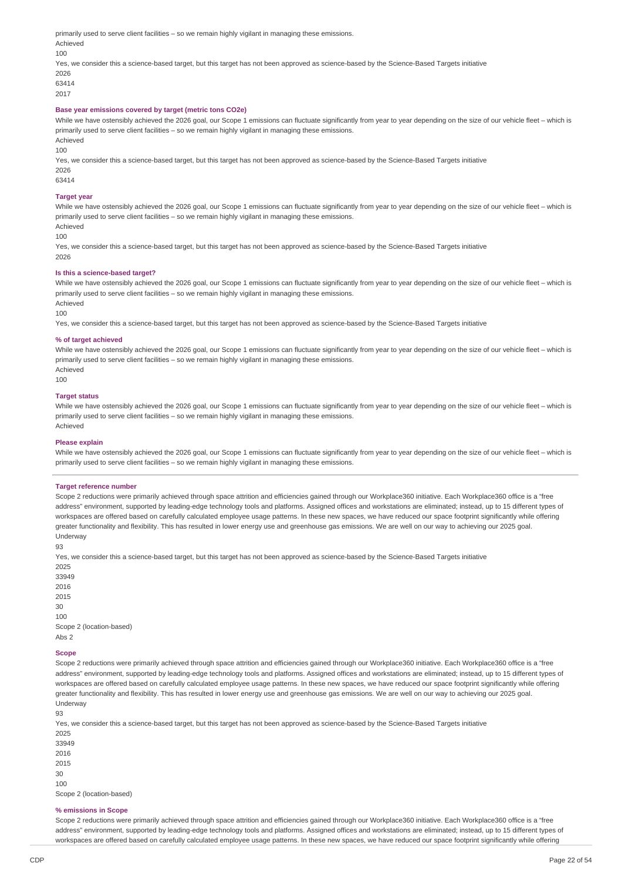primarily used to serve client facilities – so we remain highly vigilant in managing these emissions.

Achieved

100

Yes, we consider this a science-based target, but this target has not been approved as science-based by the Science-Based Targets initiative

2026

63414

2017

**Base year emissions covered by target (metric tons CO2e)**

While we have ostensibly achieved the 2026 goal, our Scope 1 emissions can fluctuate significantly from year to year depending on the size of our vehicle fleet – which is primarily used to serve client facilities – so we remain highly vigilant in managing these emissions.

Achieved

100

Yes, we consider this a science-based target, but this target has not been approved as science-based by the Science-Based Targets initiative

2026

63414

**Target year**

While we have ostensibly achieved the 2026 goal, our Scope 1 emissions can fluctuate significantly from year to year depending on the size of our vehicle fleet – which is primarily used to serve client facilities – so we remain highly vigilant in managing these emissions.

Achieved

100

Yes, we consider this a science-based target, but this target has not been approved as science-based by the Science-Based Targets initiative

2026

**Is this a science-based target?**

While we have ostensibly achieved the 2026 goal, our Scope 1 emissions can fluctuate significantly from year to year depending on the size of our vehicle fleet – which is primarily used to serve client facilities – so we remain highly vigilant in managing these emissions.

Achieved

100

Yes, we consider this a science-based target, but this target has not been approved as science-based by the Science-Based Targets initiative

**% of target achieved**

While we have ostensibly achieved the 2026 goal, our Scope 1 emissions can fluctuate significantly from year to year depending on the size of our vehicle fleet – which is primarily used to serve client facilities – so we remain highly vigilant in managing these emissions.

Achieved

100

**Target status**

While we have ostensibly achieved the 2026 goal, our Scope 1 emissions can fluctuate significantly from year to year depending on the size of our vehicle fleet – which is primarily used to serve client facilities – so we remain highly vigilant in managing these emissions.

Achieved

**Please explain**

While we have ostensibly achieved the 2026 goal, our Scope 1 emissions can fluctuate significantly from year to year depending on the size of our vehicle fleet – which is primarily used to serve client facilities – so we remain highly vigilant in managing these emissions.

---

**Target reference number**

Scope 2 reductions were primarily achieved through space attrition and efficiencies gained through our Workplace360 initiative. Each Workplace360 office is a "free address" environment, supported by leading-edge technology tools and platforms. Assigned offices and workstations are eliminated; instead, up to 15 different types of workspaces are offered based on carefully calculated employee usage patterns. In these new spaces, we have reduced our space footprint significantly while offering greater functionality and flexibility. This has resulted in lower energy use and greenhouse gas emissions. We are well on our way to achieving our 2025 goal.

Underway

93

Yes, we consider this a science-based target, but this target has not been approved as science-based by the Science-Based Targets initiative

2025

33949

2016

2015

30

100

Scope 2 (location-based)

Abs 2

**Scope**

Scope 2 reductions were primarily achieved through space attrition and efficiencies gained through our Workplace360 initiative. Each Workplace360 office is a "free address" environment, supported by leading-edge technology tools and platforms. Assigned offices and workstations are eliminated; instead, up to 15 different types of workspaces are offered based on carefully calculated employee usage patterns. In these new spaces, we have reduced our space footprint significantly while offering greater functionality and flexibility. This has resulted in lower energy use and greenhouse gas emissions. We are well on our way to achieving our 2025 goal.

Underway

93

Yes, we consider this a science-based target, but this target has not been approved as science-based by the Science-Based Targets initiative

2025

33949

2016

2015

30

100

Scope 2 (location-based)

**% emissions in Scope**

Scope 2 reductions were primarily achieved through space attrition and efficiencies gained through our Workplace360 initiative. Each Workplace360 office is a "free address" environment, supported by leading-edge technology tools and platforms. Assigned offices and workstations are eliminated; instead, up to 15 different types of workspaces are offered based on carefully calculated employee usage patterns. In these new spaces, we have reduced our space footprint significantly while offering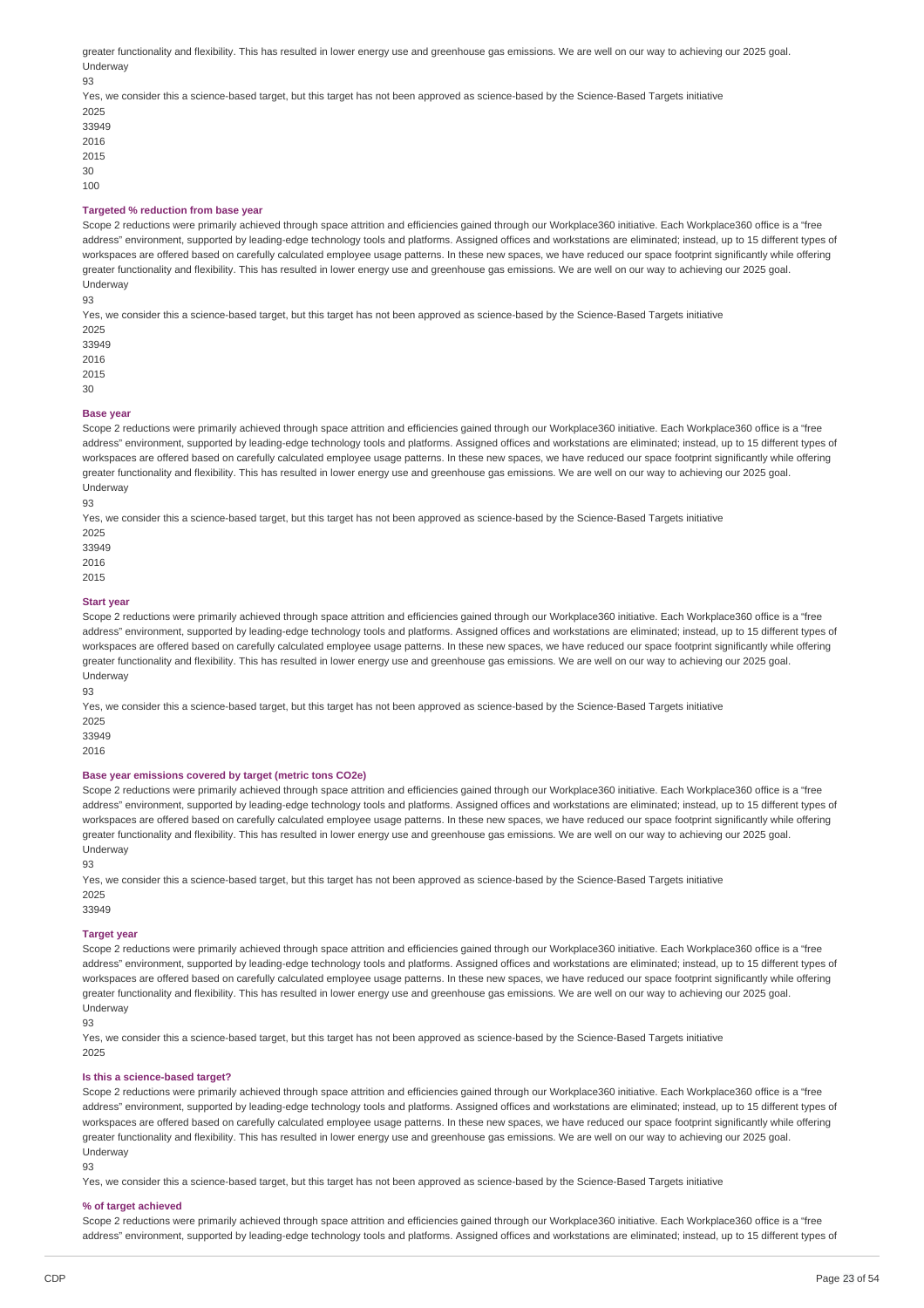greater functionality and flexibility. This has resulted in lower energy use and greenhouse gas emissions. We are well on our way to achieving our 2025 goal.
Underway
93
Yes, we consider this a science-based target, but this target has not been approved as science-based by the Science-Based Targets initiative
2025
33949
2016
2015
30
100

#### Targeted % reduction from base year

Scope 2 reductions were primarily achieved through space attrition and efficiencies gained through our Workplace360 initiative. Each Workplace360 office is a "free address" environment, supported by leading-edge technology tools and platforms. Assigned offices and workstations are eliminated; instead, up to 15 different types of workspaces are offered based on carefully calculated employee usage patterns. In these new spaces, we have reduced our space footprint significantly while offering greater functionality and flexibility. This has resulted in lower energy use and greenhouse gas emissions. We are well on our way to achieving our 2025 goal.
Underway
93
Yes, we consider this a science-based target, but this target has not been approved as science-based by the Science-Based Targets initiative
2025
33949
2016
2015
30

#### Base year

Scope 2 reductions were primarily achieved through space attrition and efficiencies gained through our Workplace360 initiative. Each Workplace360 office is a "free address" environment, supported by leading-edge technology tools and platforms. Assigned offices and workstations are eliminated; instead, up to 15 different types of workspaces are offered based on carefully calculated employee usage patterns. In these new spaces, we have reduced our space footprint significantly while offering greater functionality and flexibility. This has resulted in lower energy use and greenhouse gas emissions. We are well on our way to achieving our 2025 goal.
Underway
93
Yes, we consider this a science-based target, but this target has not been approved as science-based by the Science-Based Targets initiative
2025
33949
2016
2015

#### Start year

Scope 2 reductions were primarily achieved through space attrition and efficiencies gained through our Workplace360 initiative. Each Workplace360 office is a "free address" environment, supported by leading-edge technology tools and platforms. Assigned offices and workstations are eliminated; instead, up to 15 different types of workspaces are offered based on carefully calculated employee usage patterns. In these new spaces, we have reduced our space footprint significantly while offering greater functionality and flexibility. This has resulted in lower energy use and greenhouse gas emissions. We are well on our way to achieving our 2025 goal.
Underway
93
Yes, we consider this a science-based target, but this target has not been approved as science-based by the Science-Based Targets initiative
2025
33949
2016

#### Base year emissions covered by target (metric tons CO2e)

Scope 2 reductions were primarily achieved through space attrition and efficiencies gained through our Workplace360 initiative. Each Workplace360 office is a "free address" environment, supported by leading-edge technology tools and platforms. Assigned offices and workstations are eliminated; instead, up to 15 different types of workspaces are offered based on carefully calculated employee usage patterns. In these new spaces, we have reduced our space footprint significantly while offering greater functionality and flexibility. This has resulted in lower energy use and greenhouse gas emissions. We are well on our way to achieving our 2025 goal.
Underway
93
Yes, we consider this a science-based target, but this target has not been approved as science-based by the Science-Based Targets initiative
2025
33949

#### Target year

Scope 2 reductions were primarily achieved through space attrition and efficiencies gained through our Workplace360 initiative. Each Workplace360 office is a "free address" environment, supported by leading-edge technology tools and platforms. Assigned offices and workstations are eliminated; instead, up to 15 different types of workspaces are offered based on carefully calculated employee usage patterns. In these new spaces, we have reduced our space footprint significantly while offering greater functionality and flexibility. This has resulted in lower energy use and greenhouse gas emissions. We are well on our way to achieving our 2025 goal.
Underway
93
Yes, we consider this a science-based target, but this target has not been approved as science-based by the Science-Based Targets initiative
2025

#### Is this a science-based target?

Scope 2 reductions were primarily achieved through space attrition and efficiencies gained through our Workplace360 initiative. Each Workplace360 office is a "free address" environment, supported by leading-edge technology tools and platforms. Assigned offices and workstations are eliminated; instead, up to 15 different types of workspaces are offered based on carefully calculated employee usage patterns. In these new spaces, we have reduced our space footprint significantly while offering greater functionality and flexibility. This has resulted in lower energy use and greenhouse gas emissions. We are well on our way to achieving our 2025 goal.
Underway
93
Yes, we consider this a science-based target, but this target has not been approved as science-based by the Science-Based Targets initiative

#### % of target achieved

Scope 2 reductions were primarily achieved through space attrition and efficiencies gained through our Workplace360 initiative. Each Workplace360 office is a "free address" environment, supported by leading-edge technology tools and platforms. Assigned offices and workstations are eliminated; instead, up to 15 different types of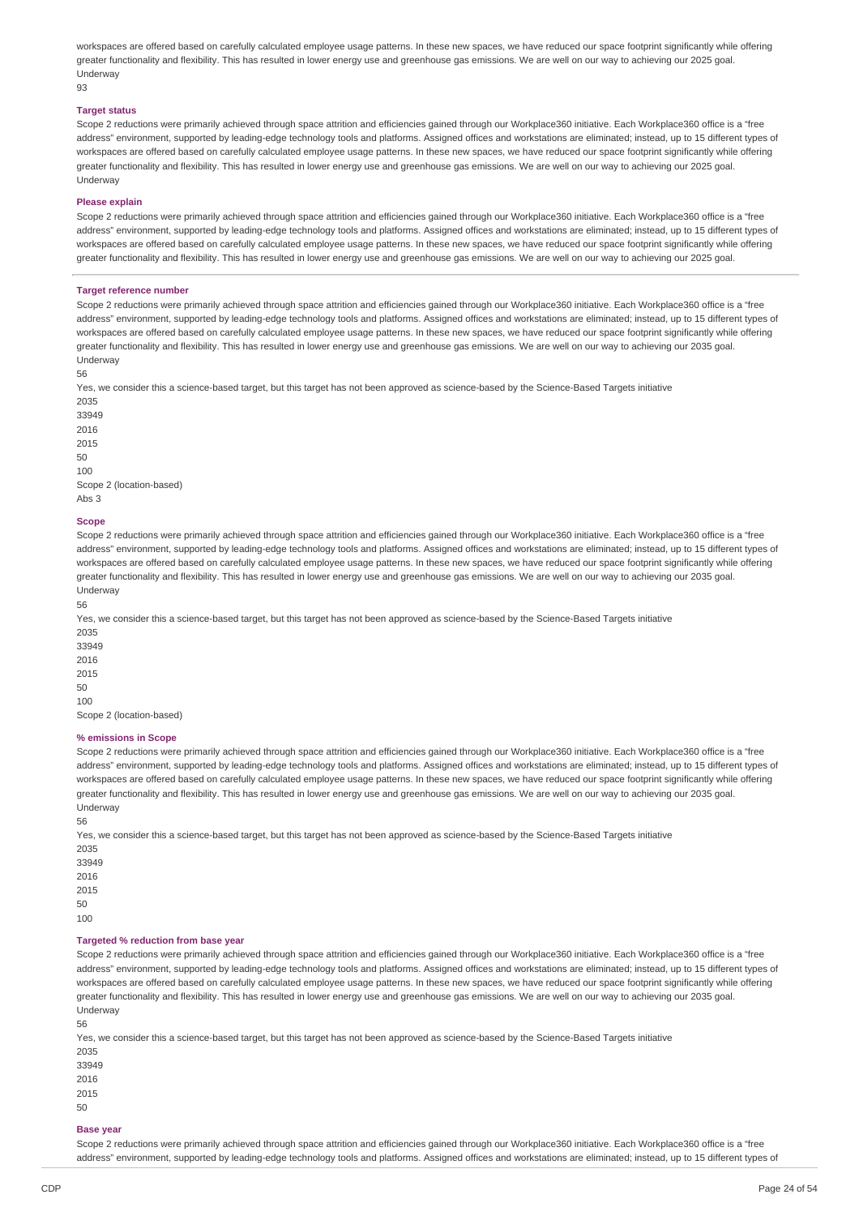workspaces are offered based on carefully calculated employee usage patterns. In these new spaces, we have reduced our space footprint significantly while offering greater functionality and flexibility. This has resulted in lower energy use and greenhouse gas emissions. We are well on our way to achieving our 2025 goal.
Underway
93

**Target status**

Scope 2 reductions were primarily achieved through space attrition and efficiencies gained through our Workplace360 initiative. Each Workplace360 office is a "free address" environment, supported by leading-edge technology tools and platforms. Assigned offices and workstations are eliminated; instead, up to 15 different types of workspaces are offered based on carefully calculated employee usage patterns. In these new spaces, we have reduced our space footprint significantly while offering greater functionality and flexibility. This has resulted in lower energy use and greenhouse gas emissions. We are well on our way to achieving our 2025 goal.
Underway

**Please explain**

Scope 2 reductions were primarily achieved through space attrition and efficiencies gained through our Workplace360 initiative. Each Workplace360 office is a "free address" environment, supported by leading-edge technology tools and platforms. Assigned offices and workstations are eliminated; instead, up to 15 different types of workspaces are offered based on carefully calculated employee usage patterns. In these new spaces, we have reduced our space footprint significantly while offering greater functionality and flexibility. This has resulted in lower energy use and greenhouse gas emissions. We are well on our way to achieving our 2025 goal.

---

**Target reference number**

Scope 2 reductions were primarily achieved through space attrition and efficiencies gained through our Workplace360 initiative. Each Workplace360 office is a "free address" environment, supported by leading-edge technology tools and platforms. Assigned offices and workstations are eliminated; instead, up to 15 different types of workspaces are offered based on carefully calculated employee usage patterns. In these new spaces, we have reduced our space footprint significantly while offering greater functionality and flexibility. This has resulted in lower energy use and greenhouse gas emissions. We are well on our way to achieving our 2035 goal.
Underway
56
Yes, we consider this a science-based target, but this target has not been approved as science-based by the Science-Based Targets initiative
2035
33949
2016
2015
50
100
Scope 2 (location-based)
Abs 3

**Scope**

Scope 2 reductions were primarily achieved through space attrition and efficiencies gained through our Workplace360 initiative. Each Workplace360 office is a "free address" environment, supported by leading-edge technology tools and platforms. Assigned offices and workstations are eliminated; instead, up to 15 different types of workspaces are offered based on carefully calculated employee usage patterns. In these new spaces, we have reduced our space footprint significantly while offering greater functionality and flexibility. This has resulted in lower energy use and greenhouse gas emissions. We are well on our way to achieving our 2035 goal.
Underway
56
Yes, we consider this a science-based target, but this target has not been approved as science-based by the Science-Based Targets initiative
2035
33949
2016
2015
50
100
Scope 2 (location-based)

**% emissions in Scope**

Scope 2 reductions were primarily achieved through space attrition and efficiencies gained through our Workplace360 initiative. Each Workplace360 office is a "free address" environment, supported by leading-edge technology tools and platforms. Assigned offices and workstations are eliminated; instead, up to 15 different types of workspaces are offered based on carefully calculated employee usage patterns. In these new spaces, we have reduced our space footprint significantly while offering greater functionality and flexibility. This has resulted in lower energy use and greenhouse gas emissions. We are well on our way to achieving our 2035 goal.
Underway
56
Yes, we consider this a science-based target, but this target has not been approved as science-based by the Science-Based Targets initiative
2035
33949
2016
2015
50
100

**Targeted % reduction from base year**

Scope 2 reductions were primarily achieved through space attrition and efficiencies gained through our Workplace360 initiative. Each Workplace360 office is a "free address" environment, supported by leading-edge technology tools and platforms. Assigned offices and workstations are eliminated; instead, up to 15 different types of workspaces are offered based on carefully calculated employee usage patterns. In these new spaces, we have reduced our space footprint significantly while offering greater functionality and flexibility. This has resulted in lower energy use and greenhouse gas emissions. We are well on our way to achieving our 2035 goal.
Underway
56
Yes, we consider this a science-based target, but this target has not been approved as science-based by the Science-Based Targets initiative
2035
33949
2016
2015
50

**Base year**

Scope 2 reductions were primarily achieved through space attrition and efficiencies gained through our Workplace360 initiative. Each Workplace360 office is a "free address" environment, supported by leading-edge technology tools and platforms. Assigned offices and workstations are eliminated; instead, up to 15 different types of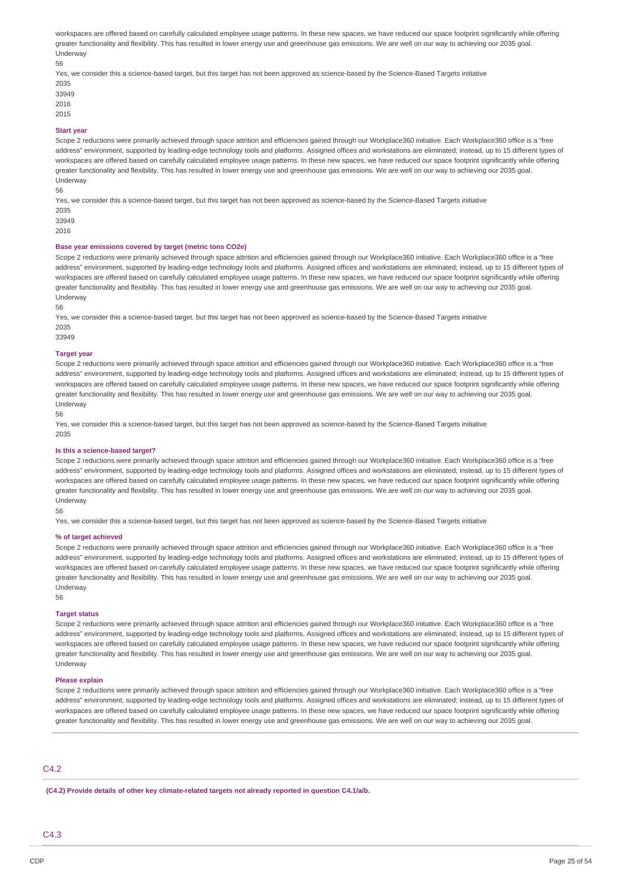workspaces are offered based on carefully calculated employee usage patterns. In these new spaces, we have reduced our space footprint significantly while offering greater functionality and flexibility. This has resulted in lower energy use and greenhouse gas emissions. We are well on our way to achieving our 2035 goal.
Underway

56

Yes, we consider this a science-based target, but this target has not been approved as science-based by the Science-Based Targets initiative

2035

33949

2016

2015

**Start year**

Scope 2 reductions were primarily achieved through space attrition and efficiencies gained through our Workplace360 initiative. Each Workplace360 office is a "free address" environment, supported by leading-edge technology tools and platforms. Assigned offices and workstations are eliminated; instead, up to 15 different types of workspaces are offered based on carefully calculated employee usage patterns. In these new spaces, we have reduced our space footprint significantly while offering greater functionality and flexibility. This has resulted in lower energy use and greenhouse gas emissions. We are well on our way to achieving our 2035 goal.
Underway

56

Yes, we consider this a science-based target, but this target has not been approved as science-based by the Science-Based Targets initiative

2035

33949

2016

**Base year emissions covered by target (metric tons CO2e)**

Scope 2 reductions were primarily achieved through space attrition and efficiencies gained through our Workplace360 initiative. Each Workplace360 office is a "free address" environment, supported by leading-edge technology tools and platforms. Assigned offices and workstations are eliminated; instead, up to 15 different types of workspaces are offered based on carefully calculated employee usage patterns. In these new spaces, we have reduced our space footprint significantly while offering greater functionality and flexibility. This has resulted in lower energy use and greenhouse gas emissions. We are well on our way to achieving our 2035 goal.
Underway

56

Yes, we consider this a science-based target, but this target has not been approved as science-based by the Science-Based Targets initiative

2035

33949

**Target year**

Scope 2 reductions were primarily achieved through space attrition and efficiencies gained through our Workplace360 initiative. Each Workplace360 office is a "free address" environment, supported by leading-edge technology tools and platforms. Assigned offices and workstations are eliminated; instead, up to 15 different types of workspaces are offered based on carefully calculated employee usage patterns. In these new spaces, we have reduced our space footprint significantly while offering greater functionality and flexibility. This has resulted in lower energy use and greenhouse gas emissions. We are well on our way to achieving our 2035 goal.
Underway

56

Yes, we consider this a science-based target, but this target has not been approved as science-based by the Science-Based Targets initiative

2035

**Is this a science-based target?**

Scope 2 reductions were primarily achieved through space attrition and efficiencies gained through our Workplace360 initiative. Each Workplace360 office is a "free address" environment, supported by leading-edge technology tools and platforms. Assigned offices and workstations are eliminated; instead, up to 15 different types of workspaces are offered based on carefully calculated employee usage patterns. In these new spaces, we have reduced our space footprint significantly while offering greater functionality and flexibility. This has resulted in lower energy use and greenhouse gas emissions. We are well on our way to achieving our 2035 goal.
Underway

56

Yes, we consider this a science-based target, but this target has not been approved as science-based by the Science-Based Targets initiative

**% of target achieved**

Scope 2 reductions were primarily achieved through space attrition and efficiencies gained through our Workplace360 initiative. Each Workplace360 office is a "free address" environment, supported by leading-edge technology tools and platforms. Assigned offices and workstations are eliminated; instead, up to 15 different types of workspaces are offered based on carefully calculated employee usage patterns. In these new spaces, we have reduced our space footprint significantly while offering greater functionality and flexibility. This has resulted in lower energy use and greenhouse gas emissions. We are well on our way to achieving our 2035 goal.
Underway

56

**Target status**

Scope 2 reductions were primarily achieved through space attrition and efficiencies gained through our Workplace360 initiative. Each Workplace360 office is a "free address" environment, supported by leading-edge technology tools and platforms. Assigned offices and workstations are eliminated; instead, up to 15 different types of workspaces are offered based on carefully calculated employee usage patterns. In these new spaces, we have reduced our space footprint significantly while offering greater functionality and flexibility. This has resulted in lower energy use and greenhouse gas emissions. We are well on our way to achieving our 2035 goal.
Underway

**Please explain**

Scope 2 reductions were primarily achieved through space attrition and efficiencies gained through our Workplace360 initiative. Each Workplace360 office is a "free address" environment, supported by leading-edge technology tools and platforms. Assigned offices and workstations are eliminated; instead, up to 15 different types of workspaces are offered based on carefully calculated employee usage patterns. In these new spaces, we have reduced our space footprint significantly while offering greater functionality and flexibility. This has resulted in lower energy use and greenhouse gas emissions. We are well on our way to achieving our 2035 goal.

## C4.2

**(C4.2) Provide details of other key climate-related targets not already reported in question C4.1/a/b.**

## C4.3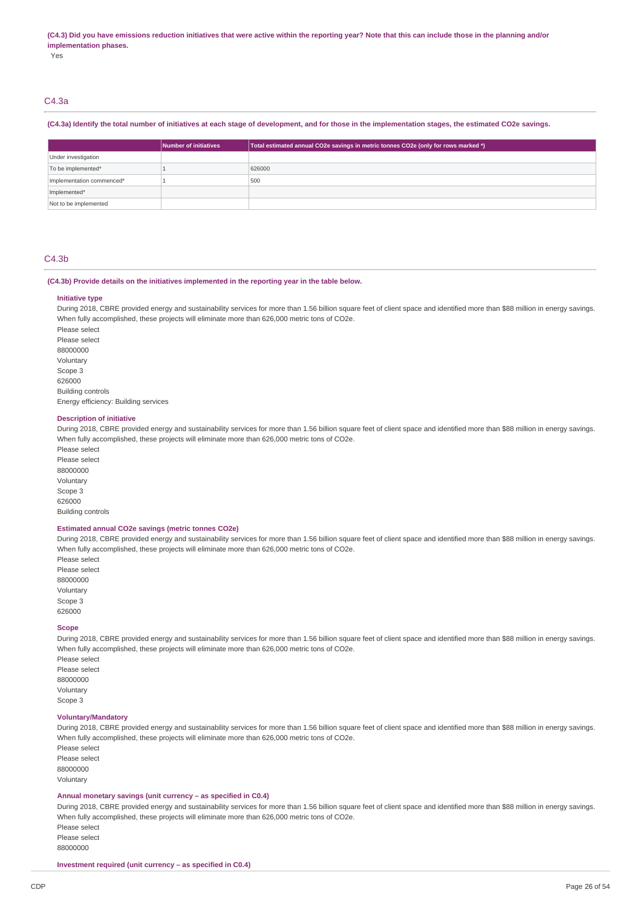**(C4.3) Did you have emissions reduction initiatives that were active within the reporting year? Note that this can include those in the planning and/or implementation phases.**

Yes

## C4.3a

**(C4.3a) Identify the total number of initiatives at each stage of development, and for those in the implementation stages, the estimated CO2e savings.**

| | Number of initiatives | Total estimated annual CO2e savings in metric tonnes CO2e (only for rows marked *) |
|---|---|---|
| Under investigation | | |
| To be implemented* | 1 | 626000 |
| Implementation commenced* | 1 | 500 |
| Implemented* | | |
| Not to be implemented | | |

## C4.3b

**(C4.3b) Provide details on the initiatives implemented in the reporting year in the table below.**

**Initiative type**

During 2018, CBRE provided energy and sustainability services for more than 1.56 billion square feet of client space and identified more than $88 million in energy savings. When fully accomplished, these projects will eliminate more than 626,000 metric tons of CO2e.

Please select

Please select

88000000

Voluntary

Scope 3

626000

Building controls

Energy efficiency: Building services

**Description of initiative**

During 2018, CBRE provided energy and sustainability services for more than 1.56 billion square feet of client space and identified more than $88 million in energy savings. When fully accomplished, these projects will eliminate more than 626,000 metric tons of CO2e.

Please select

Please select

88000000

Voluntary

Scope 3

626000

Building controls

**Estimated annual CO2e savings (metric tonnes CO2e)**

During 2018, CBRE provided energy and sustainability services for more than 1.56 billion square feet of client space and identified more than $88 million in energy savings. When fully accomplished, these projects will eliminate more than 626,000 metric tons of CO2e.

Please select

Please select

88000000

Voluntary

Scope 3

626000

**Scope**

During 2018, CBRE provided energy and sustainability services for more than 1.56 billion square feet of client space and identified more than $88 million in energy savings. When fully accomplished, these projects will eliminate more than 626,000 metric tons of CO2e.

Please select

Please select

88000000

Voluntary

Scope 3

**Voluntary/Mandatory**

During 2018, CBRE provided energy and sustainability services for more than 1.56 billion square feet of client space and identified more than $88 million in energy savings. When fully accomplished, these projects will eliminate more than 626,000 metric tons of CO2e.

Please select

Please select

88000000

Voluntary

**Annual monetary savings (unit currency – as specified in C0.4)**

During 2018, CBRE provided energy and sustainability services for more than 1.56 billion square feet of client space and identified more than $88 million in energy savings. When fully accomplished, these projects will eliminate more than 626,000 metric tons of CO2e.

Please select

Please select

88000000

**Investment required (unit currency – as specified in C0.4)**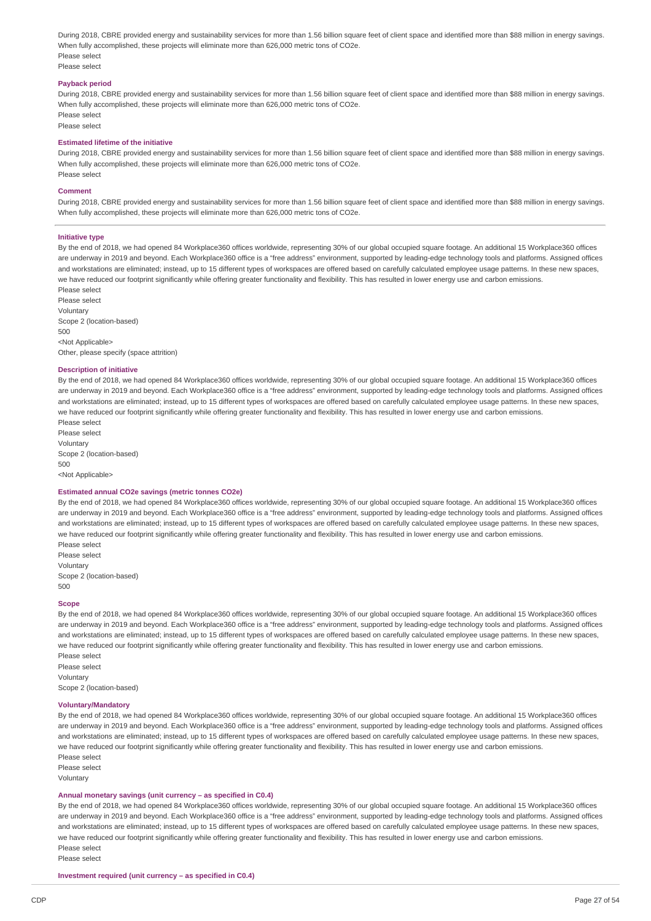During 2018, CBRE provided energy and sustainability services for more than 1.56 billion square feet of client space and identified more than $88 million in energy savings. When fully accomplished, these projects will eliminate more than 626,000 metric tons of CO2e.
Please select
Please select

**Payback period**

During 2018, CBRE provided energy and sustainability services for more than 1.56 billion square feet of client space and identified more than $88 million in energy savings. When fully accomplished, these projects will eliminate more than 626,000 metric tons of CO2e.
Please select
Please select

**Estimated lifetime of the initiative**

During 2018, CBRE provided energy and sustainability services for more than 1.56 billion square feet of client space and identified more than $88 million in energy savings. When fully accomplished, these projects will eliminate more than 626,000 metric tons of CO2e.
Please select

**Comment**

During 2018, CBRE provided energy and sustainability services for more than 1.56 billion square feet of client space and identified more than $88 million in energy savings. When fully accomplished, these projects will eliminate more than 626,000 metric tons of CO2e.

---

**Initiative type**

By the end of 2018, we had opened 84 Workplace360 offices worldwide, representing 30% of our global occupied square footage. An additional 15 Workplace360 offices are underway in 2019 and beyond. Each Workplace360 office is a "free address" environment, supported by leading-edge technology tools and platforms. Assigned offices and workstations are eliminated; instead, up to 15 different types of workspaces are offered based on carefully calculated employee usage patterns. In these new spaces, we have reduced our footprint significantly while offering greater functionality and flexibility. This has resulted in lower energy use and carbon emissions.
Please select
Please select
Voluntary
Scope 2 (location-based)
500
<Not Applicable>
Other, please specify (space attrition)

**Description of initiative**

By the end of 2018, we had opened 84 Workplace360 offices worldwide, representing 30% of our global occupied square footage. An additional 15 Workplace360 offices are underway in 2019 and beyond. Each Workplace360 office is a "free address" environment, supported by leading-edge technology tools and platforms. Assigned offices and workstations are eliminated; instead, up to 15 different types of workspaces are offered based on carefully calculated employee usage patterns. In these new spaces, we have reduced our footprint significantly while offering greater functionality and flexibility. This has resulted in lower energy use and carbon emissions.
Please select
Please select
Voluntary
Scope 2 (location-based)
500
<Not Applicable>

**Estimated annual CO2e savings (metric tonnes CO2e)**

By the end of 2018, we had opened 84 Workplace360 offices worldwide, representing 30% of our global occupied square footage. An additional 15 Workplace360 offices are underway in 2019 and beyond. Each Workplace360 office is a "free address" environment, supported by leading-edge technology tools and platforms. Assigned offices and workstations are eliminated; instead, up to 15 different types of workspaces are offered based on carefully calculated employee usage patterns. In these new spaces, we have reduced our footprint significantly while offering greater functionality and flexibility. This has resulted in lower energy use and carbon emissions.
Please select
Please select
Voluntary
Scope 2 (location-based)
500

**Scope**

By the end of 2018, we had opened 84 Workplace360 offices worldwide, representing 30% of our global occupied square footage. An additional 15 Workplace360 offices are underway in 2019 and beyond. Each Workplace360 office is a "free address" environment, supported by leading-edge technology tools and platforms. Assigned offices and workstations are eliminated; instead, up to 15 different types of workspaces are offered based on carefully calculated employee usage patterns. In these new spaces, we have reduced our footprint significantly while offering greater functionality and flexibility. This has resulted in lower energy use and carbon emissions.
Please select
Please select
Voluntary
Scope 2 (location-based)

**Voluntary/Mandatory**

By the end of 2018, we had opened 84 Workplace360 offices worldwide, representing 30% of our global occupied square footage. An additional 15 Workplace360 offices are underway in 2019 and beyond. Each Workplace360 office is a "free address" environment, supported by leading-edge technology tools and platforms. Assigned offices and workstations are eliminated; instead, up to 15 different types of workspaces are offered based on carefully calculated employee usage patterns. In these new spaces, we have reduced our footprint significantly while offering greater functionality and flexibility. This has resulted in lower energy use and carbon emissions.
Please select
Please select
Voluntary

**Annual monetary savings (unit currency – as specified in C0.4)**

By the end of 2018, we had opened 84 Workplace360 offices worldwide, representing 30% of our global occupied square footage. An additional 15 Workplace360 offices are underway in 2019 and beyond. Each Workplace360 office is a "free address" environment, supported by leading-edge technology tools and platforms. Assigned offices and workstations are eliminated; instead, up to 15 different types of workspaces are offered based on carefully calculated employee usage patterns. In these new spaces, we have reduced our footprint significantly while offering greater functionality and flexibility. This has resulted in lower energy use and carbon emissions.
Please select
Please select

**Investment required (unit currency – as specified in C0.4)**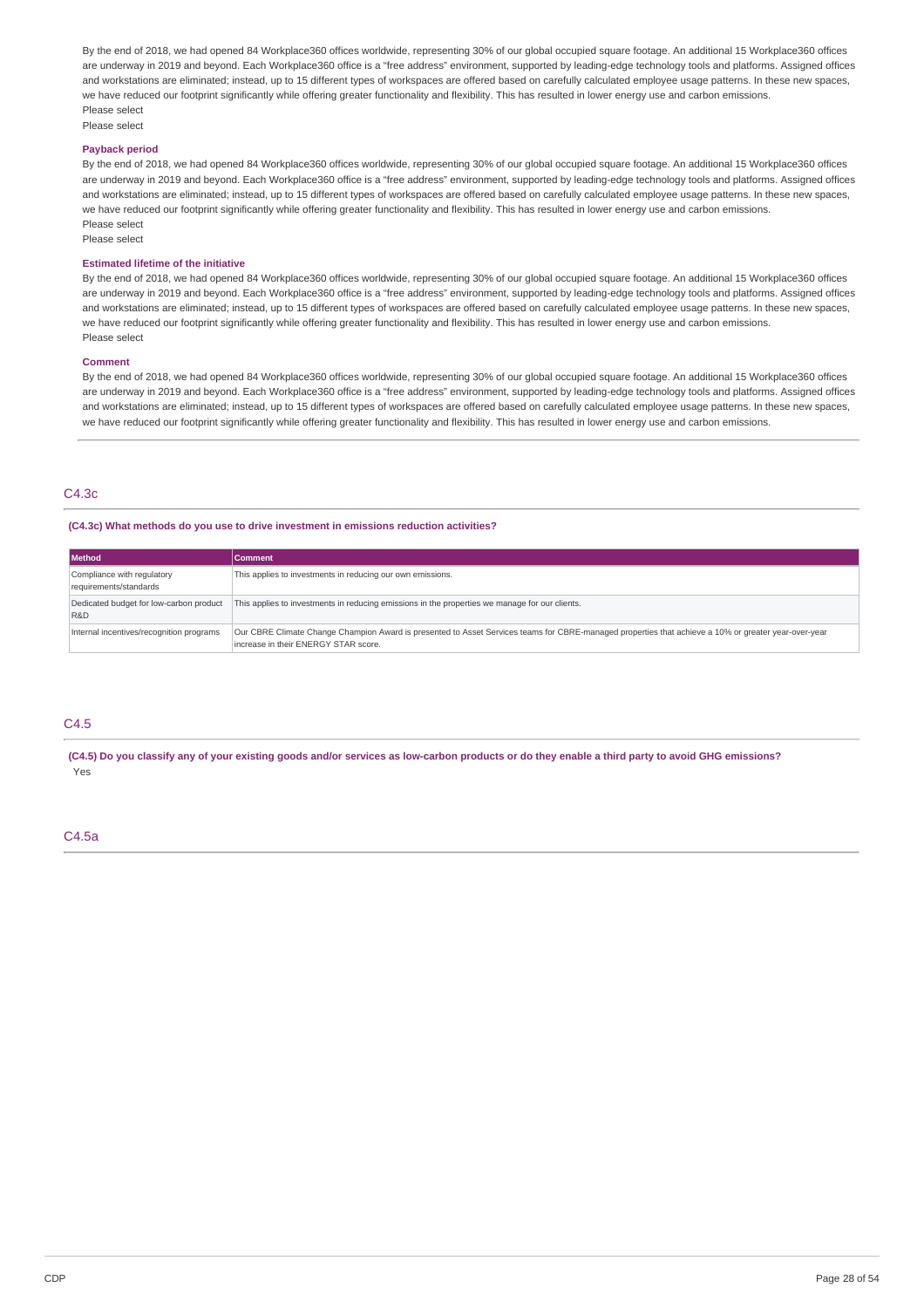By the end of 2018, we had opened 84 Workplace360 offices worldwide, representing 30% of our global occupied square footage. An additional 15 Workplace360 offices are underway in 2019 and beyond. Each Workplace360 office is a "free address" environment, supported by leading-edge technology tools and platforms. Assigned offices and workstations are eliminated; instead, up to 15 different types of workspaces are offered based on carefully calculated employee usage patterns. In these new spaces, we have reduced our footprint significantly while offering greater functionality and flexibility. This has resulted in lower energy use and carbon emissions.
Please select
Please select

**Payback period**

By the end of 2018, we had opened 84 Workplace360 offices worldwide, representing 30% of our global occupied square footage. An additional 15 Workplace360 offices are underway in 2019 and beyond. Each Workplace360 office is a "free address" environment, supported by leading-edge technology tools and platforms. Assigned offices and workstations are eliminated; instead, up to 15 different types of workspaces are offered based on carefully calculated employee usage patterns. In these new spaces, we have reduced our footprint significantly while offering greater functionality and flexibility. This has resulted in lower energy use and carbon emissions.
Please select
Please select

**Estimated lifetime of the initiative**

By the end of 2018, we had opened 84 Workplace360 offices worldwide, representing 30% of our global occupied square footage. An additional 15 Workplace360 offices are underway in 2019 and beyond. Each Workplace360 office is a "free address" environment, supported by leading-edge technology tools and platforms. Assigned offices and workstations are eliminated; instead, up to 15 different types of workspaces are offered based on carefully calculated employee usage patterns. In these new spaces, we have reduced our footprint significantly while offering greater functionality and flexibility. This has resulted in lower energy use and carbon emissions.
Please select

**Comment**

By the end of 2018, we had opened 84 Workplace360 offices worldwide, representing 30% of our global occupied square footage. An additional 15 Workplace360 offices are underway in 2019 and beyond. Each Workplace360 office is a "free address" environment, supported by leading-edge technology tools and platforms. Assigned offices and workstations are eliminated; instead, up to 15 different types of workspaces are offered based on carefully calculated employee usage patterns. In these new spaces, we have reduced our footprint significantly while offering greater functionality and flexibility. This has resulted in lower energy use and carbon emissions.

## C4.3c

**(C4.3c) What methods do you use to drive investment in emissions reduction activities?**

| Method | Comment |
|---|---|
| Compliance with regulatory requirements/standards | This applies to investments in reducing our own emissions. |
| Dedicated budget for low-carbon product R&D | This applies to investments in reducing emissions in the properties we manage for our clients. |
| Internal incentives/recognition programs | Our CBRE Climate Change Champion Award is presented to Asset Services teams for CBRE-managed properties that achieve a 10% or greater year-over-year increase in their ENERGY STAR score. |

## C4.5

**(C4.5) Do you classify any of your existing goods and/or services as low-carbon products or do they enable a third party to avoid GHG emissions?**

Yes

## C4.5a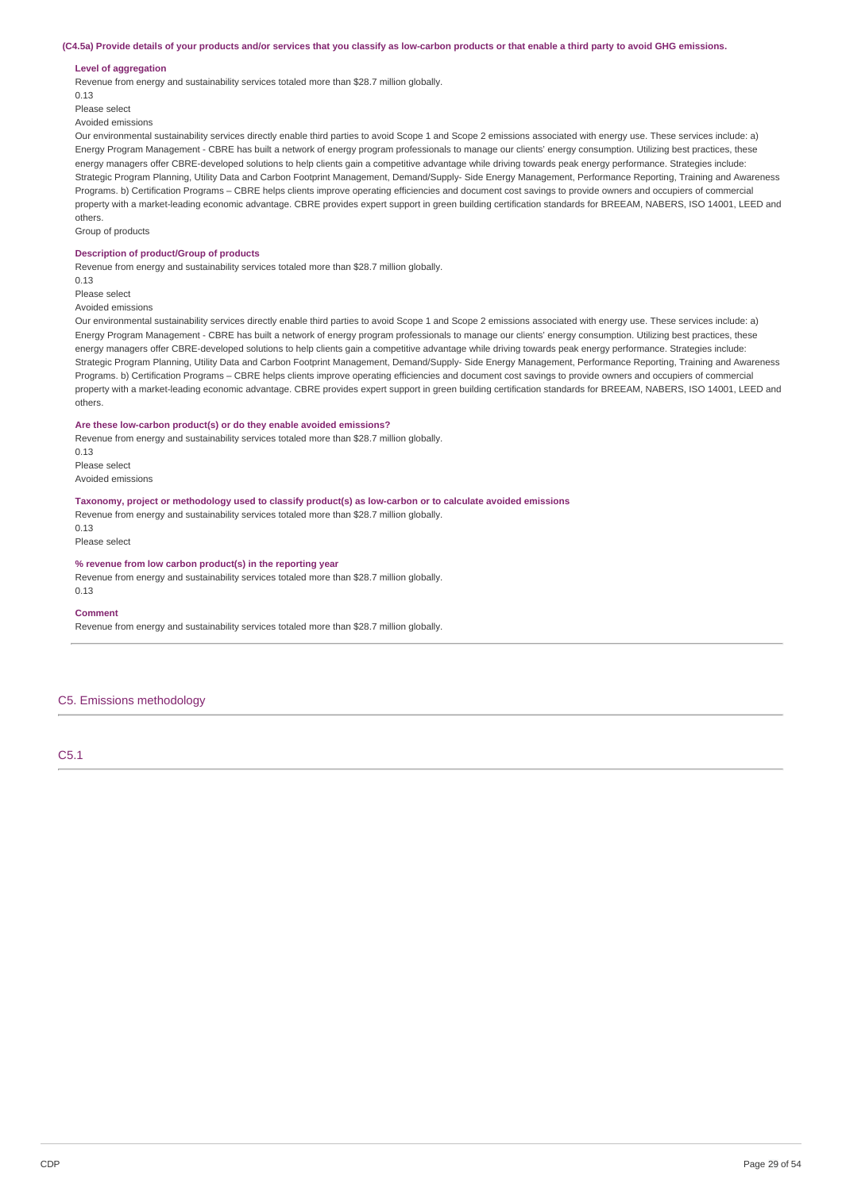**(C4.5a) Provide details of your products and/or services that you classify as low-carbon products or that enable a third party to avoid GHG emissions.**

**Level of aggregation**

Revenue from energy and sustainability services totaled more than $28.7 million globally.

0.13

Please select

Avoided emissions

Our environmental sustainability services directly enable third parties to avoid Scope 1 and Scope 2 emissions associated with energy use. These services include: a) Energy Program Management - CBRE has built a network of energy program professionals to manage our clients' energy consumption. Utilizing best practices, these energy managers offer CBRE-developed solutions to help clients gain a competitive advantage while driving towards peak energy performance. Strategies include: Strategic Program Planning, Utility Data and Carbon Footprint Management, Demand/Supply- Side Energy Management, Performance Reporting, Training and Awareness Programs. b) Certification Programs – CBRE helps clients improve operating efficiencies and document cost savings to provide owners and occupiers of commercial property with a market-leading economic advantage. CBRE provides expert support in green building certification standards for BREEAM, NABERS, ISO 14001, LEED and others.

Group of products

**Description of product/Group of products**

Revenue from energy and sustainability services totaled more than $28.7 million globally.

0.13

Please select

Avoided emissions

Our environmental sustainability services directly enable third parties to avoid Scope 1 and Scope 2 emissions associated with energy use. These services include: a) Energy Program Management - CBRE has built a network of energy program professionals to manage our clients' energy consumption. Utilizing best practices, these energy managers offer CBRE-developed solutions to help clients gain a competitive advantage while driving towards peak energy performance. Strategies include: Strategic Program Planning, Utility Data and Carbon Footprint Management, Demand/Supply- Side Energy Management, Performance Reporting, Training and Awareness Programs. b) Certification Programs – CBRE helps clients improve operating efficiencies and document cost savings to provide owners and occupiers of commercial property with a market-leading economic advantage. CBRE provides expert support in green building certification standards for BREEAM, NABERS, ISO 14001, LEED and others.

**Are these low-carbon product(s) or do they enable avoided emissions?**

Revenue from energy and sustainability services totaled more than $28.7 million globally.

0.13

Please select

Avoided emissions

**Taxonomy, project or methodology used to classify product(s) as low-carbon or to calculate avoided emissions**

Revenue from energy and sustainability services totaled more than $28.7 million globally.

0.13

Please select

**% revenue from low carbon product(s) in the reporting year**

Revenue from energy and sustainability services totaled more than $28.7 million globally.

0.13

**Comment**

Revenue from energy and sustainability services totaled more than $28.7 million globally.

## C5. Emissions methodology

### C5.1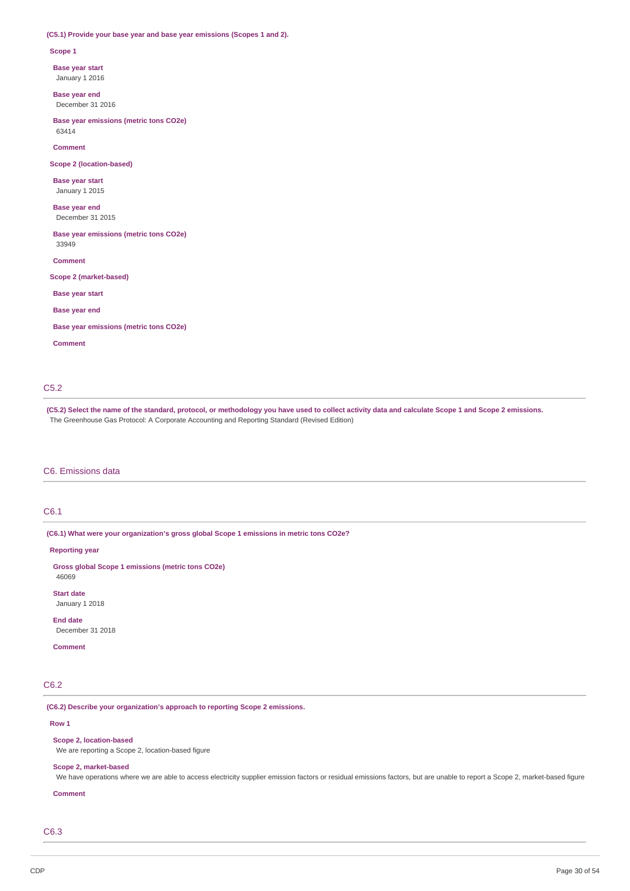**(C5.1) Provide your base year and base year emissions (Scopes 1 and 2).**

**Scope 1**

**Base year start**
January 1 2016

**Base year end**
December 31 2016

**Base year emissions (metric tons CO2e)**
63414

**Comment**

**Scope 2 (location-based)**

**Base year start**
January 1 2015

**Base year end**
December 31 2015

**Base year emissions (metric tons CO2e)**
33949

**Comment**

**Scope 2 (market-based)**

**Base year start**

**Base year end**

**Base year emissions (metric tons CO2e)**

**Comment**

## C5.2

**(C5.2) Select the name of the standard, protocol, or methodology you have used to collect activity data and calculate Scope 1 and Scope 2 emissions.**
The Greenhouse Gas Protocol: A Corporate Accounting and Reporting Standard (Revised Edition)

# C6. Emissions data

## C6.1

**(C6.1) What were your organization's gross global Scope 1 emissions in metric tons CO2e?**

**Reporting year**

**Gross global Scope 1 emissions (metric tons CO2e)**
46069

**Start date**
January 1 2018

**End date**
December 31 2018

**Comment**

## C6.2

**(C6.2) Describe your organization's approach to reporting Scope 2 emissions.**

**Row 1**

**Scope 2, location-based**
We are reporting a Scope 2, location-based figure

**Scope 2, market-based**
We have operations where we are able to access electricity supplier emission factors or residual emissions factors, but are unable to report a Scope 2, market-based figure

**Comment**

## C6.3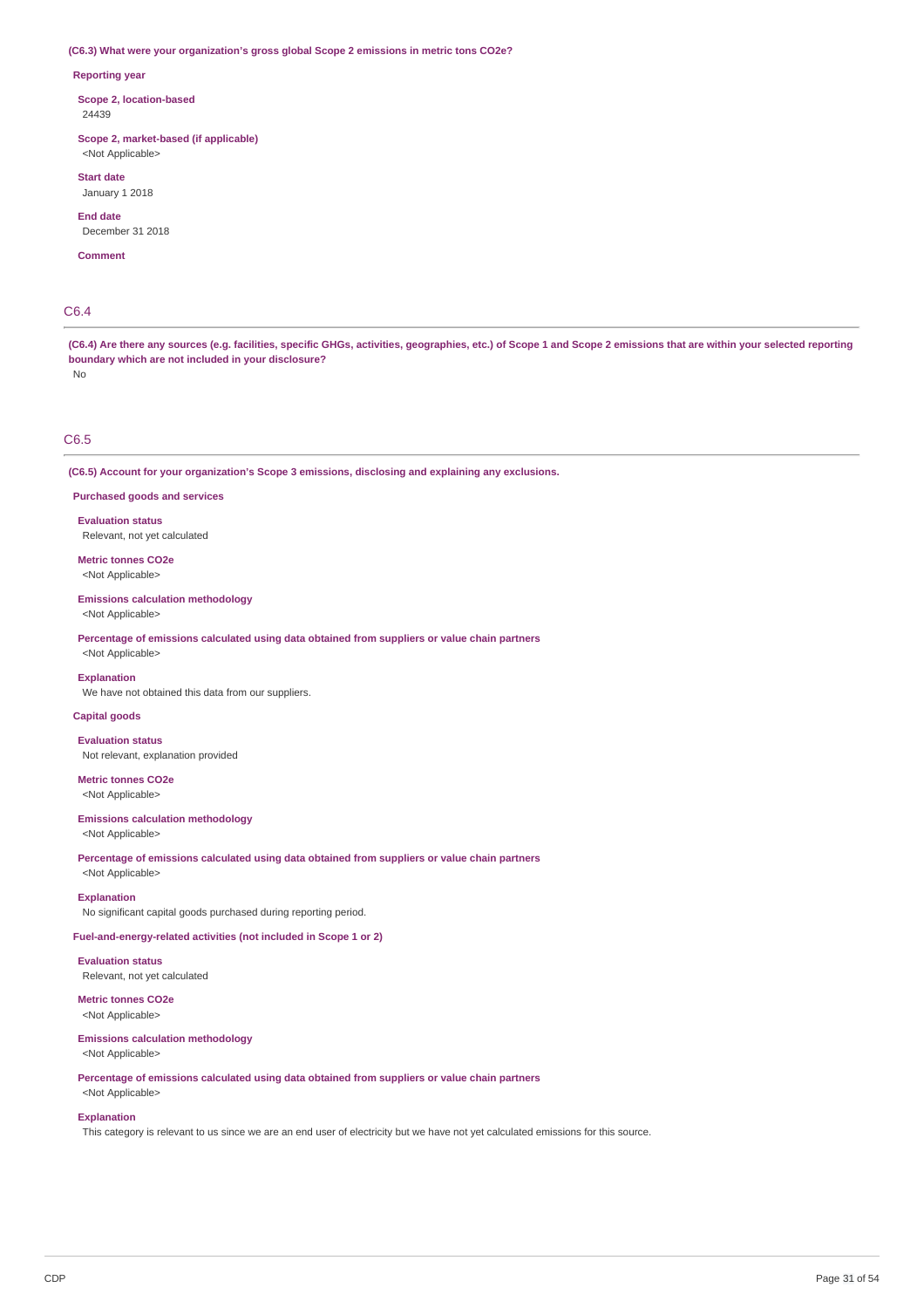**(C6.3) What were your organization's gross global Scope 2 emissions in metric tons CO2e?**

**Reporting year**

**Scope 2, location-based**
24439

**Scope 2, market-based (if applicable)**
<Not Applicable>

**Start date**
January 1 2018

**End date**
December 31 2018

**Comment**

## C6.4

**(C6.4) Are there any sources (e.g. facilities, specific GHGs, activities, geographies, etc.) of Scope 1 and Scope 2 emissions that are within your selected reporting boundary which are not included in your disclosure?**

No

## C6.5

**(C6.5) Account for your organization's Scope 3 emissions, disclosing and explaining any exclusions.**

**Purchased goods and services**

**Evaluation status**
Relevant, not yet calculated

**Metric tonnes CO2e**
<Not Applicable>

**Emissions calculation methodology**
<Not Applicable>

**Percentage of emissions calculated using data obtained from suppliers or value chain partners**
<Not Applicable>

**Explanation**
We have not obtained this data from our suppliers.

**Capital goods**

**Evaluation status**
Not relevant, explanation provided

**Metric tonnes CO2e**
<Not Applicable>

**Emissions calculation methodology**
<Not Applicable>

**Percentage of emissions calculated using data obtained from suppliers or value chain partners**
<Not Applicable>

**Explanation**
No significant capital goods purchased during reporting period.

**Fuel-and-energy-related activities (not included in Scope 1 or 2)**

**Evaluation status**
Relevant, not yet calculated

**Metric tonnes CO2e**
<Not Applicable>

**Emissions calculation methodology**
<Not Applicable>

**Percentage of emissions calculated using data obtained from suppliers or value chain partners**
<Not Applicable>

**Explanation**
This category is relevant to us since we are an end user of electricity but we have not yet calculated emissions for this source.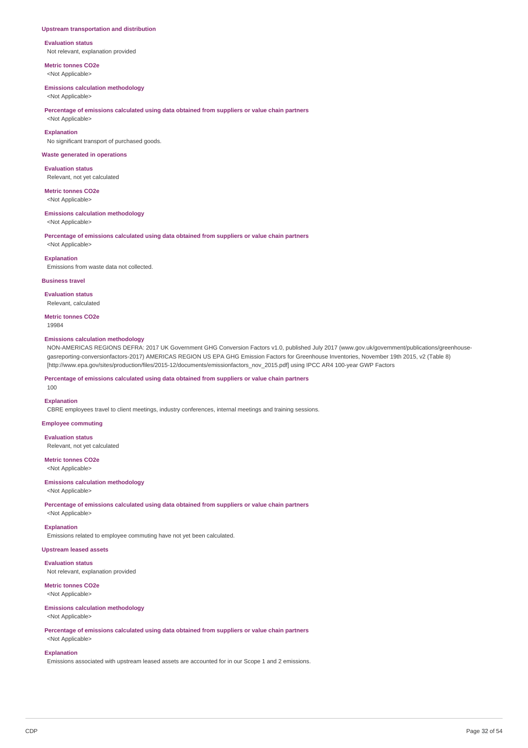**Upstream transportation and distribution**

**Evaluation status**
Not relevant, explanation provided

**Metric tonnes CO2e**
<Not Applicable>

**Emissions calculation methodology**
<Not Applicable>

**Percentage of emissions calculated using data obtained from suppliers or value chain partners**
<Not Applicable>

**Explanation**
No significant transport of purchased goods.

**Waste generated in operations**

**Evaluation status**
Relevant, not yet calculated

**Metric tonnes CO2e**
<Not Applicable>

**Emissions calculation methodology**
<Not Applicable>

**Percentage of emissions calculated using data obtained from suppliers or value chain partners**
<Not Applicable>

**Explanation**
Emissions from waste data not collected.

**Business travel**

**Evaluation status**
Relevant, calculated

**Metric tonnes CO2e**
19984

**Emissions calculation methodology**
NON-AMERICAS REGIONS DEFRA: 2017 UK Government GHG Conversion Factors v1.0, published July 2017 (www.gov.uk/government/publications/greenhouse-gasreporting-conversionfactors-2017) AMERICAS REGION US EPA GHG Emission Factors for Greenhouse Inventories, November 19th 2015, v2 (Table 8) [http://www.epa.gov/sites/production/files/2015-12/documents/emissionfactors_nov_2015.pdf] using IPCC AR4 100-year GWP Factors

**Percentage of emissions calculated using data obtained from suppliers or value chain partners**
100

**Explanation**
CBRE employees travel to client meetings, industry conferences, internal meetings and training sessions.

**Employee commuting**

**Evaluation status**
Relevant, not yet calculated

**Metric tonnes CO2e**
<Not Applicable>

**Emissions calculation methodology**
<Not Applicable>

**Percentage of emissions calculated using data obtained from suppliers or value chain partners**
<Not Applicable>

**Explanation**
Emissions related to employee commuting have not yet been calculated.

**Upstream leased assets**

**Evaluation status**
Not relevant, explanation provided

**Metric tonnes CO2e**
<Not Applicable>

**Emissions calculation methodology**
<Not Applicable>

**Percentage of emissions calculated using data obtained from suppliers or value chain partners**
<Not Applicable>

**Explanation**
Emissions associated with upstream leased assets are accounted for in our Scope 1 and 2 emissions.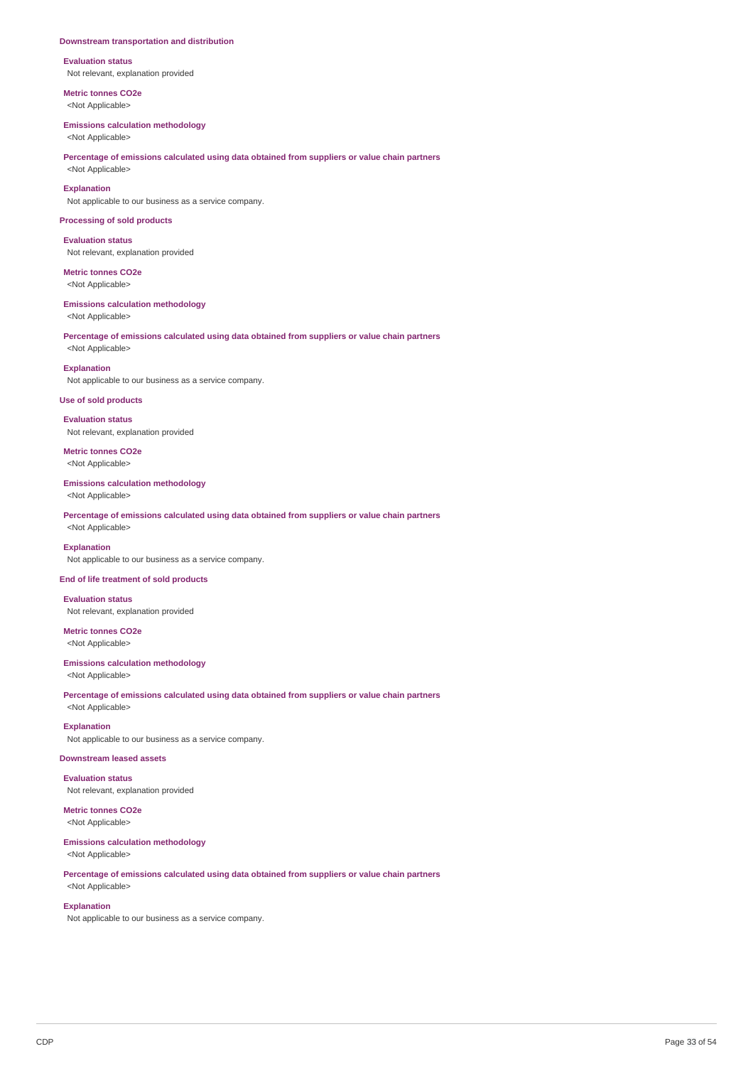### Downstream transportation and distribution

**Evaluation status**
Not relevant, explanation provided

**Metric tonnes CO2e**
<Not Applicable>

**Emissions calculation methodology**
<Not Applicable>

**Percentage of emissions calculated using data obtained from suppliers or value chain partners**
<Not Applicable>

**Explanation**
Not applicable to our business as a service company.

### Processing of sold products

**Evaluation status**
Not relevant, explanation provided

**Metric tonnes CO2e**
<Not Applicable>

**Emissions calculation methodology**
<Not Applicable>

**Percentage of emissions calculated using data obtained from suppliers or value chain partners**
<Not Applicable>

**Explanation**
Not applicable to our business as a service company.

### Use of sold products

**Evaluation status**
Not relevant, explanation provided

**Metric tonnes CO2e**
<Not Applicable>

**Emissions calculation methodology**
<Not Applicable>

**Percentage of emissions calculated using data obtained from suppliers or value chain partners**
<Not Applicable>

**Explanation**
Not applicable to our business as a service company.

### End of life treatment of sold products

**Evaluation status**
Not relevant, explanation provided

**Metric tonnes CO2e**
<Not Applicable>

**Emissions calculation methodology**
<Not Applicable>

**Percentage of emissions calculated using data obtained from suppliers or value chain partners**
<Not Applicable>

**Explanation**
Not applicable to our business as a service company.

### Downstream leased assets

**Evaluation status**
Not relevant, explanation provided

**Metric tonnes CO2e**
<Not Applicable>

**Emissions calculation methodology**
<Not Applicable>

**Percentage of emissions calculated using data obtained from suppliers or value chain partners**
<Not Applicable>

**Explanation**
Not applicable to our business as a service company.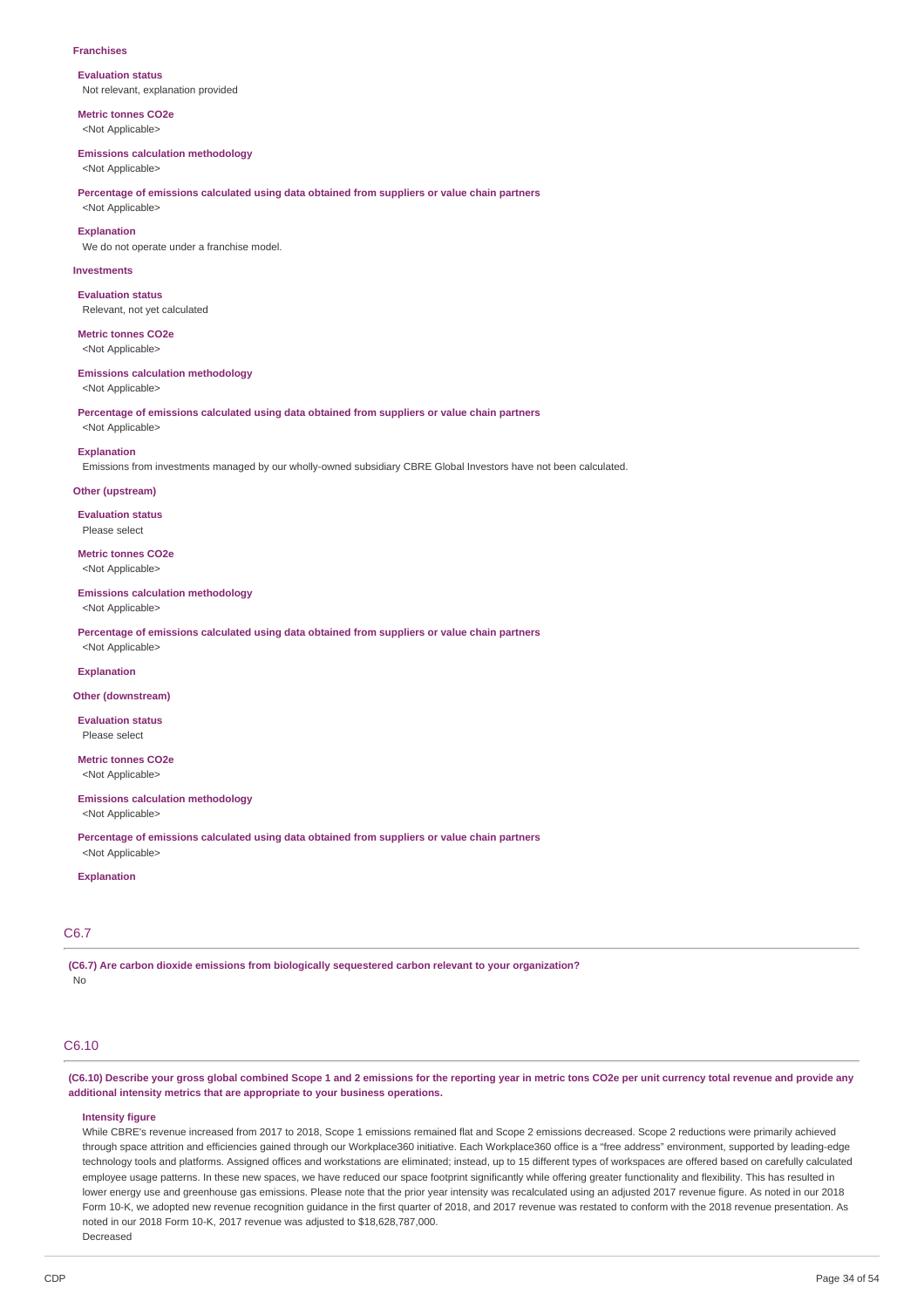**Franchises**

**Evaluation status**
Not relevant, explanation provided

**Metric tonnes CO2e**
<Not Applicable>

**Emissions calculation methodology**
<Not Applicable>

**Percentage of emissions calculated using data obtained from suppliers or value chain partners**
<Not Applicable>

**Explanation**
We do not operate under a franchise model.

**Investments**

**Evaluation status**
Relevant, not yet calculated

**Metric tonnes CO2e**
<Not Applicable>

**Emissions calculation methodology**
<Not Applicable>

**Percentage of emissions calculated using data obtained from suppliers or value chain partners**
<Not Applicable>

**Explanation**
Emissions from investments managed by our wholly-owned subsidiary CBRE Global Investors have not been calculated.

**Other (upstream)**

**Evaluation status**
Please select

**Metric tonnes CO2e**
<Not Applicable>

**Emissions calculation methodology**
<Not Applicable>

**Percentage of emissions calculated using data obtained from suppliers or value chain partners**
<Not Applicable>

**Explanation**

**Other (downstream)**

**Evaluation status**
Please select

**Metric tonnes CO2e**
<Not Applicable>

**Emissions calculation methodology**
<Not Applicable>

**Percentage of emissions calculated using data obtained from suppliers or value chain partners**
<Not Applicable>

**Explanation**

## C6.7

**(C6.7) Are carbon dioxide emissions from biologically sequestered carbon relevant to your organization?**
No

## C6.10

**(C6.10) Describe your gross global combined Scope 1 and 2 emissions for the reporting year in metric tons CO2e per unit currency total revenue and provide any additional intensity metrics that are appropriate to your business operations.**

**Intensity figure**
While CBRE's revenue increased from 2017 to 2018, Scope 1 emissions remained flat and Scope 2 emissions decreased. Scope 2 reductions were primarily achieved through space attrition and efficiencies gained through our Workplace360 initiative. Each Workplace360 office is a "free address" environment, supported by leading-edge technology tools and platforms. Assigned offices and workstations are eliminated; instead, up to 15 different types of workspaces are offered based on carefully calculated employee usage patterns. In these new spaces, we have reduced our space footprint significantly while offering greater functionality and flexibility. This has resulted in lower energy use and greenhouse gas emissions. Please note that the prior year intensity was recalculated using an adjusted 2017 revenue figure. As noted in our 2018 Form 10-K, we adopted new revenue recognition guidance in the first quarter of 2018, and 2017 revenue was restated to conform with the 2018 revenue presentation. As noted in our 2018 Form 10-K, 2017 revenue was adjusted to $18,628,787,000.
Decreased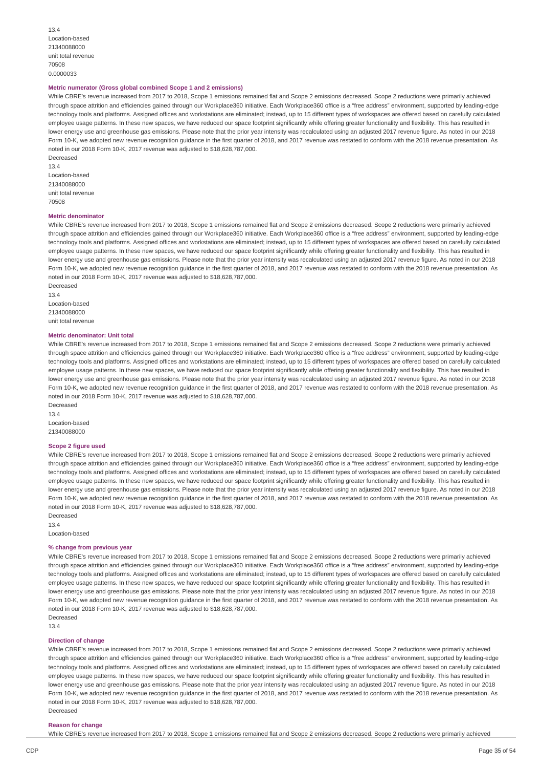13.4
Location-based
21340088000
unit total revenue
70508
0.0000033

**Metric numerator (Gross global combined Scope 1 and 2 emissions)**

While CBRE's revenue increased from 2017 to 2018, Scope 1 emissions remained flat and Scope 2 emissions decreased. Scope 2 reductions were primarily achieved through space attrition and efficiencies gained through our Workplace360 initiative. Each Workplace360 office is a "free address" environment, supported by leading-edge technology tools and platforms. Assigned offices and workstations are eliminated; instead, up to 15 different types of workspaces are offered based on carefully calculated employee usage patterns. In these new spaces, we have reduced our space footprint significantly while offering greater functionality and flexibility. This has resulted in lower energy use and greenhouse gas emissions. Please note that the prior year intensity was recalculated using an adjusted 2017 revenue figure. As noted in our 2018 Form 10-K, we adopted new revenue recognition guidance in the first quarter of 2018, and 2017 revenue was restated to conform with the 2018 revenue presentation. As noted in our 2018 Form 10-K, 2017 revenue was adjusted to $18,628,787,000.
Decreased
13.4
Location-based
21340088000
unit total revenue
70508

**Metric denominator**

While CBRE's revenue increased from 2017 to 2018, Scope 1 emissions remained flat and Scope 2 emissions decreased. Scope 2 reductions were primarily achieved through space attrition and efficiencies gained through our Workplace360 initiative. Each Workplace360 office is a "free address" environment, supported by leading-edge technology tools and platforms. Assigned offices and workstations are eliminated; instead, up to 15 different types of workspaces are offered based on carefully calculated employee usage patterns. In these new spaces, we have reduced our space footprint significantly while offering greater functionality and flexibility. This has resulted in lower energy use and greenhouse gas emissions. Please note that the prior year intensity was recalculated using an adjusted 2017 revenue figure. As noted in our 2018 Form 10-K, we adopted new revenue recognition guidance in the first quarter of 2018, and 2017 revenue was restated to conform with the 2018 revenue presentation. As noted in our 2018 Form 10-K, 2017 revenue was adjusted to $18,628,787,000.
Decreased
13.4
Location-based
21340088000
unit total revenue

**Metric denominator: Unit total**

While CBRE's revenue increased from 2017 to 2018, Scope 1 emissions remained flat and Scope 2 emissions decreased. Scope 2 reductions were primarily achieved through space attrition and efficiencies gained through our Workplace360 initiative. Each Workplace360 office is a "free address" environment, supported by leading-edge technology tools and platforms. Assigned offices and workstations are eliminated; instead, up to 15 different types of workspaces are offered based on carefully calculated employee usage patterns. In these new spaces, we have reduced our space footprint significantly while offering greater functionality and flexibility. This has resulted in lower energy use and greenhouse gas emissions. Please note that the prior year intensity was recalculated using an adjusted 2017 revenue figure. As noted in our 2018 Form 10-K, we adopted new revenue recognition guidance in the first quarter of 2018, and 2017 revenue was restated to conform with the 2018 revenue presentation. As noted in our 2018 Form 10-K, 2017 revenue was adjusted to $18,628,787,000.
Decreased
13.4
Location-based
21340088000

**Scope 2 figure used**

While CBRE's revenue increased from 2017 to 2018, Scope 1 emissions remained flat and Scope 2 emissions decreased. Scope 2 reductions were primarily achieved through space attrition and efficiencies gained through our Workplace360 initiative. Each Workplace360 office is a "free address" environment, supported by leading-edge technology tools and platforms. Assigned offices and workstations are eliminated; instead, up to 15 different types of workspaces are offered based on carefully calculated employee usage patterns. In these new spaces, we have reduced our space footprint significantly while offering greater functionality and flexibility. This has resulted in lower energy use and greenhouse gas emissions. Please note that the prior year intensity was recalculated using an adjusted 2017 revenue figure. As noted in our 2018 Form 10-K, we adopted new revenue recognition guidance in the first quarter of 2018, and 2017 revenue was restated to conform with the 2018 revenue presentation. As noted in our 2018 Form 10-K, 2017 revenue was adjusted to $18,628,787,000.
Decreased
13.4
Location-based

**% change from previous year**

While CBRE's revenue increased from 2017 to 2018, Scope 1 emissions remained flat and Scope 2 emissions decreased. Scope 2 reductions were primarily achieved through space attrition and efficiencies gained through our Workplace360 initiative. Each Workplace360 office is a "free address" environment, supported by leading-edge technology tools and platforms. Assigned offices and workstations are eliminated; instead, up to 15 different types of workspaces are offered based on carefully calculated employee usage patterns. In these new spaces, we have reduced our space footprint significantly while offering greater functionality and flexibility. This has resulted in lower energy use and greenhouse gas emissions. Please note that the prior year intensity was recalculated using an adjusted 2017 revenue figure. As noted in our 2018 Form 10-K, we adopted new revenue recognition guidance in the first quarter of 2018, and 2017 revenue was restated to conform with the 2018 revenue presentation. As noted in our 2018 Form 10-K, 2017 revenue was adjusted to $18,628,787,000.
Decreased
13.4

**Direction of change**

While CBRE's revenue increased from 2017 to 2018, Scope 1 emissions remained flat and Scope 2 emissions decreased. Scope 2 reductions were primarily achieved through space attrition and efficiencies gained through our Workplace360 initiative. Each Workplace360 office is a "free address" environment, supported by leading-edge technology tools and platforms. Assigned offices and workstations are eliminated; instead, up to 15 different types of workspaces are offered based on carefully calculated employee usage patterns. In these new spaces, we have reduced our space footprint significantly while offering greater functionality and flexibility. This has resulted in lower energy use and greenhouse gas emissions. Please note that the prior year intensity was recalculated using an adjusted 2017 revenue figure. As noted in our 2018 Form 10-K, we adopted new revenue recognition guidance in the first quarter of 2018, and 2017 revenue was restated to conform with the 2018 revenue presentation. As noted in our 2018 Form 10-K, 2017 revenue was adjusted to $18,628,787,000.
Decreased

**Reason for change**

While CBRE's revenue increased from 2017 to 2018, Scope 1 emissions remained flat and Scope 2 emissions decreased. Scope 2 reductions were primarily achieved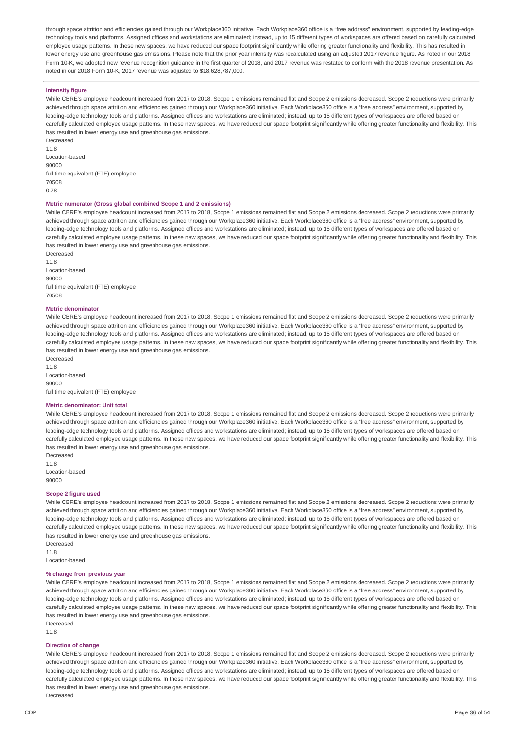through space attrition and efficiencies gained through our Workplace360 initiative. Each Workplace360 office is a "free address" environment, supported by leading-edge technology tools and platforms. Assigned offices and workstations are eliminated; instead, up to 15 different types of workspaces are offered based on carefully calculated employee usage patterns. In these new spaces, we have reduced our space footprint significantly while offering greater functionality and flexibility. This has resulted in lower energy use and greenhouse gas emissions. Please note that the prior year intensity was recalculated using an adjusted 2017 revenue figure. As noted in our 2018 Form 10-K, we adopted new revenue recognition guidance in the first quarter of 2018, and 2017 revenue was restated to conform with the 2018 revenue presentation. As noted in our 2018 Form 10-K, 2017 revenue was adjusted to $18,628,787,000.

**Intensity figure**

While CBRE's employee headcount increased from 2017 to 2018, Scope 1 emissions remained flat and Scope 2 emissions decreased. Scope 2 reductions were primarily achieved through space attrition and efficiencies gained through our Workplace360 initiative. Each Workplace360 office is a "free address" environment, supported by leading-edge technology tools and platforms. Assigned offices and workstations are eliminated; instead, up to 15 different types of workspaces are offered based on carefully calculated employee usage patterns. In these new spaces, we have reduced our space footprint significantly while offering greater functionality and flexibility. This has resulted in lower energy use and greenhouse gas emissions.

Decreased

11.8

Location-based

90000

full time equivalent (FTE) employee

70508

0.78

**Metric numerator (Gross global combined Scope 1 and 2 emissions)**

While CBRE's employee headcount increased from 2017 to 2018, Scope 1 emissions remained flat and Scope 2 emissions decreased. Scope 2 reductions were primarily achieved through space attrition and efficiencies gained through our Workplace360 initiative. Each Workplace360 office is a "free address" environment, supported by leading-edge technology tools and platforms. Assigned offices and workstations are eliminated; instead, up to 15 different types of workspaces are offered based on carefully calculated employee usage patterns. In these new spaces, we have reduced our space footprint significantly while offering greater functionality and flexibility. This has resulted in lower energy use and greenhouse gas emissions.

Decreased

11.8

Location-based

90000

full time equivalent (FTE) employee

70508

**Metric denominator**

While CBRE's employee headcount increased from 2017 to 2018, Scope 1 emissions remained flat and Scope 2 emissions decreased. Scope 2 reductions were primarily achieved through space attrition and efficiencies gained through our Workplace360 initiative. Each Workplace360 office is a "free address" environment, supported by leading-edge technology tools and platforms. Assigned offices and workstations are eliminated; instead, up to 15 different types of workspaces are offered based on carefully calculated employee usage patterns. In these new spaces, we have reduced our space footprint significantly while offering greater functionality and flexibility. This has resulted in lower energy use and greenhouse gas emissions.

Decreased

11.8

Location-based

90000

full time equivalent (FTE) employee

**Metric denominator: Unit total**

While CBRE's employee headcount increased from 2017 to 2018, Scope 1 emissions remained flat and Scope 2 emissions decreased. Scope 2 reductions were primarily achieved through space attrition and efficiencies gained through our Workplace360 initiative. Each Workplace360 office is a "free address" environment, supported by leading-edge technology tools and platforms. Assigned offices and workstations are eliminated; instead, up to 15 different types of workspaces are offered based on carefully calculated employee usage patterns. In these new spaces, we have reduced our space footprint significantly while offering greater functionality and flexibility. This has resulted in lower energy use and greenhouse gas emissions.

Decreased

11.8

Location-based

90000

**Scope 2 figure used**

While CBRE's employee headcount increased from 2017 to 2018, Scope 1 emissions remained flat and Scope 2 emissions decreased. Scope 2 reductions were primarily achieved through space attrition and efficiencies gained through our Workplace360 initiative. Each Workplace360 office is a "free address" environment, supported by leading-edge technology tools and platforms. Assigned offices and workstations are eliminated; instead, up to 15 different types of workspaces are offered based on carefully calculated employee usage patterns. In these new spaces, we have reduced our space footprint significantly while offering greater functionality and flexibility. This has resulted in lower energy use and greenhouse gas emissions.

Decreased

11.8

Location-based

**% change from previous year**

While CBRE's employee headcount increased from 2017 to 2018, Scope 1 emissions remained flat and Scope 2 emissions decreased. Scope 2 reductions were primarily achieved through space attrition and efficiencies gained through our Workplace360 initiative. Each Workplace360 office is a "free address" environment, supported by leading-edge technology tools and platforms. Assigned offices and workstations are eliminated; instead, up to 15 different types of workspaces are offered based on carefully calculated employee usage patterns. In these new spaces, we have reduced our space footprint significantly while offering greater functionality and flexibility. This has resulted in lower energy use and greenhouse gas emissions.

Decreased

11.8

**Direction of change**

While CBRE's employee headcount increased from 2017 to 2018, Scope 1 emissions remained flat and Scope 2 emissions decreased. Scope 2 reductions were primarily achieved through space attrition and efficiencies gained through our Workplace360 initiative. Each Workplace360 office is a "free address" environment, supported by leading-edge technology tools and platforms. Assigned offices and workstations are eliminated; instead, up to 15 different types of workspaces are offered based on carefully calculated employee usage patterns. In these new spaces, we have reduced our space footprint significantly while offering greater functionality and flexibility. This has resulted in lower energy use and greenhouse gas emissions.

Decreased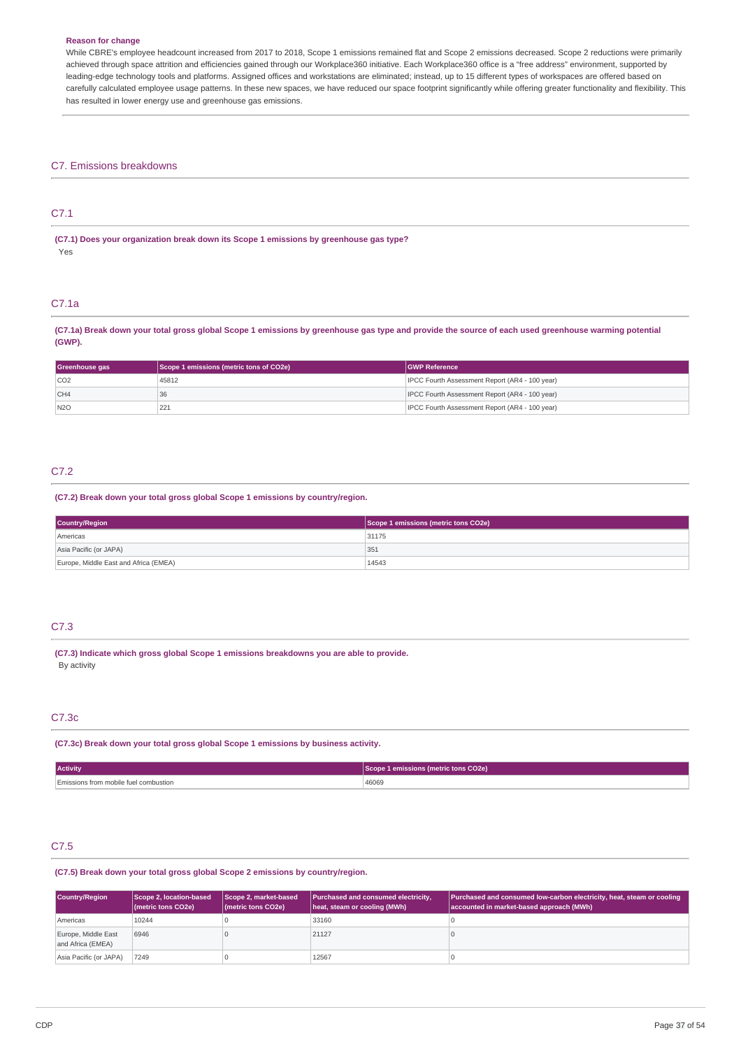**Reason for change**

While CBRE's employee headcount increased from 2017 to 2018, Scope 1 emissions remained flat and Scope 2 emissions decreased. Scope 2 reductions were primarily achieved through space attrition and efficiencies gained through our Workplace360 initiative. Each Workplace360 office is a "free address" environment, supported by leading-edge technology tools and platforms. Assigned offices and workstations are eliminated; instead, up to 15 different types of workspaces are offered based on carefully calculated employee usage patterns. In these new spaces, we have reduced our space footprint significantly while offering greater functionality and flexibility. This has resulted in lower energy use and greenhouse gas emissions.

## C7. Emissions breakdowns

### C7.1

**(C7.1) Does your organization break down its Scope 1 emissions by greenhouse gas type?**

Yes

### C7.1a

**(C7.1a) Break down your total gross global Scope 1 emissions by greenhouse gas type and provide the source of each used greenhouse warming potential (GWP).**

| Greenhouse gas | Scope 1 emissions (metric tons of CO2e) | GWP Reference |
|---|---|---|
| CO2 | 45812 | IPCC Fourth Assessment Report (AR4 - 100 year) |
| CH4 | 36 | IPCC Fourth Assessment Report (AR4 - 100 year) |
| N2O | 221 | IPCC Fourth Assessment Report (AR4 - 100 year) |

### C7.2

**(C7.2) Break down your total gross global Scope 1 emissions by country/region.**

| Country/Region | Scope 1 emissions (metric tons CO2e) |
|---|---|
| Americas | 31175 |
| Asia Pacific (or JAPA) | 351 |
| Europe, Middle East and Africa (EMEA) | 14543 |

### C7.3

**(C7.3) Indicate which gross global Scope 1 emissions breakdowns you are able to provide.**

By activity

### C7.3c

**(C7.3c) Break down your total gross global Scope 1 emissions by business activity.**

| Activity | Scope 1 emissions (metric tons CO2e) |
|---|---|
| Emissions from mobile fuel combustion | 46069 |

### C7.5

**(C7.5) Break down your total gross global Scope 2 emissions by country/region.**

| Country/Region | Scope 2, location-based (metric tons CO2e) | Scope 2, market-based (metric tons CO2e) | Purchased and consumed electricity, heat, steam or cooling (MWh) | Purchased and consumed low-carbon electricity, heat, steam or cooling accounted in market-based approach (MWh) |
|---|---|---|---|---|
| Americas | 10244 | 0 | 33160 | 0 |
| Europe, Middle East and Africa (EMEA) | 6946 | 0 | 21127 | 0 |
| Asia Pacific (or JAPA) | 7249 | 0 | 12567 | 0 |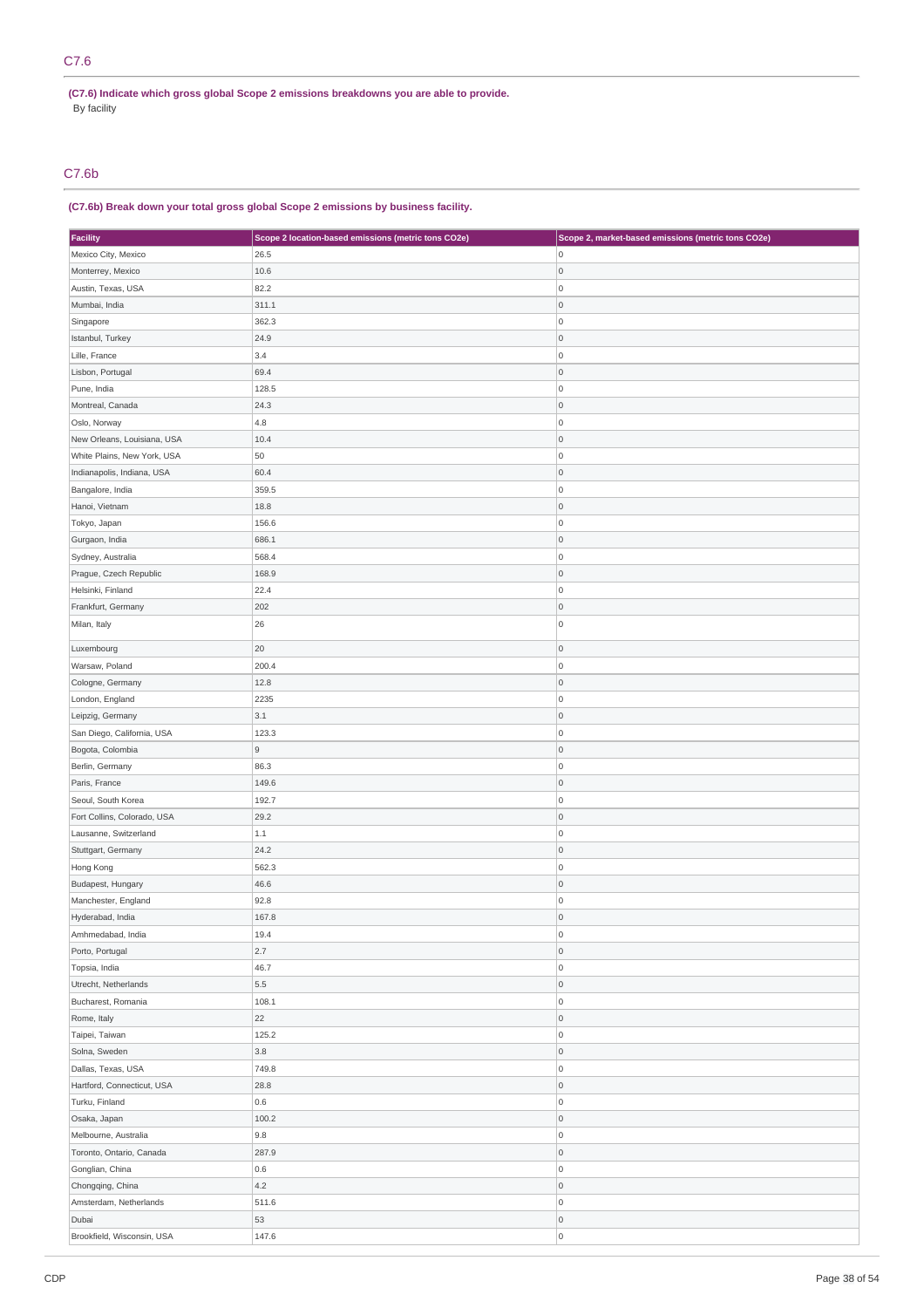## C7.6

**(C7.6) Indicate which gross global Scope 2 emissions breakdowns you are able to provide.**

By facility

## C7.6b

**(C7.6b) Break down your total gross global Scope 2 emissions by business facility.**

| Facility | Scope 2 location-based emissions (metric tons CO2e) | Scope 2, market-based emissions (metric tons CO2e) |
|---|---|---|
| Mexico City, Mexico | 26.5 | 0 |
| Monterrey, Mexico | 10.6 | 0 |
| Austin, Texas, USA | 82.2 | 0 |
| Mumbai, India | 311.1 | 0 |
| Singapore | 362.3 | 0 |
| Istanbul, Turkey | 24.9 | 0 |
| Lille, France | 3.4 | 0 |
| Lisbon, Portugal | 69.4 | 0 |
| Pune, India | 128.5 | 0 |
| Montreal, Canada | 24.3 | 0 |
| Oslo, Norway | 4.8 | 0 |
| New Orleans, Louisiana, USA | 10.4 | 0 |
| White Plains, New York, USA | 50 | 0 |
| Indianapolis, Indiana, USA | 60.4 | 0 |
| Bangalore, India | 359.5 | 0 |
| Hanoi, Vietnam | 18.8 | 0 |
| Tokyo, Japan | 156.6 | 0 |
| Gurgaon, India | 686.1 | 0 |
| Sydney, Australia | 568.4 | 0 |
| Prague, Czech Republic | 168.9 | 0 |
| Helsinki, Finland | 22.4 | 0 |
| Frankfurt, Germany | 202 | 0 |
| Milan, Italy | 26 | 0 |
| Luxembourg | 20 | 0 |
| Warsaw, Poland | 200.4 | 0 |
| Cologne, Germany | 12.8 | 0 |
| London, England | 2235 | 0 |
| Leipzig, Germany | 3.1 | 0 |
| San Diego, California, USA | 123.3 | 0 |
| Bogota, Colombia | 9 | 0 |
| Berlin, Germany | 86.3 | 0 |
| Paris, France | 149.6 | 0 |
| Seoul, South Korea | 192.7 | 0 |
| Fort Collins, Colorado, USA | 29.2 | 0 |
| Lausanne, Switzerland | 1.1 | 0 |
| Stuttgart, Germany | 24.2 | 0 |
| Hong Kong | 562.3 | 0 |
| Budapest, Hungary | 46.6 | 0 |
| Manchester, England | 92.8 | 0 |
| Hyderabad, India | 167.8 | 0 |
| Amhmedabad, India | 19.4 | 0 |
| Porto, Portugal | 2.7 | 0 |
| Topsia, India | 46.7 | 0 |
| Utrecht, Netherlands | 5.5 | 0 |
| Bucharest, Romania | 108.1 | 0 |
| Rome, Italy | 22 | 0 |
| Taipei, Taiwan | 125.2 | 0 |
| Solna, Sweden | 3.8 | 0 |
| Dallas, Texas, USA | 749.8 | 0 |
| Hartford, Connecticut, USA | 28.8 | 0 |
| Turku, Finland | 0.6 | 0 |
| Osaka, Japan | 100.2 | 0 |
| Melbourne, Australia | 9.8 | 0 |
| Toronto, Ontario, Canada | 287.9 | 0 |
| Gonglian, China | 0.6 | 0 |
| Chongqing, China | 4.2 | 0 |
| Amsterdam, Netherlands | 511.6 | 0 |
| Dubai | 53 | 0 |
| Brookfield, Wisconsin, USA | 147.6 | 0 |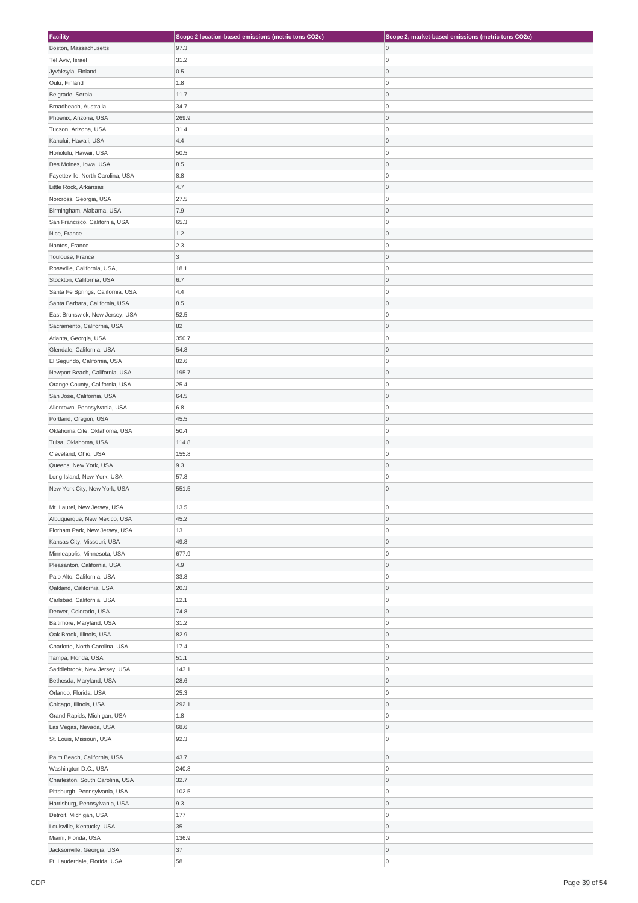| Facility | Scope 2 location-based emissions (metric tons CO2e) | Scope 2, market-based emissions (metric tons CO2e) |
| --- | --- | --- |
| Boston, Massachusetts | 97.3 | 0 |
| Tel Aviv, Israel | 31.2 | 0 |
| Jyväskylä, Finland | 0.5 | 0 |
| Oulu, Finland | 1.8 | 0 |
| Belgrade, Serbia | 11.7 | 0 |
| Broadbeach, Australia | 34.7 | 0 |
| Phoenix, Arizona, USA | 269.9 | 0 |
| Tucson, Arizona, USA | 31.4 | 0 |
| Kahului, Hawaii, USA | 4.4 | 0 |
| Honolulu, Hawaii, USA | 50.5 | 0 |
| Des Moines, Iowa, USA | 8.5 | 0 |
| Fayetteville, North Carolina, USA | 8.8 | 0 |
| Little Rock, Arkansas | 4.7 | 0 |
| Norcross, Georgia, USA | 27.5 | 0 |
| Birmingham, Alabama, USA | 7.9 | 0 |
| San Francisco, California, USA | 65.3 | 0 |
| Nice, France | 1.2 | 0 |
| Nantes, France | 2.3 | 0 |
| Toulouse, France | 3 | 0 |
| Roseville, California, USA, | 18.1 | 0 |
| Stockton, California, USA | 6.7 | 0 |
| Santa Fe Springs, California, USA | 4.4 | 0 |
| Santa Barbara, California, USA | 8.5 | 0 |
| East Brunswick, New Jersey, USA | 52.5 | 0 |
| Sacramento, California, USA | 82 | 0 |
| Atlanta, Georgia, USA | 350.7 | 0 |
| Glendale, California, USA | 54.8 | 0 |
| El Segundo, California, USA | 82.6 | 0 |
| Newport Beach, California, USA | 195.7 | 0 |
| Orange County, California, USA | 25.4 | 0 |
| San Jose, California, USA | 64.5 | 0 |
| Allentown, Pennsylvania, USA | 6.8 | 0 |
| Portland, Oregon, USA | 45.5 | 0 |
| Oklahoma Cite, Oklahoma, USA | 50.4 | 0 |
| Tulsa, Oklahoma, USA | 114.8 | 0 |
| Cleveland, Ohio, USA | 155.8 | 0 |
| Queens, New York, USA | 9.3 | 0 |
| Long Island, New York, USA | 57.8 | 0 |
| New York City, New York, USA | 551.5 | 0 |
| Mt. Laurel, New Jersey, USA | 13.5 | 0 |
| Albuquerque, New Mexico, USA | 45.2 | 0 |
| Florham Park, New Jersey, USA | 13 | 0 |
| Kansas City, Missouri, USA | 49.8 | 0 |
| Minneapolis, Minnesota, USA | 677.9 | 0 |
| Pleasanton, California, USA | 4.9 | 0 |
| Palo Alto, California, USA | 33.8 | 0 |
| Oakland, California, USA | 20.3 | 0 |
| Carlsbad, California, USA | 12.1 | 0 |
| Denver, Colorado, USA | 74.8 | 0 |
| Baltimore, Maryland, USA | 31.2 | 0 |
| Oak Brook, Illinois, USA | 82.9 | 0 |
| Charlotte, North Carolina, USA | 17.4 | 0 |
| Tampa, Florida, USA | 51.1 | 0 |
| Saddlebrook, New Jersey, USA | 143.1 | 0 |
| Bethesda, Maryland, USA | 28.6 | 0 |
| Orlando, Florida, USA | 25.3 | 0 |
| Chicago, Illinois, USA | 292.1 | 0 |
| Grand Rapids, Michigan, USA | 1.8 | 0 |
| Las Vegas, Nevada, USA | 68.6 | 0 |
| St. Louis, Missouri, USA | 92.3 | 0 |
| Palm Beach, California, USA | 43.7 | 0 |
| Washington D.C., USA | 240.8 | 0 |
| Charleston, South Carolina, USA | 32.7 | 0 |
| Pittsburgh, Pennsylvania, USA | 102.5 | 0 |
| Harrisburg, Pennsylvania, USA | 9.3 | 0 |
| Detroit, Michigan, USA | 177 | 0 |
| Louisville, Kentucky, USA | 35 | 0 |
| Miami, Florida, USA | 136.9 | 0 |
| Jacksonville, Georgia, USA | 37 | 0 |
| Ft. Lauderdale, Florida, USA | 58 | 0 |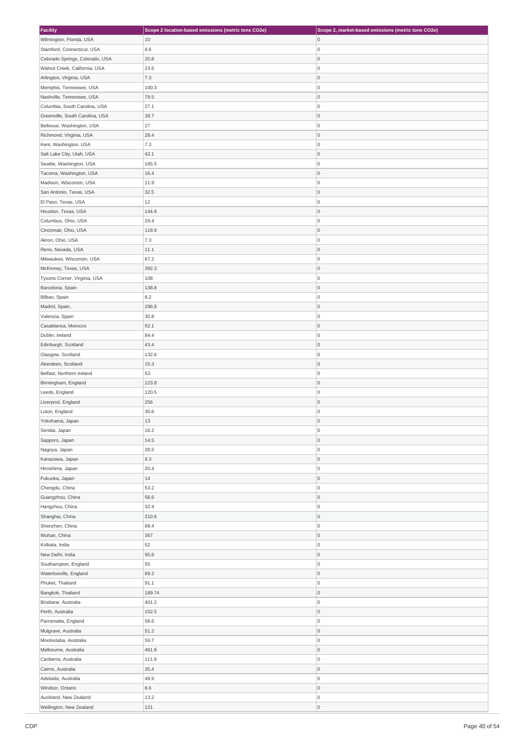| Facility | Scope 2 location-based emissions (metric tons CO2e) | Scope 2, market-based emissions (metric tons CO2e) |
|---|---|---|
| Wilmington, Florida, USA | 10 | 0 |
| Stamford, Connecticut, USA | 8.6 | 0 |
| Colorado Springs, Colorado, USA | 20.8 | 0 |
| Walnut Creek, California, USA | 23.6 | 0 |
| Arlington, Virginia, USA | 7.3 | 0 |
| Memphis, Tennessee, USA | 100.3 | 0 |
| Nashville, Tennessee, USA | 79.5 | 0 |
| Columbia, South Carolina, USA | 27.1 | 0 |
| Greenville, South Carolina, USA | 39.7 | 0 |
| Bellevue, Washington, USA | 27 | 0 |
| Richmond, Virginia, USA | 28.4 | 0 |
| Kent, Washington, USA | 7.3 | 0 |
| Salt Lake City, Utah, USA | 42.1 | 0 |
| Seattle, Washington, USA | 185.5 | 0 |
| Tacoma, Washington, USA | 16.4 | 0 |
| Madison, Wisconsin, USA | 11.9 | 0 |
| San Antonio, Texas, USA | 32.5 | 0 |
| El Paso, Texas, USA | 12 | 0 |
| Houston, Texas, USA | 144.8 | 0 |
| Columbus, Ohio, USA | 29.4 | 0 |
| Cincinnati, Ohio, USA | 118.9 | 0 |
| Akron, Ohio, USA | 7.3 | 0 |
| Reno, Nevada, USA | 11.1 | 0 |
| Milwaukee, Wisconsin, USA | 67.2 | 0 |
| McKinney, Texas, USA | 392.3 | 0 |
| Tysons Corner, Virginia, USA | 108 | 0 |
| Barcelona, Spain | 138.8 | 0 |
| Bilbao, Spain | 8.2 | 0 |
| Madrid, Spain, | 296.8 | 0 |
| Valencia, Spain | 30.8 | 0 |
| Casablanca, Morocco | 52.1 | 0 |
| Dublin, Ireland | 84.4 | 0 |
| Edinburgh, Scotland | 43.4 | 0 |
| Glasgow, Scotland | 132.6 | 0 |
| Aberdeen, Scotland | 15.3 | 0 |
| Belfast, Northern Ireland | 53 | 0 |
| Birmingham, England | 123.8 | 0 |
| Leeds, England | 120.5 | 0 |
| Liverpool, England | 256 | 0 |
| Luton, England | 30.6 | 0 |
| Yokohama, Japan | 13 | 0 |
| Sendai, Japan | 16.2 | 0 |
| Sapporo, Japan | 14.5 | 0 |
| Nagoya, Japan | 28.5 | 0 |
| Kanazawa, Japan | 9.3 | 0 |
| Hiroshima, Japan | 20.4 | 0 |
| Fukuoka, Japan | 14 | 0 |
| Chengdu, China | 53.2 | 0 |
| Guangzhou, China | 56.6 | 0 |
| Hangzhou, China | 32.4 | 0 |
| Shanghai, China | 210.6 | 0 |
| Shenzhen, China | 68.4 | 0 |
| Wuhan, China | 367 | 0 |
| Kolkata, India | 52 | 0 |
| New Delhi, India | 95.6 | 0 |
| Southampton, England | 55 | 0 |
| Waterlooville, England | 69.2 | 0 |
| Phuket, Thailand | 91.1 | 0 |
| Bangkok, Thailand | 189.74 | 0 |
| Brisbane, Australia | 401.2 | 0 |
| Perth, Australia | 152.5 | 0 |
| Parramatta, England | 58.6 | 0 |
| Mulgrave, Australia | 51.2 | 0 |
| Mooloolaba, Australia | 59.7 | 0 |
| Melbourne, Australia | 461.8 | 0 |
| Canberra, Australia | 111.8 | 0 |
| Cairns, Australia | 35.4 | 0 |
| Adelaide, Australia | 49.9 | 0 |
| Windsor, Ontario | 6.6 | 0 |
| Auckland, New Zealand | 13.2 | 0 |
| Wellington, New Zealand | 121 | 0 |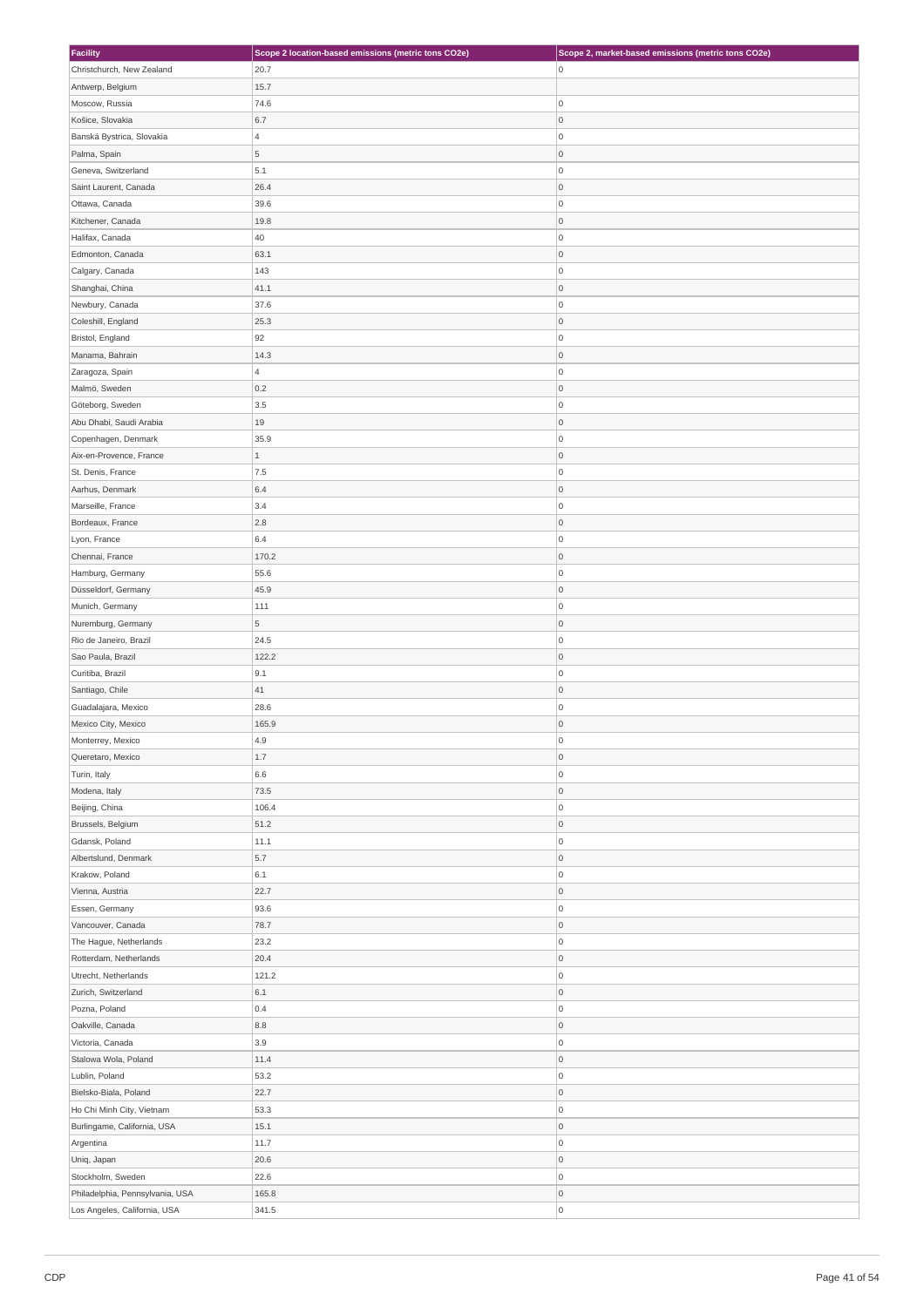| Facility | Scope 2 location-based emissions (metric tons CO2e) | Scope 2, market-based emissions (metric tons CO2e) |
|---|---|---|
| Christchurch, New Zealand | 20.7 | 0 |
| Antwerp, Belgium | 15.7 | |
| Moscow, Russia | 74.6 | 0 |
| Košice, Slovakia | 6.7 | 0 |
| Banská Bystrica, Slovakia | 4 | 0 |
| Palma, Spain | 5 | 0 |
| Geneva, Switzerland | 5.1 | 0 |
| Saint Laurent, Canada | 26.4 | 0 |
| Ottawa, Canada | 39.6 | 0 |
| Kitchener, Canada | 19.8 | 0 |
| Halifax, Canada | 40 | 0 |
| Edmonton, Canada | 63.1 | 0 |
| Calgary, Canada | 143 | 0 |
| Shanghai, China | 41.1 | 0 |
| Newbury, Canada | 37.6 | 0 |
| Coleshill, England | 25.3 | 0 |
| Bristol, England | 92 | 0 |
| Manama, Bahrain | 14.3 | 0 |
| Zaragoza, Spain | 4 | 0 |
| Malmö, Sweden | 0.2 | 0 |
| Göteborg, Sweden | 3.5 | 0 |
| Abu Dhabi, Saudi Arabia | 19 | 0 |
| Copenhagen, Denmark | 35.9 | 0 |
| Aix-en-Provence, France | 1 | 0 |
| St. Denis, France | 7.5 | 0 |
| Aarhus, Denmark | 6.4 | 0 |
| Marseille, France | 3.4 | 0 |
| Bordeaux, France | 2.8 | 0 |
| Lyon, France | 6.4 | 0 |
| Chennai, France | 170.2 | 0 |
| Hamburg, Germany | 55.6 | 0 |
| Düsseldorf, Germany | 45.9 | 0 |
| Munich, Germany | 111 | 0 |
| Nuremburg, Germany | 5 | 0 |
| Rio de Janeiro, Brazil | 24.5 | 0 |
| Sao Paula, Brazil | 122.2 | 0 |
| Curitiba, Brazil | 9.1 | 0 |
| Santiago, Chile | 41 | 0 |
| Guadalajara, Mexico | 28.6 | 0 |
| Mexico City, Mexico | 165.9 | 0 |
| Monterrey, Mexico | 4.9 | 0 |
| Queretaro, Mexico | 1.7 | 0 |
| Turin, Italy | 6.6 | 0 |
| Modena, Italy | 73.5 | 0 |
| Beijing, China | 106.4 | 0 |
| Brussels, Belgium | 51.2 | 0 |
| Gdansk, Poland | 11.1 | 0 |
| Albertslund, Denmark | 5.7 | 0 |
| Krakow, Poland | 6.1 | 0 |
| Vienna, Austria | 22.7 | 0 |
| Essen, Germany | 93.6 | 0 |
| Vancouver, Canada | 78.7 | 0 |
| The Hague, Netherlands | 23.2 | 0 |
| Rotterdam, Netherlands | 20.4 | 0 |
| Utrecht, Netherlands | 121.2 | 0 |
| Zurich, Switzerland | 6.1 | 0 |
| Pozna, Poland | 0.4 | 0 |
| Oakville, Canada | 8.8 | 0 |
| Victoria, Canada | 3.9 | 0 |
| Stalowa Wola, Poland | 11.4 | 0 |
| Lublin, Poland | 53.2 | 0 |
| Bielsko-Biala, Poland | 22.7 | 0 |
| Ho Chi Minh City, Vietnam | 53.3 | 0 |
| Burlingame, California, USA | 15.1 | 0 |
| Argentina | 11.7 | 0 |
| Uniq, Japan | 20.6 | 0 |
| Stockholm, Sweden | 22.6 | 0 |
| Philadelphia, Pennsylvania, USA | 165.8 | 0 |
| Los Angeles, California, USA | 341.5 | 0 |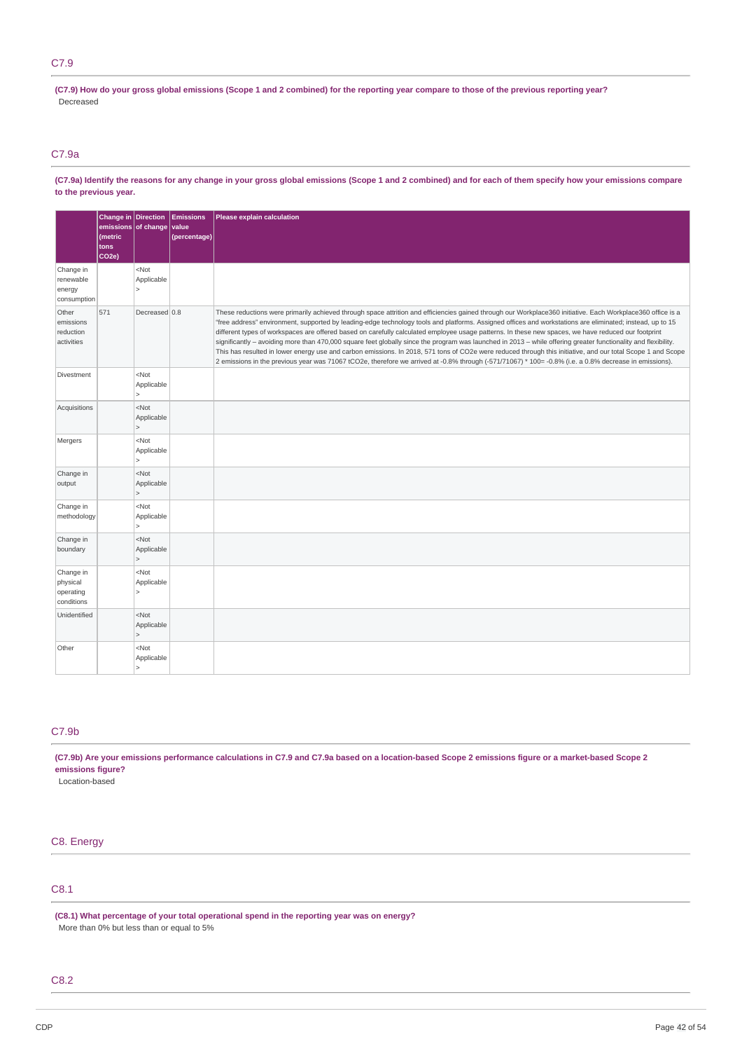## C7.9

**(C7.9) How do your gross global emissions (Scope 1 and 2 combined) for the reporting year compare to those of the previous reporting year?**

Decreased

## C7.9a

**(C7.9a) Identify the reasons for any change in your gross global emissions (Scope 1 and 2 combined) and for each of them specify how your emissions compare to the previous year.**

| | Change in emissions (metric tons CO2e) | Direction of change | Emissions value (percentage) | Please explain calculation |
|---|---|---|---|---|
| Change in renewable energy consumption | | <Not Applicable> | | |
| Other emissions reduction activities | 571 | Decreased | 0.8 | These reductions were primarily achieved through space attrition and efficiencies gained through our Workplace360 initiative. Each Workplace360 office is a "free address" environment, supported by leading-edge technology tools and platforms. Assigned offices and workstations are eliminated; instead, up to 15 different types of workspaces are offered based on carefully calculated employee usage patterns. In these new spaces, we have reduced our footprint significantly – avoiding more than 470,000 square feet globally since the program was launched in 2013 – while offering greater functionality and flexibility. This has resulted in lower energy use and carbon emissions. In 2018, 571 tons of CO2e were reduced through this initiative, and our total Scope 1 and Scope 2 emissions in the previous year was 71067 tCO2e, therefore we arrived at -0.8% through (-571/71067) * 100= -0.8% (i.e. a 0.8% decrease in emissions). |
| Divestment | | <Not Applicable> | | |
| Acquisitions | | <Not Applicable> | | |
| Mergers | | <Not Applicable> | | |
| Change in output | | <Not Applicable> | | |
| Change in methodology | | <Not Applicable> | | |
| Change in boundary | | <Not Applicable> | | |
| Change in physical operating conditions | | <Not Applicable> | | |
| Unidentified | | <Not Applicable> | | |
| Other | | <Not Applicable> | | |

## C7.9b

**(C7.9b) Are your emissions performance calculations in C7.9 and C7.9a based on a location-based Scope 2 emissions figure or a market-based Scope 2 emissions figure?**

Location-based

# C8. Energy

## C8.1

**(C8.1) What percentage of your total operational spend in the reporting year was on energy?**

More than 0% but less than or equal to 5%

## C8.2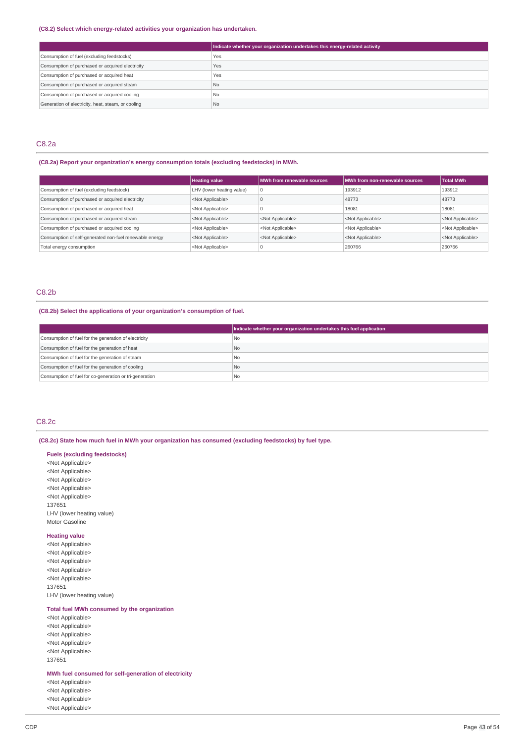**(C8.2) Select which energy-related activities your organization has undertaken.**

| | Indicate whether your organization undertakes this energy-related activity |
|---|---|
| Consumption of fuel (excluding feedstocks) | Yes |
| Consumption of purchased or acquired electricity | Yes |
| Consumption of purchased or acquired heat | Yes |
| Consumption of purchased or acquired steam | No |
| Consumption of purchased or acquired cooling | No |
| Generation of electricity, heat, steam, or cooling | No |

## C8.2a

**(C8.2a) Report your organization's energy consumption totals (excluding feedstocks) in MWh.**

| | Heating value | MWh from renewable sources | MWh from non-renewable sources | Total MWh |
|---|---|---|---|---|
| Consumption of fuel (excluding feedstock) | LHV (lower heating value) | 0 | 193912 | 193912 |
| Consumption of purchased or acquired electricity | <Not Applicable> | 0 | 48773 | 48773 |
| Consumption of purchased or acquired heat | <Not Applicable> | 0 | 18081 | 18081 |
| Consumption of purchased or acquired steam | <Not Applicable> | <Not Applicable> | <Not Applicable> | <Not Applicable> |
| Consumption of purchased or acquired cooling | <Not Applicable> | <Not Applicable> | <Not Applicable> | <Not Applicable> |
| Consumption of self-generated non-fuel renewable energy | <Not Applicable> | <Not Applicable> | <Not Applicable> | <Not Applicable> |
| Total energy consumption | <Not Applicable> | 0 | 260766 | 260766 |

## C8.2b

**(C8.2b) Select the applications of your organization's consumption of fuel.**

| | Indicate whether your organization undertakes this fuel application |
|---|---|
| Consumption of fuel for the generation of electricity | No |
| Consumption of fuel for the generation of heat | No |
| Consumption of fuel for the generation of steam | No |
| Consumption of fuel for the generation of cooling | No |
| Consumption of fuel for co-generation or tri-generation | No |

## C8.2c

**(C8.2c) State how much fuel in MWh your organization has consumed (excluding feedstocks) by fuel type.**

**Fuels (excluding feedstocks)**

<Not Applicable>
<Not Applicable>
<Not Applicable>
<Not Applicable>
<Not Applicable>
137651
LHV (lower heating value)
Motor Gasoline

**Heating value**

<Not Applicable>
<Not Applicable>
<Not Applicable>
<Not Applicable>
<Not Applicable>
137651
LHV (lower heating value)

**Total fuel MWh consumed by the organization**

<Not Applicable>
<Not Applicable>
<Not Applicable>
<Not Applicable>
<Not Applicable>
137651

**MWh fuel consumed for self-generation of electricity**

<Not Applicable>
<Not Applicable>
<Not Applicable>
<Not Applicable>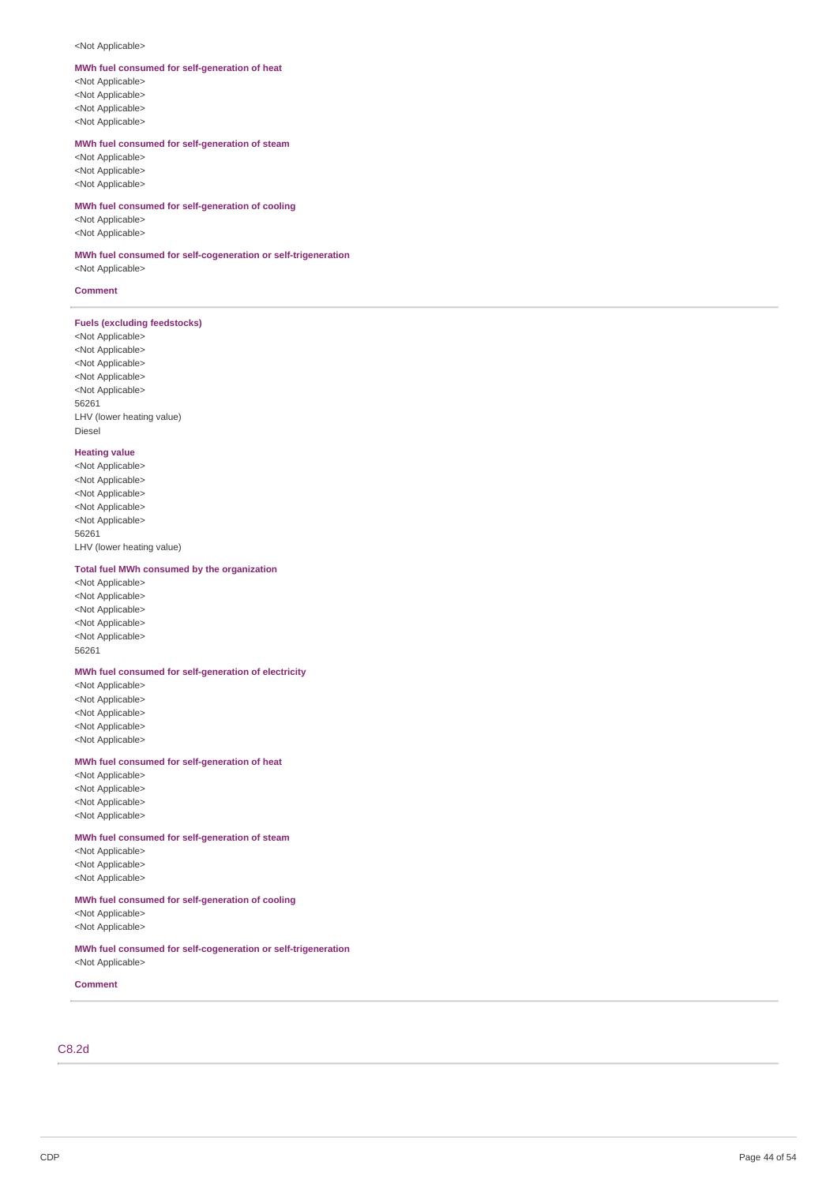<Not Applicable>

**MWh fuel consumed for self-generation of heat**

<Not Applicable>
<Not Applicable>
<Not Applicable>
<Not Applicable>

**MWh fuel consumed for self-generation of steam**

<Not Applicable>
<Not Applicable>
<Not Applicable>

**MWh fuel consumed for self-generation of cooling**

<Not Applicable>
<Not Applicable>

**MWh fuel consumed for self-cogeneration or self-trigeneration**

<Not Applicable>

**Comment**

---

**Fuels (excluding feedstocks)**

<Not Applicable>
<Not Applicable>
<Not Applicable>
<Not Applicable>
<Not Applicable>
56261
LHV (lower heating value)
Diesel

**Heating value**

<Not Applicable>
<Not Applicable>
<Not Applicable>
<Not Applicable>
<Not Applicable>
56261
LHV (lower heating value)

**Total fuel MWh consumed by the organization**

<Not Applicable>
<Not Applicable>
<Not Applicable>
<Not Applicable>
<Not Applicable>
56261

**MWh fuel consumed for self-generation of electricity**

<Not Applicable>
<Not Applicable>
<Not Applicable>
<Not Applicable>
<Not Applicable>

**MWh fuel consumed for self-generation of heat**

<Not Applicable>
<Not Applicable>
<Not Applicable>
<Not Applicable>

**MWh fuel consumed for self-generation of steam**

<Not Applicable>
<Not Applicable>
<Not Applicable>

**MWh fuel consumed for self-generation of cooling**

<Not Applicable>
<Not Applicable>

**MWh fuel consumed for self-cogeneration or self-trigeneration**

<Not Applicable>

**Comment**

---

## C8.2d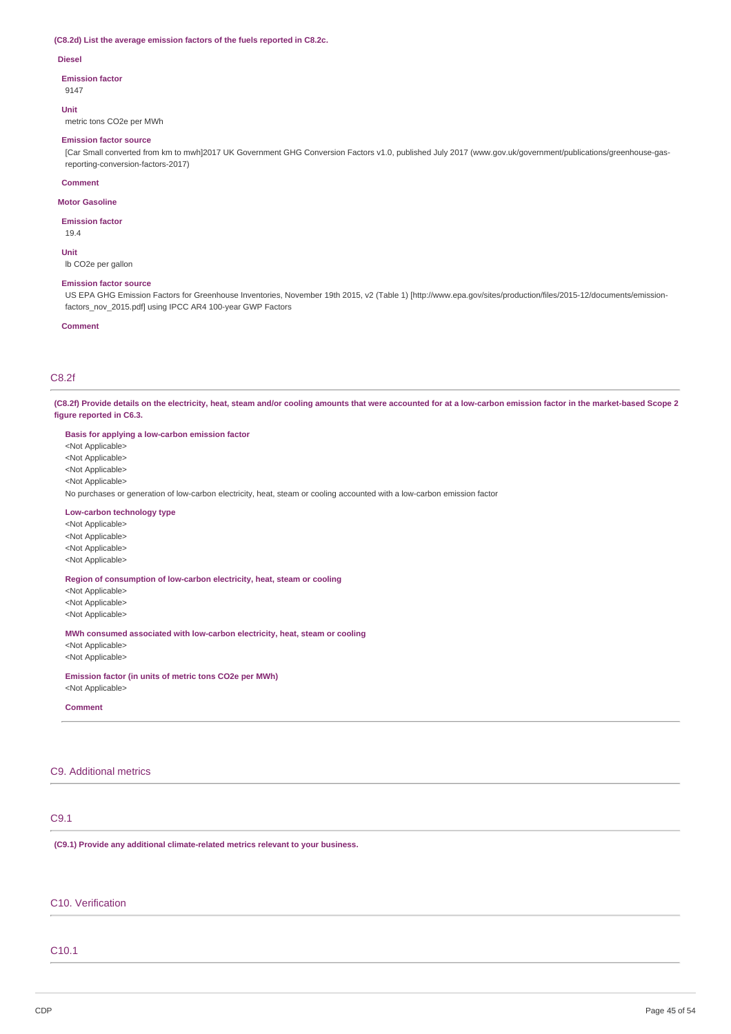**(C8.2d) List the average emission factors of the fuels reported in C8.2c.**

**Diesel**

**Emission factor**

9147

**Unit**

metric tons CO2e per MWh

**Emission factor source**

[Car Small converted from km to mwh]2017 UK Government GHG Conversion Factors v1.0, published July 2017 (www.gov.uk/government/publications/greenhouse-gas-reporting-conversion-factors-2017)

**Comment**

**Motor Gasoline**

**Emission factor**

19.4

**Unit**

lb CO2e per gallon

**Emission factor source**

US EPA GHG Emission Factors for Greenhouse Inventories, November 19th 2015, v2 (Table 1) [http://www.epa.gov/sites/production/files/2015-12/documents/emission-factors_nov_2015.pdf] using IPCC AR4 100-year GWP Factors

**Comment**

## C8.2f

**(C8.2f) Provide details on the electricity, heat, steam and/or cooling amounts that were accounted for at a low-carbon emission factor in the market-based Scope 2 figure reported in C6.3.**

**Basis for applying a low-carbon emission factor**

<Not Applicable>
<Not Applicable>
<Not Applicable>
<Not Applicable>
No purchases or generation of low-carbon electricity, heat, steam or cooling accounted with a low-carbon emission factor

**Low-carbon technology type**

<Not Applicable>
<Not Applicable>
<Not Applicable>
<Not Applicable>

**Region of consumption of low-carbon electricity, heat, steam or cooling**

<Not Applicable>
<Not Applicable>
<Not Applicable>

**MWh consumed associated with low-carbon electricity, heat, steam or cooling**

<Not Applicable>
<Not Applicable>

**Emission factor (in units of metric tons CO2e per MWh)**

<Not Applicable>

**Comment**

## C9. Additional metrics

## C9.1

**(C9.1) Provide any additional climate-related metrics relevant to your business.**

## C10. Verification

## C10.1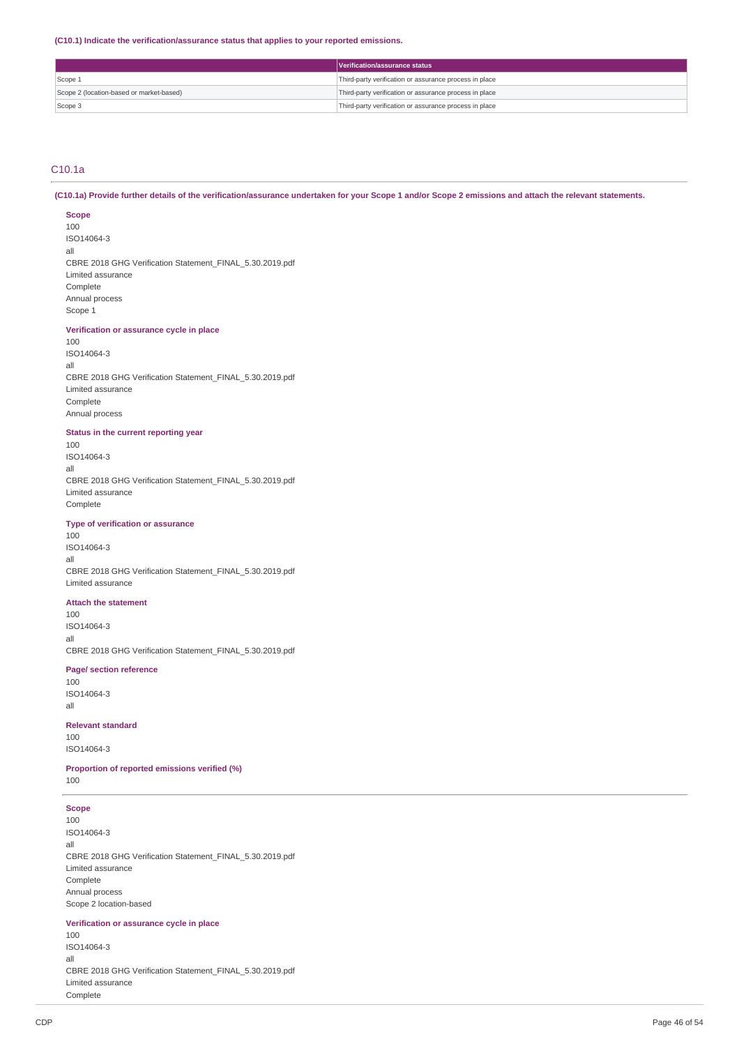**(C10.1) Indicate the verification/assurance status that applies to your reported emissions.**

| | Verification/assurance status |
|---|---|
| Scope 1 | Third-party verification or assurance process in place |
| Scope 2 (location-based or market-based) | Third-party verification or assurance process in place |
| Scope 3 | Third-party verification or assurance process in place |

## C10.1a

**(C10.1a) Provide further details of the verification/assurance undertaken for your Scope 1 and/or Scope 2 emissions and attach the relevant statements.**

**Scope**
100
ISO14064-3
all
CBRE 2018 GHG Verification Statement_FINAL_5.30.2019.pdf
Limited assurance
Complete
Annual process
Scope 1

**Verification or assurance cycle in place**
100
ISO14064-3
all
CBRE 2018 GHG Verification Statement_FINAL_5.30.2019.pdf
Limited assurance
Complete
Annual process

**Status in the current reporting year**
100
ISO14064-3
all
CBRE 2018 GHG Verification Statement_FINAL_5.30.2019.pdf
Limited assurance
Complete

**Type of verification or assurance**
100
ISO14064-3
all
CBRE 2018 GHG Verification Statement_FINAL_5.30.2019.pdf
Limited assurance

**Attach the statement**
100
ISO14064-3
all
CBRE 2018 GHG Verification Statement_FINAL_5.30.2019.pdf

**Page/ section reference**
100
ISO14064-3
all

**Relevant standard**
100
ISO14064-3

**Proportion of reported emissions verified (%)**
100

---

**Scope**
100
ISO14064-3
all
CBRE 2018 GHG Verification Statement_FINAL_5.30.2019.pdf
Limited assurance
Complete
Annual process
Scope 2 location-based

**Verification or assurance cycle in place**
100
ISO14064-3
all
CBRE 2018 GHG Verification Statement_FINAL_5.30.2019.pdf
Limited assurance
Complete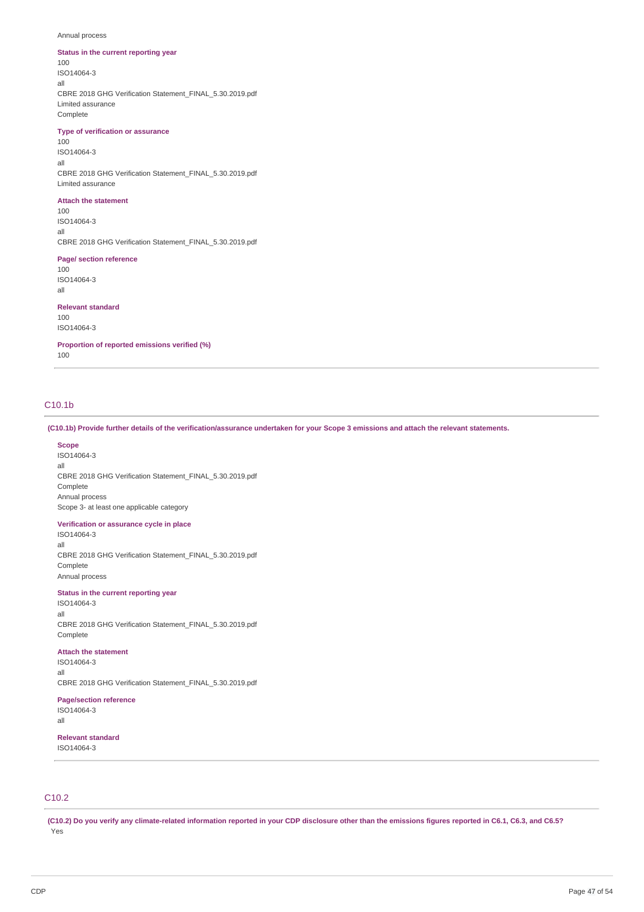Annual process

**Status in the current reporting year**

100
ISO14064-3
all
CBRE 2018 GHG Verification Statement_FINAL_5.30.2019.pdf
Limited assurance
Complete

**Type of verification or assurance**

100
ISO14064-3
all
CBRE 2018 GHG Verification Statement_FINAL_5.30.2019.pdf
Limited assurance

**Attach the statement**

100
ISO14064-3
all
CBRE 2018 GHG Verification Statement_FINAL_5.30.2019.pdf

**Page/ section reference**

100
ISO14064-3
all

**Relevant standard**

100
ISO14064-3

**Proportion of reported emissions verified (%)**

100

## C10.1b

**(C10.1b) Provide further details of the verification/assurance undertaken for your Scope 3 emissions and attach the relevant statements.**

**Scope**

ISO14064-3
all
CBRE 2018 GHG Verification Statement_FINAL_5.30.2019.pdf
Complete
Annual process
Scope 3- at least one applicable category

**Verification or assurance cycle in place**

ISO14064-3
all
CBRE 2018 GHG Verification Statement_FINAL_5.30.2019.pdf
Complete
Annual process

**Status in the current reporting year**

ISO14064-3
all
CBRE 2018 GHG Verification Statement_FINAL_5.30.2019.pdf
Complete

**Attach the statement**

ISO14064-3
all
CBRE 2018 GHG Verification Statement_FINAL_5.30.2019.pdf

**Page/section reference**

ISO14064-3
all

**Relevant standard**

ISO14064-3

## C10.2

**(C10.2) Do you verify any climate-related information reported in your CDP disclosure other than the emissions figures reported in C6.1, C6.3, and C6.5?**

Yes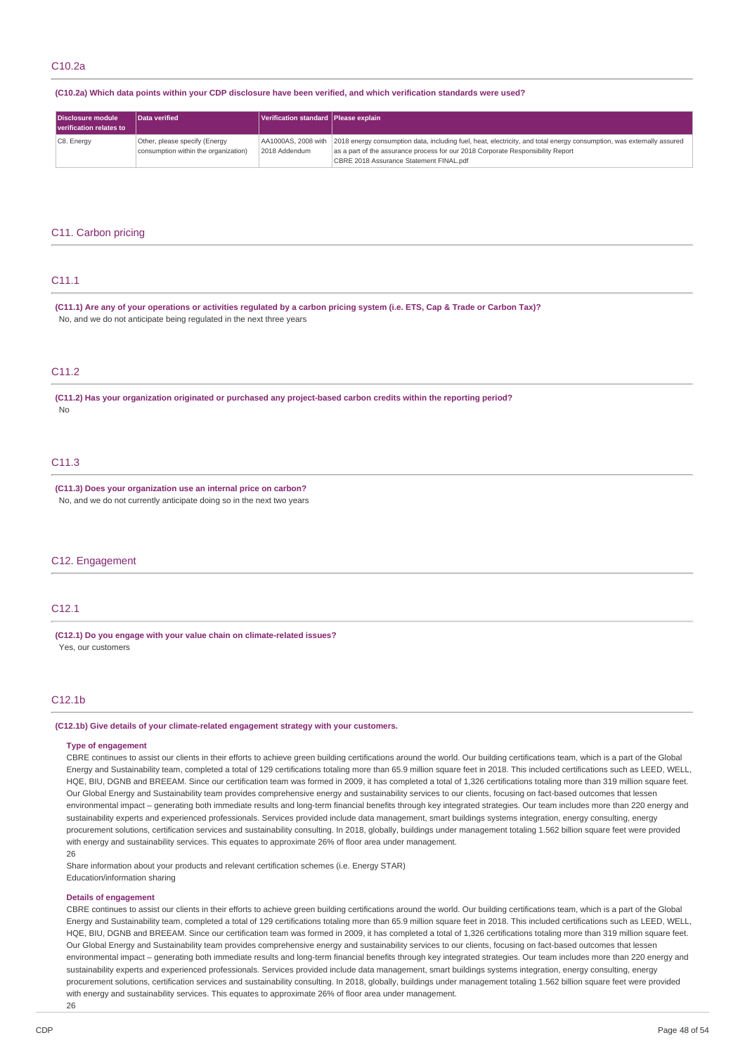## C10.2a

**(C10.2a) Which data points within your CDP disclosure have been verified, and which verification standards were used?**

| Disclosure module verification relates to | Data verified | Verification standard | Please explain |
|---|---|---|---|
| C8. Energy | Other, please specify (Energy consumption within the organization) | AA1000AS, 2008 with 2018 Addendum | 2018 energy consumption data, including fuel, heat, electricity, and total energy consumption, was externally assured as a part of the assurance process for our 2018 Corporate Responsibility Report<br>CBRE 2018 Assurance Statement FINAL.pdf |

# C11. Carbon pricing

## C11.1

**(C11.1) Are any of your operations or activities regulated by a carbon pricing system (i.e. ETS, Cap & Trade or Carbon Tax)?**

No, and we do not anticipate being regulated in the next three years

## C11.2

**(C11.2) Has your organization originated or purchased any project-based carbon credits within the reporting period?**

No

## C11.3

**(C11.3) Does your organization use an internal price on carbon?**

No, and we do not currently anticipate doing so in the next two years

# C12. Engagement

## C12.1

**(C12.1) Do you engage with your value chain on climate-related issues?**

Yes, our customers

## C12.1b

**(C12.1b) Give details of your climate-related engagement strategy with your customers.**

**Type of engagement**

CBRE continues to assist our clients in their efforts to achieve green building certifications around the world. Our building certifications team, which is a part of the Global Energy and Sustainability team, completed a total of 129 certifications totaling more than 65.9 million square feet in 2018. This included certifications such as LEED, WELL, HQE, BIU, DGNB and BREEAM. Since our certification team was formed in 2009, it has completed a total of 1,326 certifications totaling more than 319 million square feet. Our Global Energy and Sustainability team provides comprehensive energy and sustainability services to our clients, focusing on fact-based outcomes that lessen environmental impact – generating both immediate results and long-term financial benefits through key integrated strategies. Our team includes more than 220 energy and sustainability experts and experienced professionals. Services provided include data management, smart buildings systems integration, energy consulting, energy procurement solutions, certification services and sustainability consulting. In 2018, globally, buildings under management totaling 1.562 billion square feet were provided with energy and sustainability services. This equates to approximate 26% of floor area under management.

26

Share information about your products and relevant certification schemes (i.e. Energy STAR)

Education/information sharing

**Details of engagement**

CBRE continues to assist our clients in their efforts to achieve green building certifications around the world. Our building certifications team, which is a part of the Global Energy and Sustainability team, completed a total of 129 certifications totaling more than 65.9 million square feet in 2018. This included certifications such as LEED, WELL, HQE, BIU, DGNB and BREEAM. Since our certification team was formed in 2009, it has completed a total of 1,326 certifications totaling more than 319 million square feet. Our Global Energy and Sustainability team provides comprehensive energy and sustainability services to our clients, focusing on fact-based outcomes that lessen environmental impact – generating both immediate results and long-term financial benefits through key integrated strategies. Our team includes more than 220 energy and sustainability experts and experienced professionals. Services provided include data management, smart buildings systems integration, energy consulting, energy procurement solutions, certification services and sustainability consulting. In 2018, globally, buildings under management totaling 1.562 billion square feet were provided with energy and sustainability services. This equates to approximate 26% of floor area under management.

26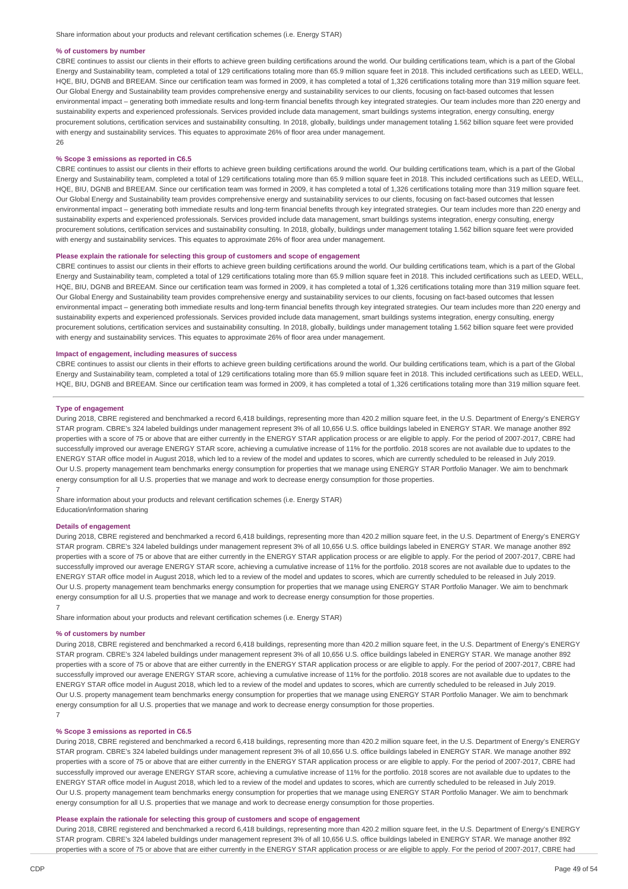Share information about your products and relevant certification schemes (i.e. Energy STAR)

**% of customers by number**

CBRE continues to assist our clients in their efforts to achieve green building certifications around the world. Our building certifications team, which is a part of the Global Energy and Sustainability team, completed a total of 129 certifications totaling more than 65.9 million square feet in 2018. This included certifications such as LEED, WELL, HQE, BIU, DGNB and BREEAM. Since our certification team was formed in 2009, it has completed a total of 1,326 certifications totaling more than 319 million square feet. Our Global Energy and Sustainability team provides comprehensive energy and sustainability services to our clients, focusing on fact-based outcomes that lessen environmental impact – generating both immediate results and long-term financial benefits through key integrated strategies. Our team includes more than 220 energy and sustainability experts and experienced professionals. Services provided include data management, smart buildings systems integration, energy consulting, energy procurement solutions, certification services and sustainability consulting. In 2018, globally, buildings under management totaling 1.562 billion square feet were provided with energy and sustainability services. This equates to approximate 26% of floor area under management.

26

**% Scope 3 emissions as reported in C6.5**

CBRE continues to assist our clients in their efforts to achieve green building certifications around the world. Our building certifications team, which is a part of the Global Energy and Sustainability team, completed a total of 129 certifications totaling more than 65.9 million square feet in 2018. This included certifications such as LEED, WELL, HQE, BIU, DGNB and BREEAM. Since our certification team was formed in 2009, it has completed a total of 1,326 certifications totaling more than 319 million square feet. Our Global Energy and Sustainability team provides comprehensive energy and sustainability services to our clients, focusing on fact-based outcomes that lessen environmental impact – generating both immediate results and long-term financial benefits through key integrated strategies. Our team includes more than 220 energy and sustainability experts and experienced professionals. Services provided include data management, smart buildings systems integration, energy consulting, energy procurement solutions, certification services and sustainability consulting. In 2018, globally, buildings under management totaling 1.562 billion square feet were provided with energy and sustainability services. This equates to approximate 26% of floor area under management.

**Please explain the rationale for selecting this group of customers and scope of engagement**

CBRE continues to assist our clients in their efforts to achieve green building certifications around the world. Our building certifications team, which is a part of the Global Energy and Sustainability team, completed a total of 129 certifications totaling more than 65.9 million square feet in 2018. This included certifications such as LEED, WELL, HQE, BIU, DGNB and BREEAM. Since our certification team was formed in 2009, it has completed a total of 1,326 certifications totaling more than 319 million square feet. Our Global Energy and Sustainability team provides comprehensive energy and sustainability services to our clients, focusing on fact-based outcomes that lessen environmental impact – generating both immediate results and long-term financial benefits through key integrated strategies. Our team includes more than 220 energy and sustainability experts and experienced professionals. Services provided include data management, smart buildings systems integration, energy consulting, energy procurement solutions, certification services and sustainability consulting. In 2018, globally, buildings under management totaling 1.562 billion square feet were provided with energy and sustainability services. This equates to approximate 26% of floor area under management.

**Impact of engagement, including measures of success**

CBRE continues to assist our clients in their efforts to achieve green building certifications around the world. Our building certifications team, which is a part of the Global Energy and Sustainability team, completed a total of 129 certifications totaling more than 65.9 million square feet in 2018. This included certifications such as LEED, WELL, HQE, BIU, DGNB and BREEAM. Since our certification team was formed in 2009, it has completed a total of 1,326 certifications totaling more than 319 million square feet.

---

**Type of engagement**

During 2018, CBRE registered and benchmarked a record 6,418 buildings, representing more than 420.2 million square feet, in the U.S. Department of Energy's ENERGY STAR program. CBRE's 324 labeled buildings under management represent 3% of all 10,656 U.S. office buildings labeled in ENERGY STAR. We manage another 892 properties with a score of 75 or above that are either currently in the ENERGY STAR application process or are eligible to apply. For the period of 2007-2017, CBRE had successfully improved our average ENERGY STAR score, achieving a cumulative increase of 11% for the portfolio. 2018 scores are not available due to updates to the ENERGY STAR office model in August 2018, which led to a review of the model and updates to scores, which are currently scheduled to be released in July 2019. Our U.S. property management team benchmarks energy consumption for properties that we manage using ENERGY STAR Portfolio Manager. We aim to benchmark energy consumption for all U.S. properties that we manage and work to decrease energy consumption for those properties.

7

Share information about your products and relevant certification schemes (i.e. Energy STAR)
Education/information sharing

**Details of engagement**

During 2018, CBRE registered and benchmarked a record 6,418 buildings, representing more than 420.2 million square feet, in the U.S. Department of Energy's ENERGY STAR program. CBRE's 324 labeled buildings under management represent 3% of all 10,656 U.S. office buildings labeled in ENERGY STAR. We manage another 892 properties with a score of 75 or above that are either currently in the ENERGY STAR application process or are eligible to apply. For the period of 2007-2017, CBRE had successfully improved our average ENERGY STAR score, achieving a cumulative increase of 11% for the portfolio. 2018 scores are not available due to updates to the ENERGY STAR office model in August 2018, which led to a review of the model and updates to scores, which are currently scheduled to be released in July 2019. Our U.S. property management team benchmarks energy consumption for properties that we manage using ENERGY STAR Portfolio Manager. We aim to benchmark energy consumption for all U.S. properties that we manage and work to decrease energy consumption for those properties.

7

Share information about your products and relevant certification schemes (i.e. Energy STAR)

**% of customers by number**

During 2018, CBRE registered and benchmarked a record 6,418 buildings, representing more than 420.2 million square feet, in the U.S. Department of Energy's ENERGY STAR program. CBRE's 324 labeled buildings under management represent 3% of all 10,656 U.S. office buildings labeled in ENERGY STAR. We manage another 892 properties with a score of 75 or above that are either currently in the ENERGY STAR application process or are eligible to apply. For the period of 2007-2017, CBRE had successfully improved our average ENERGY STAR score, achieving a cumulative increase of 11% for the portfolio. 2018 scores are not available due to updates to the ENERGY STAR office model in August 2018, which led to a review of the model and updates to scores, which are currently scheduled to be released in July 2019. Our U.S. property management team benchmarks energy consumption for properties that we manage using ENERGY STAR Portfolio Manager. We aim to benchmark energy consumption for all U.S. properties that we manage and work to decrease energy consumption for those properties.

7

**% Scope 3 emissions as reported in C6.5**

During 2018, CBRE registered and benchmarked a record 6,418 buildings, representing more than 420.2 million square feet, in the U.S. Department of Energy's ENERGY STAR program. CBRE's 324 labeled buildings under management represent 3% of all 10,656 U.S. office buildings labeled in ENERGY STAR. We manage another 892 properties with a score of 75 or above that are either currently in the ENERGY STAR application process or are eligible to apply. For the period of 2007-2017, CBRE had successfully improved our average ENERGY STAR score, achieving a cumulative increase of 11% for the portfolio. 2018 scores are not available due to updates to the ENERGY STAR office model in August 2018, which led to a review of the model and updates to scores, which are currently scheduled to be released in July 2019. Our U.S. property management team benchmarks energy consumption for properties that we manage using ENERGY STAR Portfolio Manager. We aim to benchmark energy consumption for all U.S. properties that we manage and work to decrease energy consumption for those properties.

**Please explain the rationale for selecting this group of customers and scope of engagement**

During 2018, CBRE registered and benchmarked a record 6,418 buildings, representing more than 420.2 million square feet, in the U.S. Department of Energy's ENERGY STAR program. CBRE's 324 labeled buildings under management represent 3% of all 10,656 U.S. office buildings labeled in ENERGY STAR. We manage another 892 properties with a score of 75 or above that are either currently in the ENERGY STAR application process or are eligible to apply. For the period of 2007-2017, CBRE had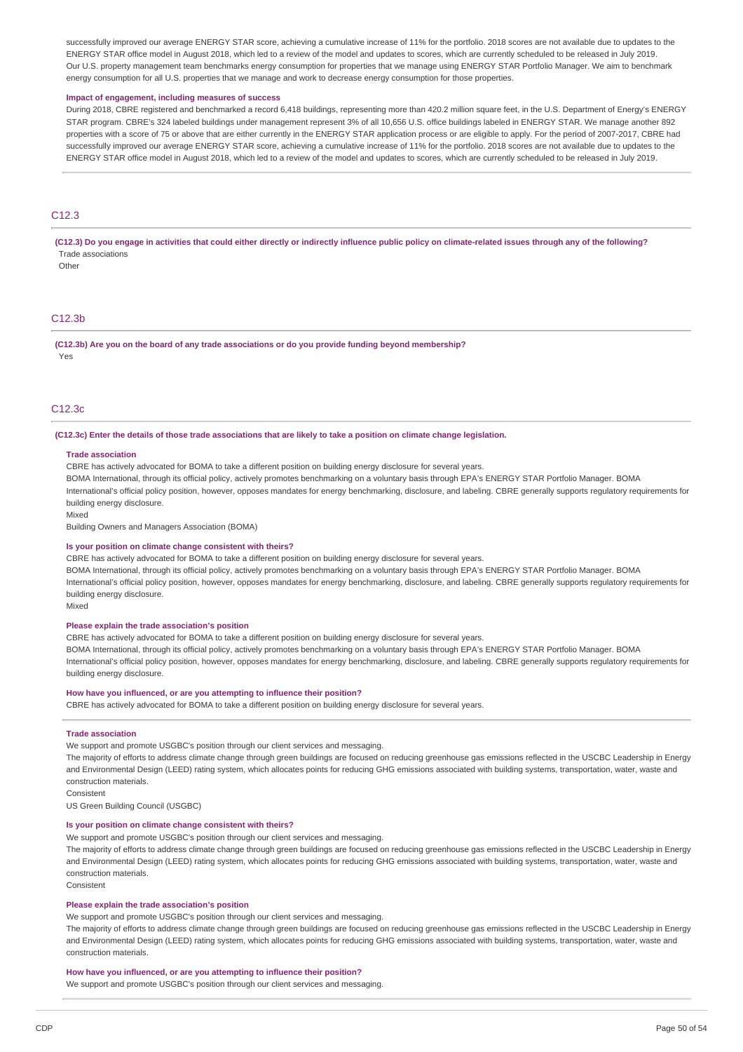successfully improved our average ENERGY STAR score, achieving a cumulative increase of 11% for the portfolio. 2018 scores are not available due to updates to the ENERGY STAR office model in August 2018, which led to a review of the model and updates to scores, which are currently scheduled to be released in July 2019.
Our U.S. property management team benchmarks energy consumption for properties that we manage using ENERGY STAR Portfolio Manager. We aim to benchmark energy consumption for all U.S. properties that we manage and work to decrease energy consumption for those properties.

**Impact of engagement, including measures of success**

During 2018, CBRE registered and benchmarked a record 6,418 buildings, representing more than 420.2 million square feet, in the U.S. Department of Energy's ENERGY STAR program. CBRE's 324 labeled buildings under management represent 3% of all 10,656 U.S. office buildings labeled in ENERGY STAR. We manage another 892 properties with a score of 75 or above that are either currently in the ENERGY STAR application process or are eligible to apply. For the period of 2007-2017, CBRE had successfully improved our average ENERGY STAR score, achieving a cumulative increase of 11% for the portfolio. 2018 scores are not available due to updates to the ENERGY STAR office model in August 2018, which led to a review of the model and updates to scores, which are currently scheduled to be released in July 2019.

## C12.3

**(C12.3) Do you engage in activities that could either directly or indirectly influence public policy on climate-related issues through any of the following?**

Trade associations
Other

## C12.3b

**(C12.3b) Are you on the board of any trade associations or do you provide funding beyond membership?**

Yes

## C12.3c

**(C12.3c) Enter the details of those trade associations that are likely to take a position on climate change legislation.**

**Trade association**

CBRE has actively advocated for BOMA to take a different position on building energy disclosure for several years.
BOMA International, through its official policy, actively promotes benchmarking on a voluntary basis through EPA's ENERGY STAR Portfolio Manager. BOMA International's official policy position, however, opposes mandates for energy benchmarking, disclosure, and labeling. CBRE generally supports regulatory requirements for building energy disclosure.
Mixed
Building Owners and Managers Association (BOMA)

**Is your position on climate change consistent with theirs?**

CBRE has actively advocated for BOMA to take a different position on building energy disclosure for several years.
BOMA International, through its official policy, actively promotes benchmarking on a voluntary basis through EPA's ENERGY STAR Portfolio Manager. BOMA International's official policy position, however, opposes mandates for energy benchmarking, disclosure, and labeling. CBRE generally supports regulatory requirements for building energy disclosure.
Mixed

**Please explain the trade association's position**

CBRE has actively advocated for BOMA to take a different position on building energy disclosure for several years.
BOMA International, through its official policy, actively promotes benchmarking on a voluntary basis through EPA's ENERGY STAR Portfolio Manager. BOMA International's official policy position, however, opposes mandates for energy benchmarking, disclosure, and labeling. CBRE generally supports regulatory requirements for building energy disclosure.

**How have you influenced, or are you attempting to influence their position?**

CBRE has actively advocated for BOMA to take a different position on building energy disclosure for several years.

**Trade association**

We support and promote USGBC's position through our client services and messaging.
The majority of efforts to address climate change through green buildings are focused on reducing greenhouse gas emissions reflected in the USCBC Leadership in Energy and Environmental Design (LEED) rating system, which allocates points for reducing GHG emissions associated with building systems, transportation, water, waste and construction materials.
Consistent
US Green Building Council (USGBC)

**Is your position on climate change consistent with theirs?**

We support and promote USGBC's position through our client services and messaging.
The majority of efforts to address climate change through green buildings are focused on reducing greenhouse gas emissions reflected in the USCBC Leadership in Energy and Environmental Design (LEED) rating system, which allocates points for reducing GHG emissions associated with building systems, transportation, water, waste and construction materials.
Consistent

**Please explain the trade association's position**

We support and promote USGBC's position through our client services and messaging.
The majority of efforts to address climate change through green buildings are focused on reducing greenhouse gas emissions reflected in the USCBC Leadership in Energy and Environmental Design (LEED) rating system, which allocates points for reducing GHG emissions associated with building systems, transportation, water, waste and construction materials.

**How have you influenced, or are you attempting to influence their position?**

We support and promote USGBC's position through our client services and messaging.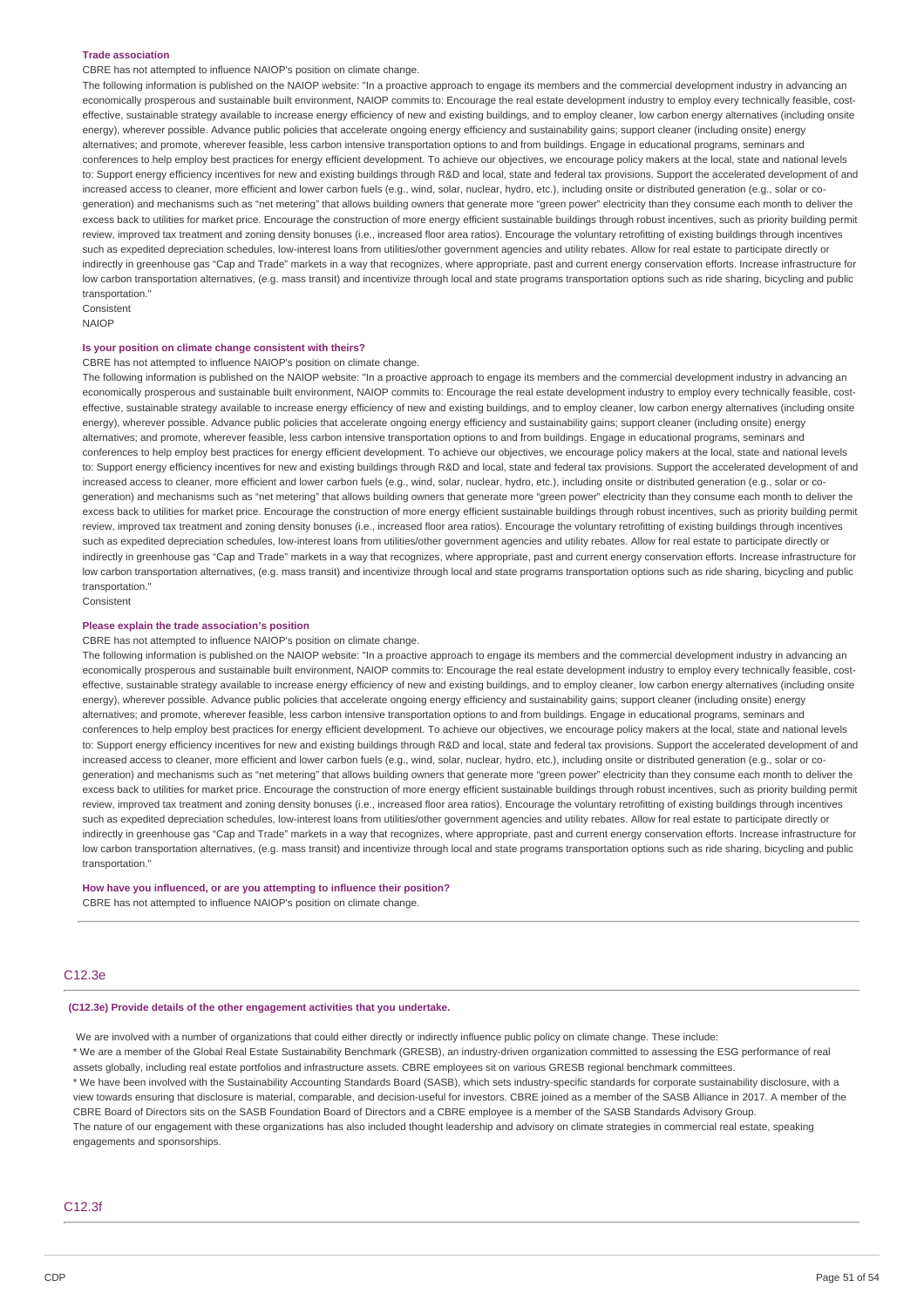**Trade association**

CBRE has not attempted to influence NAIOP's position on climate change.

The following information is published on the NAIOP website: "In a proactive approach to engage its members and the commercial development industry in advancing an economically prosperous and sustainable built environment, NAIOP commits to: Encourage the real estate development industry to employ every technically feasible, cost-effective, sustainable strategy available to increase energy efficiency of new and existing buildings, and to employ cleaner, low carbon energy alternatives (including onsite energy), wherever possible. Advance public policies that accelerate ongoing energy efficiency and sustainability gains; support cleaner (including onsite) energy alternatives; and promote, wherever feasible, less carbon intensive transportation options to and from buildings. Engage in educational programs, seminars and conferences to help employ best practices for energy efficient development. To achieve our objectives, we encourage policy makers at the local, state and national levels to: Support energy efficiency incentives for new and existing buildings through R&D and local, state and federal tax provisions. Support the accelerated development of and increased access to cleaner, more efficient and lower carbon fuels (e.g., wind, solar, nuclear, hydro, etc.), including onsite or distributed generation (e.g., solar or co-generation) and mechanisms such as "net metering" that allows building owners that generate more "green power" electricity than they consume each month to deliver the excess back to utilities for market price. Encourage the construction of more energy efficient sustainable buildings through robust incentives, such as priority building permit review, improved tax treatment and zoning density bonuses (i.e., increased floor area ratios). Encourage the voluntary retrofitting of existing buildings through incentives such as expedited depreciation schedules, low-interest loans from utilities/other government agencies and utility rebates. Allow for real estate to participate directly or indirectly in greenhouse gas "Cap and Trade" markets in a way that recognizes, where appropriate, past and current energy conservation efforts. Increase infrastructure for low carbon transportation alternatives, (e.g. mass transit) and incentivize through local and state programs transportation options such as ride sharing, bicycling and public transportation."

Consistent

NAIOP

**Is your position on climate change consistent with theirs?**

CBRE has not attempted to influence NAIOP's position on climate change.

The following information is published on the NAIOP website: "In a proactive approach to engage its members and the commercial development industry in advancing an economically prosperous and sustainable built environment, NAIOP commits to: Encourage the real estate development industry to employ every technically feasible, cost-effective, sustainable strategy available to increase energy efficiency of new and existing buildings, and to employ cleaner, low carbon energy alternatives (including onsite energy), wherever possible. Advance public policies that accelerate ongoing energy efficiency and sustainability gains; support cleaner (including onsite) energy alternatives; and promote, wherever feasible, less carbon intensive transportation options to and from buildings. Engage in educational programs, seminars and conferences to help employ best practices for energy efficient development. To achieve our objectives, we encourage policy makers at the local, state and national levels to: Support energy efficiency incentives for new and existing buildings through R&D and local, state and federal tax provisions. Support the accelerated development of and increased access to cleaner, more efficient and lower carbon fuels (e.g., wind, solar, nuclear, hydro, etc.), including onsite or distributed generation (e.g., solar or co-generation) and mechanisms such as "net metering" that allows building owners that generate more "green power" electricity than they consume each month to deliver the excess back to utilities for market price. Encourage the construction of more energy efficient sustainable buildings through robust incentives, such as priority building permit review, improved tax treatment and zoning density bonuses (i.e., increased floor area ratios). Encourage the voluntary retrofitting of existing buildings through incentives such as expedited depreciation schedules, low-interest loans from utilities/other government agencies and utility rebates. Allow for real estate to participate directly or indirectly in greenhouse gas "Cap and Trade" markets in a way that recognizes, where appropriate, past and current energy conservation efforts. Increase infrastructure for low carbon transportation alternatives, (e.g. mass transit) and incentivize through local and state programs transportation options such as ride sharing, bicycling and public transportation."

Consistent

**Please explain the trade association's position**

CBRE has not attempted to influence NAIOP's position on climate change.

The following information is published on the NAIOP website: "In a proactive approach to engage its members and the commercial development industry in advancing an economically prosperous and sustainable built environment, NAIOP commits to: Encourage the real estate development industry to employ every technically feasible, cost-effective, sustainable strategy available to increase energy efficiency of new and existing buildings, and to employ cleaner, low carbon energy alternatives (including onsite energy), wherever possible. Advance public policies that accelerate ongoing energy efficiency and sustainability gains; support cleaner (including onsite) energy alternatives; and promote, wherever feasible, less carbon intensive transportation options to and from buildings. Engage in educational programs, seminars and conferences to help employ best practices for energy efficient development. To achieve our objectives, we encourage policy makers at the local, state and national levels to: Support energy efficiency incentives for new and existing buildings through R&D and local, state and federal tax provisions. Support the accelerated development of and increased access to cleaner, more efficient and lower carbon fuels (e.g., wind, solar, nuclear, hydro, etc.), including onsite or distributed generation (e.g., solar or co-generation) and mechanisms such as "net metering" that allows building owners that generate more "green power" electricity than they consume each month to deliver the excess back to utilities for market price. Encourage the construction of more energy efficient sustainable buildings through robust incentives, such as priority building permit review, improved tax treatment and zoning density bonuses (i.e., increased floor area ratios). Encourage the voluntary retrofitting of existing buildings through incentives such as expedited depreciation schedules, low-interest loans from utilities/other government agencies and utility rebates. Allow for real estate to participate directly or indirectly in greenhouse gas "Cap and Trade" markets in a way that recognizes, where appropriate, past and current energy conservation efforts. Increase infrastructure for low carbon transportation alternatives, (e.g. mass transit) and incentivize through local and state programs transportation options such as ride sharing, bicycling and public transportation."

**How have you influenced, or are you attempting to influence their position?**

CBRE has not attempted to influence NAIOP's position on climate change.

## C12.3e

**(C12.3e) Provide details of the other engagement activities that you undertake.**

We are involved with a number of organizations that could either directly or indirectly influence public policy on climate change. These include:

* We are a member of the Global Real Estate Sustainability Benchmark (GRESB), an industry-driven organization committed to assessing the ESG performance of real assets globally, including real estate portfolios and infrastructure assets. CBRE employees sit on various GRESB regional benchmark committees.

* We have been involved with the Sustainability Accounting Standards Board (SASB), which sets industry-specific standards for corporate sustainability disclosure, with a view towards ensuring that disclosure is material, comparable, and decision-useful for investors. CBRE joined as a member of the SASB Alliance in 2017. A member of the CBRE Board of Directors sits on the SASB Foundation Board of Directors and a CBRE employee is a member of the SASB Standards Advisory Group.

The nature of our engagement with these organizations has also included thought leadership and advisory on climate strategies in commercial real estate, speaking engagements and sponsorships.

## C12.3f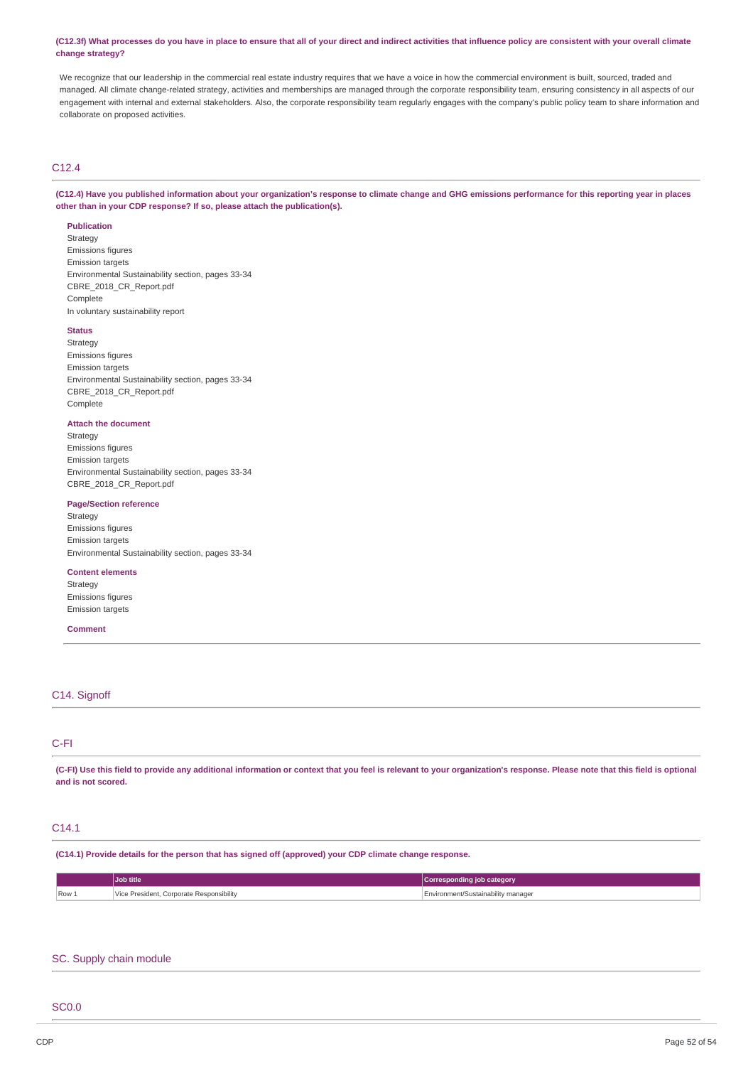**(C12.3f) What processes do you have in place to ensure that all of your direct and indirect activities that influence policy are consistent with your overall climate change strategy?**

We recognize that our leadership in the commercial real estate industry requires that we have a voice in how the commercial environment is built, sourced, traded and managed. All climate change-related strategy, activities and memberships are managed through the corporate responsibility team, ensuring consistency in all aspects of our engagement with internal and external stakeholders. Also, the corporate responsibility team regularly engages with the company's public policy team to share information and collaborate on proposed activities.

## C12.4

**(C12.4) Have you published information about your organization's response to climate change and GHG emissions performance for this reporting year in places other than in your CDP response? If so, please attach the publication(s).**

**Publication**

Strategy
Emissions figures
Emission targets
Environmental Sustainability section, pages 33-34
CBRE_2018_CR_Report.pdf
Complete
In voluntary sustainability report

**Status**

Strategy
Emissions figures
Emission targets
Environmental Sustainability section, pages 33-34
CBRE_2018_CR_Report.pdf
Complete

**Attach the document**

Strategy
Emissions figures
Emission targets
Environmental Sustainability section, pages 33-34
CBRE_2018_CR_Report.pdf

**Page/Section reference**

Strategy
Emissions figures
Emission targets
Environmental Sustainability section, pages 33-34

**Content elements**

Strategy
Emissions figures
Emission targets

**Comment**

## C14. Signoff

## C-FI

**(C-FI) Use this field to provide any additional information or context that you feel is relevant to your organization's response. Please note that this field is optional and is not scored.**

## C14.1

**(C14.1) Provide details for the person that has signed off (approved) your CDP climate change response.**

| | Job title | Corresponding job category |
|---|---|---|
| Row 1 | Vice President, Corporate Responsibility | Environment/Sustainability manager |

## SC. Supply chain module

## SC0.0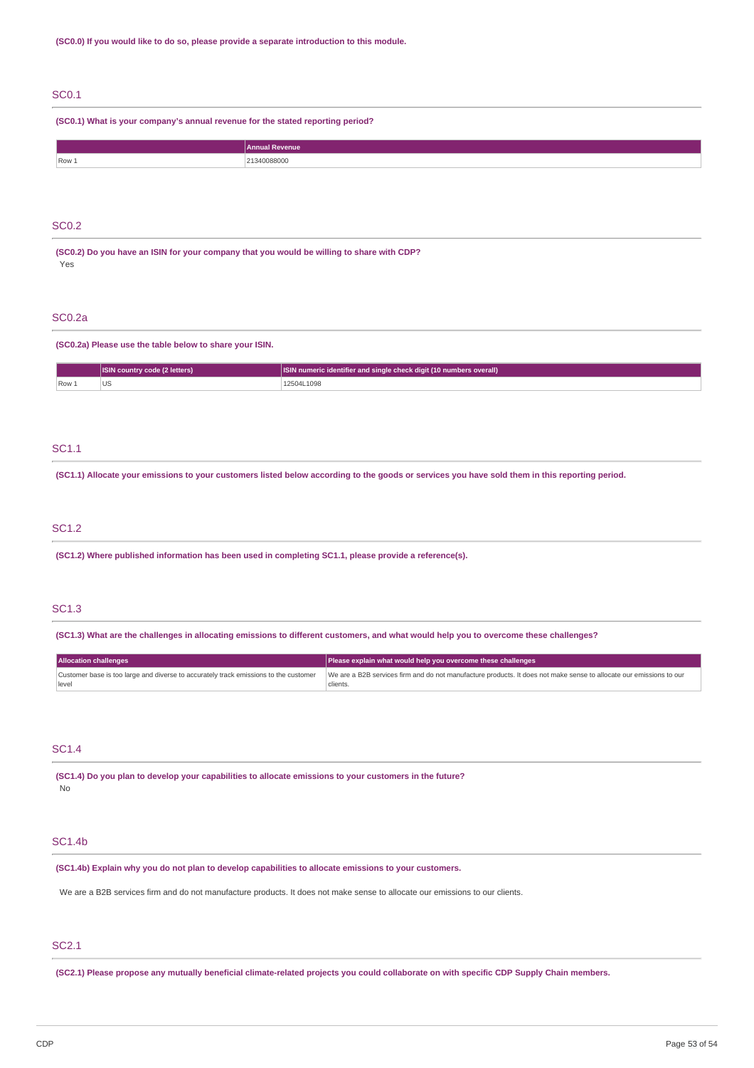**(SC0.0) If you would like to do so, please provide a separate introduction to this module.**

## SC0.1

**(SC0.1) What is your company's annual revenue for the stated reporting period?**

| | Annual Revenue |
|---|---|
| Row 1 | 21340088000 |

## SC0.2

**(SC0.2) Do you have an ISIN for your company that you would be willing to share with CDP?**

Yes

## SC0.2a

**(SC0.2a) Please use the table below to share your ISIN.**

| | ISIN country code (2 letters) | ISIN numeric identifier and single check digit (10 numbers overall) |
|---|---|---|
| Row 1 | US | 12504L1098 |

## SC1.1

**(SC1.1) Allocate your emissions to your customers listed below according to the goods or services you have sold them in this reporting period.**

## SC1.2

**(SC1.2) Where published information has been used in completing SC1.1, please provide a reference(s).**

## SC1.3

**(SC1.3) What are the challenges in allocating emissions to different customers, and what would help you to overcome these challenges?**

| Allocation challenges | Please explain what would help you overcome these challenges |
|---|---|
| Customer base is too large and diverse to accurately track emissions to the customer level | We are a B2B services firm and do not manufacture products. It does not make sense to allocate our emissions to our clients. |

## SC1.4

**(SC1.4) Do you plan to develop your capabilities to allocate emissions to your customers in the future?**

No

## SC1.4b

**(SC1.4b) Explain why you do not plan to develop capabilities to allocate emissions to your customers.**

We are a B2B services firm and do not manufacture products. It does not make sense to allocate our emissions to our clients.

## SC2.1

**(SC2.1) Please propose any mutually beneficial climate-related projects you could collaborate on with specific CDP Supply Chain members.**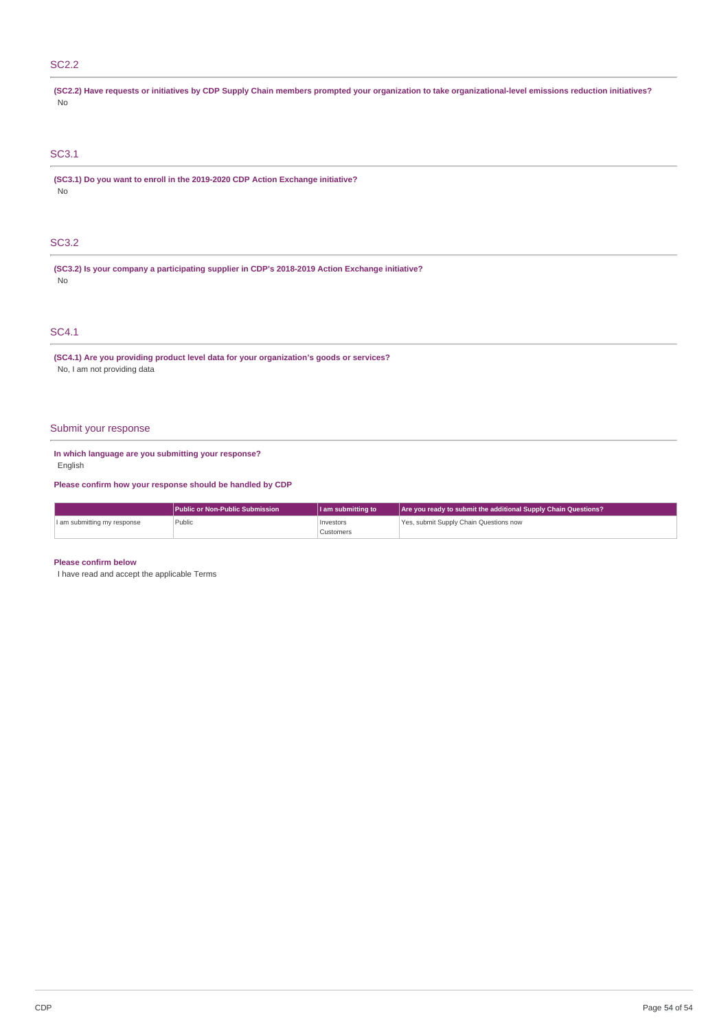## SC2.2

**(SC2.2) Have requests or initiatives by CDP Supply Chain members prompted your organization to take organizational-level emissions reduction initiatives?**

No

## SC3.1

**(SC3.1) Do you want to enroll in the 2019-2020 CDP Action Exchange initiative?**

No

## SC3.2

**(SC3.2) Is your company a participating supplier in CDP's 2018-2019 Action Exchange initiative?**

No

## SC4.1

**(SC4.1) Are you providing product level data for your organization's goods or services?**

No, I am not providing data

## Submit your response

**In which language are you submitting your response?**

English

**Please confirm how your response should be handled by CDP**

| | Public or Non-Public Submission | I am submitting to | Are you ready to submit the additional Supply Chain Questions? |
|---|---|---|---|
| I am submitting my response | Public | Investors<br>Customers | Yes, submit Supply Chain Questions now |

**Please confirm below**

I have read and accept the applicable Terms